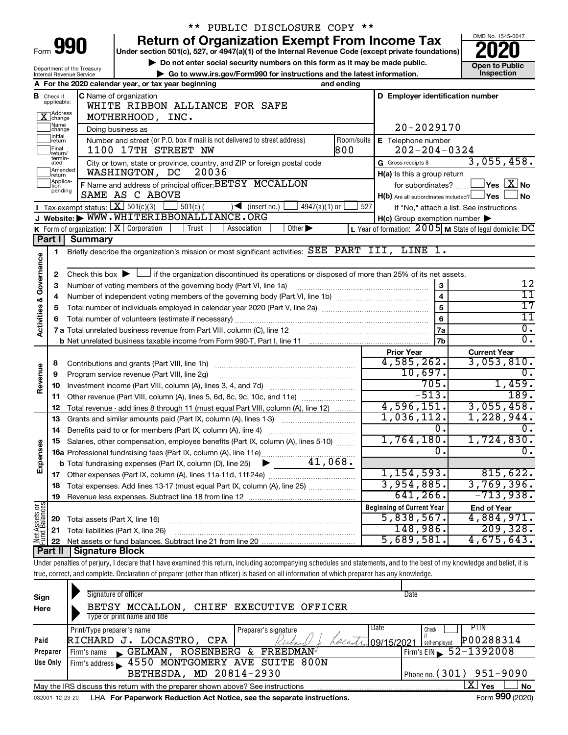** PUBLIC DISCLOSURE COPY **

# Form 990 Return of Organization Exempt From Income Tax 2020

Under section 501(c), 527, or 4947(a)(1) of the Internal Revenue Code (except private foundations)

▶ Do not enter social security numbers on this form as it may be made public.

▶ Go to www.irs.gov/Form990 for instructions and the latest information.

Department of the Treasury
Internal Revenue Service

OMB No. 1545-0047

Open to Public Inspection

**A** For the 2020 calendar year, or tax year beginning and ending

**B** Check if applicable: [X] Address change, [ ] Name change, [ ] Initial return, [ ] Final return/terminated, [ ] Amended return, [ ] Application pending

**C** Name of organization: WHITE RIBBON ALLIANCE FOR SAFE MOTHERHOOD, INC.

Doing business as

Number and street (or P.O. box if mail is not delivered to street address): 1100 17TH STREET NW — Room/suite: 800

City or town, state or province, country, and ZIP or foreign postal code: WASHINGTON, DC 20036

**D** Employer identification number: 20-2029170

**E** Telephone number: 202-204-0324

**G** Gross receipts $ 3,055,458.

**F** Name and address of principal officer: BETSY MCCALLON, SAME AS C ABOVE

**H(a)** Is this a group return for subordinates? [ ] Yes [X] No

**H(b)** Are all subordinates included? [ ] Yes [ ] No — If "No," attach a list. See instructions

**H(c)** Group exemption number ▶

**I** Tax-exempt status: [X] 501(c)(3) [ ] 501(c) ( ) ◀ (insert no.) [ ] 4947(a)(1) or [ ] 527

**J** Website: ▶ WWW.WHITERIBBONALLIANCE.ORG

**K** Form of organization: [X] Corporation [ ] Trust [ ] Association [ ] Other ▶

**L** Year of formation: 2005 **M** State of legal domicile: DC

## Part I Summary

**Activities & Governance**

1. Briefly describe the organization's mission or most significant activities: SEE PART III, LINE 1.
2. Check this box ▶ [ ] if the organization discontinued its operations or disposed of more than 25% of its net assets.

| | | Line | |
|---|---|---|---|
| 3 | Number of voting members of the governing body (Part VI, line 1a) | 3 | 12 |
| 4 | Number of independent voting members of the governing body (Part VI, line 1b) | 4 | 11 |
| 5 | Total number of individuals employed in calendar year 2020 (Part V, line 2a) | 5 | 17 |
| 6 | Total number of volunteers (estimate if necessary) | 6 | 11 |
| 7a | Total unrelated business revenue from Part VIII, column (C), line 12 | 7a | 0. |
| b | Net unrelated business taxable income from Form 990-T, Part I, line 11 | 7b | 0. |

| | | Prior Year | Current Year |
|---|---|---|---|
| **Revenue** | | | |
| 8 | Contributions and grants (Part VIII, line 1h) | 4,585,262. | 3,053,810. |
| 9 | Program service revenue (Part VIII, line 2g) | 10,697. | 0. |
| 10 | Investment income (Part VIII, column (A), lines 3, 4, and 7d) | 705. | 1,459. |
| 11 | Other revenue (Part VIII, column (A), lines 5, 6d, 8c, 9c, 10c, and 11e) | -513. | 189. |
| 12 | Total revenue - add lines 8 through 11 (must equal Part VIII, column (A), line 12) | 4,596,151. | 3,055,458. |
| **Expenses** | | | |
| 13 | Grants and similar amounts paid (Part IX, column (A), lines 1-3) | 1,036,112. | 1,228,944. |
| 14 | Benefits paid to or for members (Part IX, column (A), line 4) | 0. | 0. |
| 15 | Salaries, other compensation, employee benefits (Part IX, column (A), lines 5-10) | 1,764,180. | 1,724,830. |
| 16a | Professional fundraising fees (Part IX, column (A), line 11e) | 0. | 0. |
| b | Total fundraising expenses (Part IX, column (D), line 25) ▶ 41,068. | | |
| 17 | Other expenses (Part IX, column (A), lines 11a-11d, 11f-24e) | 1,154,593. | 815,622. |
| 18 | Total expenses. Add lines 13-17 (must equal Part IX, column (A), line 25) | 3,954,885. | 3,769,396. |
| 19 | Revenue less expenses. Subtract line 18 from line 12 | 641,266. | -713,938. |

| **Net Assets or Fund Balances** | | Beginning of Current Year | End of Year |
|---|---|---|---|
| 20 | Total assets (Part X, line 16) | 5,838,567. | 4,884,971. |
| 21 | Total liabilities (Part X, line 26) | 148,986. | 209,328. |
| 22 | Net assets or fund balances. Subtract line 21 from line 20 | 5,689,581. | 4,675,643. |

## Part II Signature Block

Under penalties of perjury, I declare that I have examined this return, including accompanying schedules and statements, and to the best of my knowledge and belief, it is true, correct, and complete. Declaration of preparer (other than officer) is based on all information of which preparer has any knowledge.

**Sign Here**

Signature of officer — Date

BETSY MCCALLON, CHIEF EXECUTIVE OFFICER
Type or print name and title

**Paid Preparer Use Only**

| Print/Type preparer's name | Preparer's signature | Date | Check if self-employed | PTIN |
|---|---|---|---|---|
| RICHARD J. LOCASTRO, CPA | Richard J. Locastro | 09/15/2021 | [ ] | P00288314 |

Firm's name ▶ GELMAN, ROSENBERG & FREEDMAN — Firm's EIN ▶ 52-1392008

Firm's address ▶ 4550 MONTGOMERY AVE SUITE 800N, BETHESDA, MD 20814-2930 — Phone no. (301) 951-9090

May the IRS discuss this return with the preparer shown above? See instructions [X] Yes [ ] No

032001 12-23-20 LHA For Paperwork Reduction Act Notice, see the separate instructions. Form 990 (2020)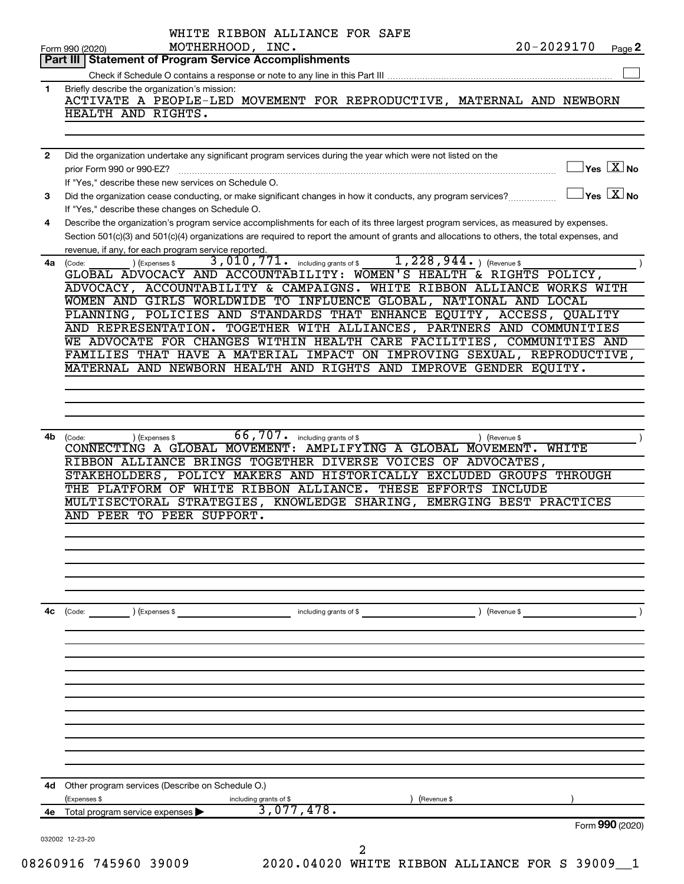WHITE RIBBON ALLIANCE FOR SAFE MOTHERHOOD, INC. 20-2029170

Form 990 (2020)

## Part III Statement of Program Service Accomplishments

Check if Schedule O contains a response or note to any line in this Part III ☐

**1** Briefly describe the organization's mission:

ACTIVATE A PEOPLE-LED MOVEMENT FOR REPRODUCTIVE, MATERNAL AND NEWBORN HEALTH AND RIGHTS.

**2** Did the organization undertake any significant program services during the year which were not listed on the prior Form 990 or 990-EZ? ☐ Yes ☒ No

If "Yes," describe these new services on Schedule O.

**3** Did the organization cease conducting, or make significant changes in how it conducts, any program services? ☐ Yes ☒ No

If "Yes," describe these changes on Schedule O.

**4** Describe the organization's program service accomplishments for each of its three largest program services, as measured by expenses. Section 501(c)(3) and 501(c)(4) organizations are required to report the amount of grants and allocations to others, the total expenses, and revenue, if any, for each program service reported.

**4a** (Code: ) (Expenses $ 3,010,771. including grants of $ 1,228,944. ) (Revenue $ )

GLOBAL ADVOCACY AND ACCOUNTABILITY: WOMEN'S HEALTH & RIGHTS POLICY, ADVOCACY, ACCOUNTABILITY & CAMPAIGNS. WHITE RIBBON ALLIANCE WORKS WITH WOMEN AND GIRLS WORLDWIDE TO INFLUENCE GLOBAL, NATIONAL AND LOCAL PLANNING, POLICIES AND STANDARDS THAT ENHANCE EQUITY, ACCESS, QUALITY AND REPRESENTATION. TOGETHER WITH ALLIANCES, PARTNERS AND COMMUNITIES WE ADVOCATE FOR CHANGES WITHIN HEALTH CARE FACILITIES, COMMUNITIES AND FAMILIES THAT HAVE A MATERIAL IMPACT ON IMPROVING SEXUAL, REPRODUCTIVE, MATERNAL AND NEWBORN HEALTH AND RIGHTS AND IMPROVE GENDER EQUITY.

**4b** (Code: ) (Expenses $ 66,707. including grants of $ ) (Revenue $ )

CONNECTING A GLOBAL MOVEMENT: AMPLIFYING A GLOBAL MOVEMENT. WHITE RIBBON ALLIANCE BRINGS TOGETHER DIVERSE VOICES OF ADVOCATES, STAKEHOLDERS, POLICY MAKERS AND HISTORICALLY EXCLUDED GROUPS THROUGH THE PLATFORM OF WHITE RIBBON ALLIANCE. THESE EFFORTS INCLUDE MULTISECTORAL STRATEGIES, KNOWLEDGE SHARING, EMERGING BEST PRACTICES AND PEER TO PEER SUPPORT.

**4c** (Code: ) (Expenses $ including grants of $ ) (Revenue $ )

**4d** Other program services (Describe on Schedule O.)

(Expenses $ including grants of $ ) (Revenue $ )

**4e** Total program service expenses ▶ 3,077,478.

Form **990** (2020)

032002 12-23-20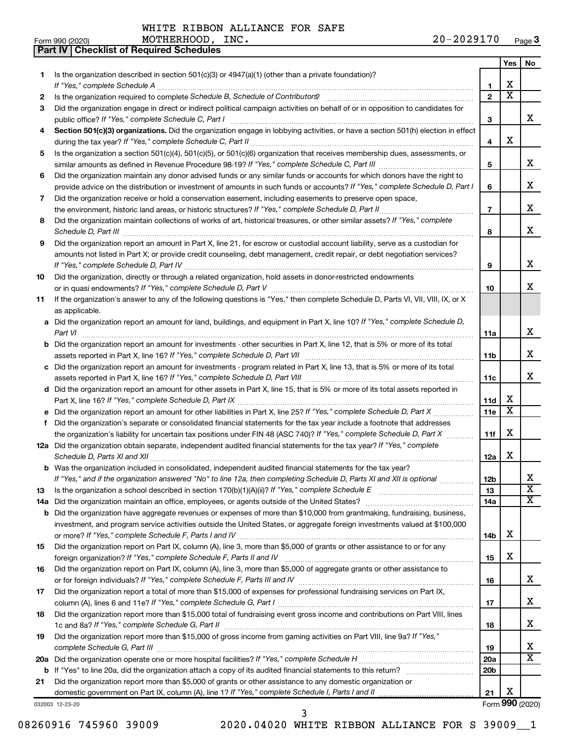WHITE RIBBON ALLIANCE FOR SAFE MOTHERHOOD, INC. 20-2029170

Form 990 (2020) Page 3

**Part IV | Checklist of Required Schedules**

| | | | Yes | No |
|---|---|---|---|---|
| 1 | Is the organization described in section 501(c)(3) or 4947(a)(1) (other than a private foundation)? *If "Yes," complete Schedule A* | 1 | X | |
| 2 | Is the organization required to complete *Schedule B, Schedule of Contributors*? | 2 | X | |
| 3 | Did the organization engage in direct or indirect political campaign activities on behalf of or in opposition to candidates for public office? *If "Yes," complete Schedule C, Part I* | 3 | | X |
| 4 | **Section 501(c)(3) organizations.** Did the organization engage in lobbying activities, or have a section 501(h) election in effect during the tax year? *If "Yes," complete Schedule C, Part II* | 4 | X | |
| 5 | Is the organization a section 501(c)(4), 501(c)(5), or 501(c)(6) organization that receives membership dues, assessments, or similar amounts as defined in Revenue Procedure 98-19? *If "Yes," complete Schedule C, Part III* | 5 | | X |
| 6 | Did the organization maintain any donor advised funds or any similar funds or accounts for which donors have the right to provide advice on the distribution or investment of amounts in such funds or accounts? *If "Yes," complete Schedule D, Part I* | 6 | | X |
| 7 | Did the organization receive or hold a conservation easement, including easements to preserve open space, the environment, historic land areas, or historic structures? *If "Yes," complete Schedule D, Part II* | 7 | | X |
| 8 | Did the organization maintain collections of works of art, historical treasures, or other similar assets? *If "Yes," complete Schedule D, Part III* | 8 | | X |
| 9 | Did the organization report an amount in Part X, line 21, for escrow or custodial account liability, serve as a custodian for amounts not listed in Part X; or provide credit counseling, debt management, credit repair, or debt negotiation services? *If "Yes," complete Schedule D, Part IV* | 9 | | X |
| 10 | Did the organization, directly or through a related organization, hold assets in donor-restricted endowments or in quasi endowments? *If "Yes," complete Schedule D, Part V* | 10 | | X |
| 11 | If the organization's answer to any of the following questions is "Yes," then complete Schedule D, Parts VI, VII, VIII, IX, or X as applicable. | | | |
| a | Did the organization report an amount for land, buildings, and equipment in Part X, line 10? *If "Yes," complete Schedule D, Part VI* | 11a | | X |
| b | Did the organization report an amount for investments - other securities in Part X, line 12, that is 5% or more of its total assets reported in Part X, line 16? *If "Yes," complete Schedule D, Part VII* | 11b | | X |
| c | Did the organization report an amount for investments - program related in Part X, line 13, that is 5% or more of its total assets reported in Part X, line 16? *If "Yes," complete Schedule D, Part VIII* | 11c | | X |
| d | Did the organization report an amount for other assets in Part X, line 15, that is 5% or more of its total assets reported in Part X, line 16? *If "Yes," complete Schedule D, Part IX* | 11d | X | |
| e | Did the organization report an amount for other liabilities in Part X, line 25? *If "Yes," complete Schedule D, Part X* | 11e | X | |
| f | Did the organization's separate or consolidated financial statements for the tax year include a footnote that addresses the organization's liability for uncertain tax positions under FIN 48 (ASC 740)? *If "Yes," complete Schedule D, Part X* | 11f | X | |
| 12a | Did the organization obtain separate, independent audited financial statements for the tax year? *If "Yes," complete Schedule D, Parts XI and XII* | 12a | X | |
| b | Was the organization included in consolidated, independent audited financial statements for the tax year? *If "Yes," and if the organization answered "No" to line 12a, then completing Schedule D, Parts XI and XII is optional* | 12b | | X |
| 13 | Is the organization a school described in section 170(b)(1)(A)(ii)? *If "Yes," complete Schedule E* | 13 | | X |
| 14a | Did the organization maintain an office, employees, or agents outside of the United States? | 14a | | X |
| b | Did the organization have aggregate revenues or expenses of more than $10,000 from grantmaking, fundraising, business, investment, and program service activities outside the United States, or aggregate foreign investments valued at $100,000 or more? *If "Yes," complete Schedule F, Parts I and IV* | 14b | X | |
| 15 | Did the organization report on Part IX, column (A), line 3, more than $5,000 of grants or other assistance to or for any foreign organization? *If "Yes," complete Schedule F, Parts II and IV* | 15 | X | |
| 16 | Did the organization report on Part IX, column (A), line 3, more than $5,000 of aggregate grants or other assistance to or for foreign individuals? *If "Yes," complete Schedule F, Parts III and IV* | 16 | | X |
| 17 | Did the organization report a total of more than $15,000 of expenses for professional fundraising services on Part IX, column (A), lines 6 and 11e? *If "Yes," complete Schedule G, Part I* | 17 | | X |
| 18 | Did the organization report more than $15,000 total of fundraising event gross income and contributions on Part VIII, lines 1c and 8a? *If "Yes," complete Schedule G, Part II* | 18 | | X |
| 19 | Did the organization report more than $15,000 of gross income from gaming activities on Part VIII, line 9a? *If "Yes," complete Schedule G, Part III* | 19 | | X |
| 20a | Did the organization operate one or more hospital facilities? *If "Yes," complete Schedule H* | 20a | | X |
| b | If "Yes" to line 20a, did the organization attach a copy of its audited financial statements to this return? | 20b | | |
| 21 | Did the organization report more than $5,000 of grants or other assistance to any domestic organization or domestic government on Part IX, column (A), line 1? *If "Yes," complete Schedule I, Parts I and II* | 21 | X | |

032003 12-23-20 Form **990** (2020)

08260916 745960 39009 2020.04020 WHITE RIBBON ALLIANCE FOR S 39009__1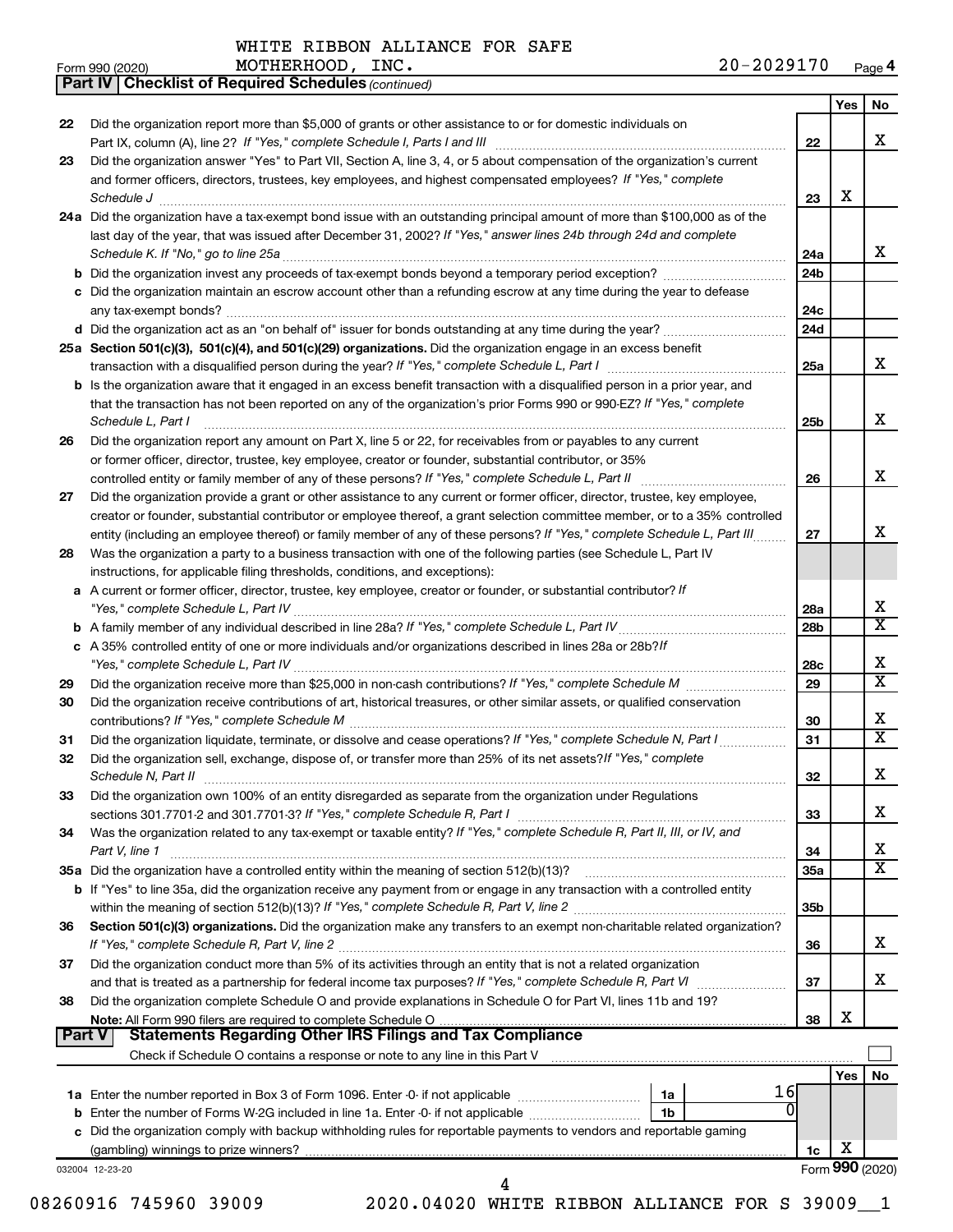WHITE RIBBON ALLIANCE FOR SAFE MOTHERHOOD, INC. 20-2029170

Form 990 (2020) Page 4

## Part IV | Checklist of Required Schedules *(continued)*

| | | | Yes | No |
|---|---|---|---|---|
| 22 | Did the organization report more than $5,000 of grants or other assistance to or for domestic individuals on Part IX, column (A), line 2? *If "Yes," complete Schedule I, Parts I and III* | 22 | | X |
| 23 | Did the organization answer "Yes" to Part VII, Section A, line 3, 4, or 5 about compensation of the organization's current and former officers, directors, trustees, key employees, and highest compensated employees? *If "Yes," complete Schedule J* | 23 | X | |
| 24a | Did the organization have a tax-exempt bond issue with an outstanding principal amount of more than $100,000 as of the last day of the year, that was issued after December 31, 2002? *If "Yes," answer lines 24b through 24d and complete Schedule K. If "No," go to line 25a* | 24a | | X |
| b | Did the organization invest any proceeds of tax-exempt bonds beyond a temporary period exception? | 24b | | |
| c | Did the organization maintain an escrow account other than a refunding escrow at any time during the year to defease any tax-exempt bonds? | 24c | | |
| d | Did the organization act as an "on behalf of" issuer for bonds outstanding at any time during the year? | 24d | | |
| 25a | **Section 501(c)(3), 501(c)(4), and 501(c)(29) organizations.** Did the organization engage in an excess benefit transaction with a disqualified person during the year? *If "Yes," complete Schedule L, Part I* | 25a | | X |
| b | Is the organization aware that it engaged in an excess benefit transaction with a disqualified person in a prior year, and that the transaction has not been reported on any of the organization's prior Forms 990 or 990-EZ? *If "Yes," complete Schedule L, Part I* | 25b | | X |
| 26 | Did the organization report any amount on Part X, line 5 or 22, for receivables from or payables to any current or former officer, director, trustee, key employee, creator or founder, substantial contributor, or 35% controlled entity or family member of any of these persons? *If "Yes," complete Schedule L, Part II* | 26 | | X |
| 27 | Did the organization provide a grant or other assistance to any current or former officer, director, trustee, key employee, creator or founder, substantial contributor or employee thereof, a grant selection committee member, or to a 35% controlled entity (including an employee thereof) or family member of any of these persons? *If "Yes," complete Schedule L, Part III* | 27 | | X |
| 28 | Was the organization a party to a business transaction with one of the following parties (see Schedule L, Part IV instructions, for applicable filing thresholds, conditions, and exceptions): | | | |
| a | A current or former officer, director, trustee, key employee, creator or founder, or substantial contributor? *If "Yes," complete Schedule L, Part IV* | 28a | | X |
| b | A family member of any individual described in line 28a? *If "Yes," complete Schedule L, Part IV* | 28b | | X |
| c | A 35% controlled entity of one or more individuals and/or organizations described in lines 28a or 28b? *If "Yes," complete Schedule L, Part IV* | 28c | | X |
| 29 | Did the organization receive more than $25,000 in non-cash contributions? *If "Yes," complete Schedule M* | 29 | | X |
| 30 | Did the organization receive contributions of art, historical treasures, or other similar assets, or qualified conservation contributions? *If "Yes," complete Schedule M* | 30 | | X |
| 31 | Did the organization liquidate, terminate, or dissolve and cease operations? *If "Yes," complete Schedule N, Part I* | 31 | | X |
| 32 | Did the organization sell, exchange, dispose of, or transfer more than 25% of its net assets? *If "Yes," complete Schedule N, Part II* | 32 | | X |
| 33 | Did the organization own 100% of an entity disregarded as separate from the organization under Regulations sections 301.7701-2 and 301.7701-3? *If "Yes," complete Schedule R, Part I* | 33 | | X |
| 34 | Was the organization related to any tax-exempt or taxable entity? *If "Yes," complete Schedule R, Part II, III, or IV, and Part V, line 1* | 34 | | X |
| 35a | Did the organization have a controlled entity within the meaning of section 512(b)(13)? | 35a | | X |
| b | If "Yes" to line 35a, did the organization receive any payment from or engage in any transaction with a controlled entity within the meaning of section 512(b)(13)? *If "Yes," complete Schedule R, Part V, line 2* | 35b | | |
| 36 | **Section 501(c)(3) organizations.** Did the organization make any transfers to an exempt non-charitable related organization? *If "Yes," complete Schedule R, Part V, line 2* | 36 | | X |
| 37 | Did the organization conduct more than 5% of its activities through an entity that is not a related organization and that is treated as a partnership for federal income tax purposes? *If "Yes," complete Schedule R, Part VI* | 37 | | X |
| 38 | Did the organization complete Schedule O and provide explanations in Schedule O for Part VI, lines 11b and 19? **Note:** All Form 990 filers are required to complete Schedule O | 38 | X | |

## Part V | Statements Regarding Other IRS Filings and Tax Compliance

Check if Schedule O contains a response or note to any line in this Part V ☐

| | | | | | Yes | No |
|---|---|---|---|---|---|---|
| 1a | Enter the number reported in Box 3 of Form 1096. Enter -0- if not applicable | 1a | 16 | | | |
| b | Enter the number of Forms W-2G included in line 1a. Enter -0- if not applicable | 1b | 0 | | | |
| c | Did the organization comply with backup withholding rules for reportable payments to vendors and reportable gaming (gambling) winnings to prize winners? | | | 1c | X | |

032004 12-23-20 Form **990** (2020)

08260916 745960 39009 2020.04020 WHITE RIBBON ALLIANCE FOR S 39009__1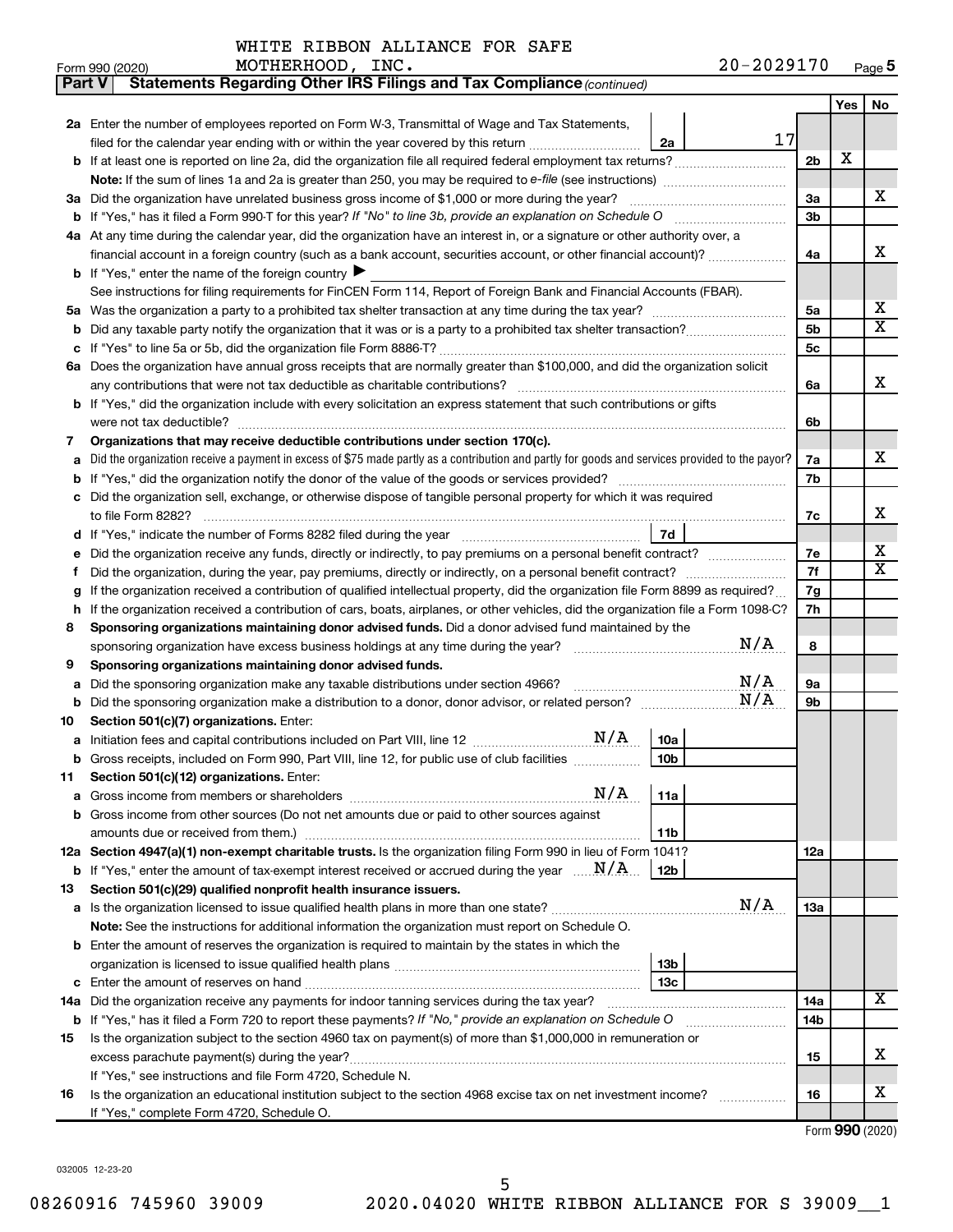WHITE RIBBON ALLIANCE FOR SAFE MOTHERHOOD, INC. 20-2029170

Form 990 (2020) Page 5

**Part V Statements Regarding Other IRS Filings and Tax Compliance** *(continued)*

| | | | | | Yes | No |
|---|---|---|---|---|---|---|
| **2a** | Enter the number of employees reported on Form W-3, Transmittal of Wage and Tax Statements, filed for the calendar year ending with or within the year covered by this return | 2a | 17 | | | |
| **b** | If at least one is reported on line 2a, did the organization file all required federal employment tax returns? | | | 2b | X | |
| | **Note:** If the sum of lines 1a and 2a is greater than 250, you may be required to *e-file* (see instructions) | | | | | |
| **3a** | Did the organization have unrelated business gross income of $1,000 or more during the year? | | | 3a | | X |
| **b** | If "Yes," has it filed a Form 990-T for this year? *If "No" to line 3b, provide an explanation on Schedule O* | | | 3b | | |
| **4a** | At any time during the calendar year, did the organization have an interest in, or a signature or other authority over, a financial account in a foreign country (such as a bank account, securities account, or other financial account)? | | | 4a | | X |
| **b** | If "Yes," enter the name of the foreign country ▶ | | | | | |
| | See instructions for filing requirements for FinCEN Form 114, Report of Foreign Bank and Financial Accounts (FBAR). | | | | | |
| **5a** | Was the organization a party to a prohibited tax shelter transaction at any time during the tax year? | | | 5a | | X |
| **b** | Did any taxable party notify the organization that it was or is a party to a prohibited tax shelter transaction? | | | 5b | | X |
| **c** | If "Yes" to line 5a or 5b, did the organization file Form 8886-T? | | | 5c | | |
| **6a** | Does the organization have annual gross receipts that are normally greater than $100,000, and did the organization solicit any contributions that were not tax deductible as charitable contributions? | | | 6a | | X |
| **b** | If "Yes," did the organization include with every solicitation an express statement that such contributions or gifts were not tax deductible? | | | 6b | | |
| **7** | **Organizations that may receive deductible contributions under section 170(c).** | | | | | |
| **a** | Did the organization receive a payment in excess of $75 made partly as a contribution and partly for goods and services provided to the payor? | | | 7a | | X |
| **b** | If "Yes," did the organization notify the donor of the value of the goods or services provided? | | | 7b | | |
| **c** | Did the organization sell, exchange, or otherwise dispose of tangible personal property for which it was required to file Form 8282? | | | 7c | | X |
| **d** | If "Yes," indicate the number of Forms 8282 filed during the year | 7d | | | | |
| **e** | Did the organization receive any funds, directly or indirectly, to pay premiums on a personal benefit contract? | | | 7e | | X |
| **f** | Did the organization, during the year, pay premiums, directly or indirectly, on a personal benefit contract? | | | 7f | | X |
| **g** | If the organization received a contribution of qualified intellectual property, did the organization file Form 8899 as required? | | | 7g | | |
| **h** | If the organization received a contribution of cars, boats, airplanes, or other vehicles, did the organization file a Form 1098-C? | | | 7h | | |
| **8** | **Sponsoring organizations maintaining donor advised funds.** Did a donor advised fund maintained by the sponsoring organization have excess business holdings at any time during the year? N/A | | | 8 | | |
| **9** | **Sponsoring organizations maintaining donor advised funds.** | | | | | |
| **a** | Did the sponsoring organization make any taxable distributions under section 4966? N/A | | | 9a | | |
| **b** | Did the sponsoring organization make a distribution to a donor, donor advisor, or related person? N/A | | | 9b | | |
| **10** | **Section 501(c)(7) organizations.** Enter: | | | | | |
| **a** | Initiation fees and capital contributions included on Part VIII, line 12 N/A | 10a | | | | |
| **b** | Gross receipts, included on Form 990, Part VIII, line 12, for public use of club facilities | 10b | | | | |
| **11** | **Section 501(c)(12) organizations.** Enter: | | | | | |
| **a** | Gross income from members or shareholders N/A | 11a | | | | |
| **b** | Gross income from other sources (Do not net amounts due or paid to other sources against amounts due or received from them.) | 11b | | | | |
| **12a** | **Section 4947(a)(1) non-exempt charitable trusts.** Is the organization filing Form 990 in lieu of Form 1041? | | | 12a | | |
| **b** | If "Yes," enter the amount of tax-exempt interest received or accrued during the year N/A | 12b | | | | |
| **13** | **Section 501(c)(29) qualified nonprofit health insurance issuers.** | | | | | |
| **a** | Is the organization licensed to issue qualified health plans in more than one state? N/A | | | 13a | | |
| | **Note:** See the instructions for additional information the organization must report on Schedule O. | | | | | |
| **b** | Enter the amount of reserves the organization is required to maintain by the states in which the organization is licensed to issue qualified health plans | 13b | | | | |
| **c** | Enter the amount of reserves on hand | 13c | | | | |
| **14a** | Did the organization receive any payments for indoor tanning services during the tax year? | | | 14a | | X |
| **b** | If "Yes," has it filed a Form 720 to report these payments? *If "No," provide an explanation on Schedule O* | | | 14b | | |
| **15** | Is the organization subject to the section 4960 tax on payment(s) of more than $1,000,000 in remuneration or excess parachute payment(s) during the year? | | | 15 | | X |
| | If "Yes," see instructions and file Form 4720, Schedule N. | | | | | |
| **16** | Is the organization an educational institution subject to the section 4968 excise tax on net investment income? | | | 16 | | X |
| | If "Yes," complete Form 4720, Schedule O. | | | | | |

Form **990** (2020)

032005 12-23-20

08260916 745960 39009 2020.04020 WHITE RIBBON ALLIANCE FOR S 39009__1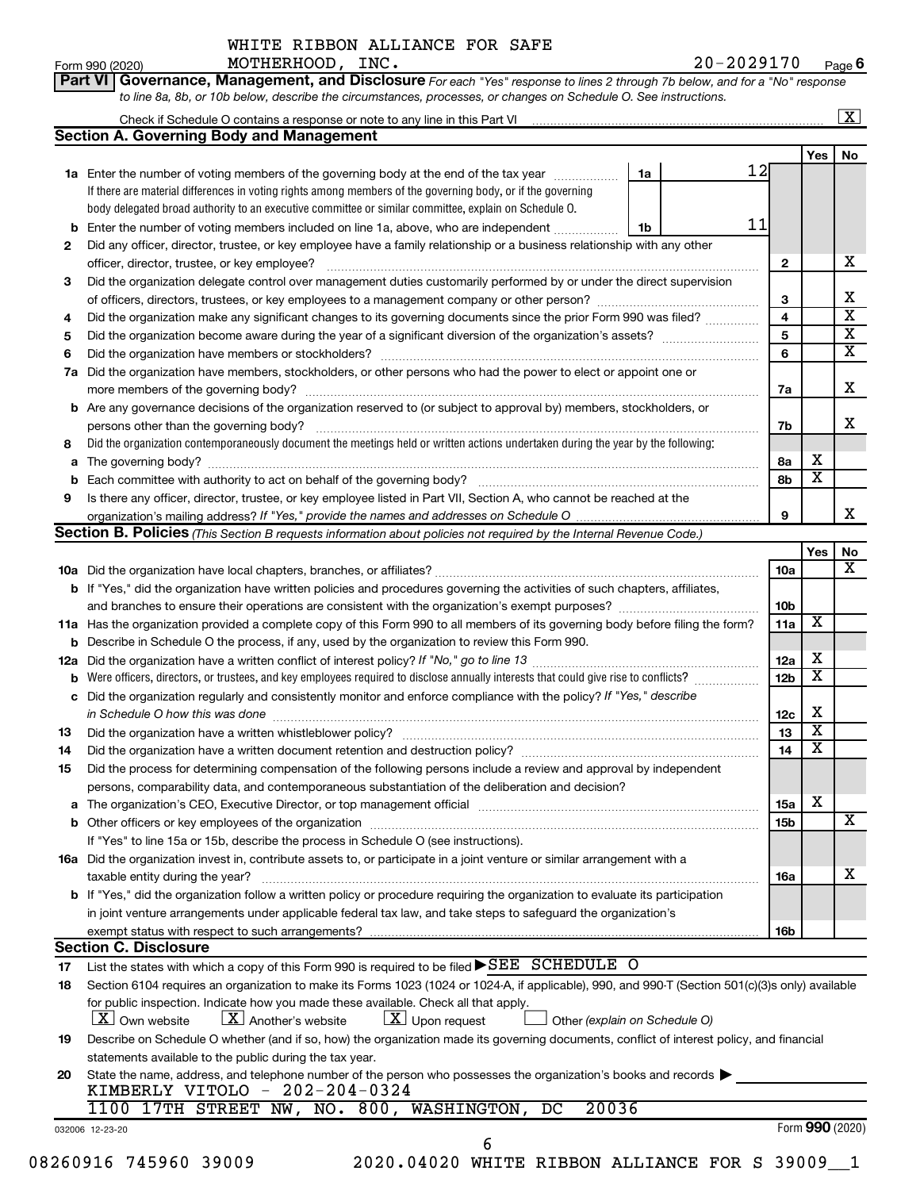WHITE RIBBON ALLIANCE FOR SAFE MOTHERHOOD, INC. 20-2029170

Form 990 (2020) Page 6

**Part VI Governance, Management, and Disclosure** *For each "Yes" response to lines 2 through 7b below, and for a "No" response to line 8a, 8b, or 10b below, describe the circumstances, processes, or changes on Schedule O. See instructions.*

Check if Schedule O contains a response or note to any line in this Part VI ..... [X]

**Section A. Governing Body and Management**

| | | | | Yes | No |
|---|---|---|---|---|---|
| **1a** | Enter the number of voting members of the governing body at the end of the tax year ..... **1a** 12. If there are material differences in voting rights among members of the governing body, or if the governing body delegated broad authority to an executive committee or similar committee, explain on Schedule O. | | | | |
| **b** | Enter the number of voting members included on line 1a, above, who are independent ..... **1b** 11 | | | | |
| **2** | Did any officer, director, trustee, or key employee have a family relationship or a business relationship with any other officer, director, trustee, or key employee? | **2** | | | X |
| **3** | Did the organization delegate control over management duties customarily performed by or under the direct supervision of officers, directors, trustees, or key employees to a management company or other person? | **3** | | | X |
| **4** | Did the organization make any significant changes to its governing documents since the prior Form 990 was filed? | **4** | | | X |
| **5** | Did the organization become aware during the year of a significant diversion of the organization's assets? | **5** | | | X |
| **6** | Did the organization have members or stockholders? | **6** | | | X |
| **7a** | Did the organization have members, stockholders, or other persons who had the power to elect or appoint one or more members of the governing body? | **7a** | | | X |
| **b** | Are any governance decisions of the organization reserved to (or subject to approval by) members, stockholders, or persons other than the governing body? | **7b** | | | X |
| **8** | Did the organization contemporaneously document the meetings held or written actions undertaken during the year by the following: | | | | |
| **a** | The governing body? | **8a** | | X | |
| **b** | Each committee with authority to act on behalf of the governing body? | **8b** | | X | |
| **9** | Is there any officer, director, trustee, or key employee listed in Part VII, Section A, who cannot be reached at the organization's mailing address? *If "Yes," provide the names and addresses on Schedule O* | **9** | | | X |

**Section B. Policies** *(This Section B requests information about policies not required by the Internal Revenue Code.)*

| | | | Yes | No |
|---|---|---|---|---|
| **10a** | Did the organization have local chapters, branches, or affiliates? | **10a** | | X |
| **b** | If "Yes," did the organization have written policies and procedures governing the activities of such chapters, affiliates, and branches to ensure their operations are consistent with the organization's exempt purposes? | **10b** | | |
| **11a** | Has the organization provided a complete copy of this Form 990 to all members of its governing body before filing the form? | **11a** | X | |
| **b** | Describe in Schedule O the process, if any, used by the organization to review this Form 990. | | | |
| **12a** | Did the organization have a written conflict of interest policy? *If "No," go to line 13* | **12a** | X | |
| **b** | Were officers, directors, or trustees, and key employees required to disclose annually interests that could give rise to conflicts? | **12b** | X | |
| **c** | Did the organization regularly and consistently monitor and enforce compliance with the policy? *If "Yes," describe in Schedule O how this was done* | **12c** | X | |
| **13** | Did the organization have a written whistleblower policy? | **13** | X | |
| **14** | Did the organization have a written document retention and destruction policy? | **14** | X | |
| **15** | Did the process for determining compensation of the following persons include a review and approval by independent persons, comparability data, and contemporaneous substantiation of the deliberation and decision? | | | |
| **a** | The organization's CEO, Executive Director, or top management official | **15a** | X | |
| **b** | Other officers or key employees of the organization | **15b** | | X |
| | If "Yes" to line 15a or 15b, describe the process in Schedule O (see instructions). | | | |
| **16a** | Did the organization invest in, contribute assets to, or participate in a joint venture or similar arrangement with a taxable entity during the year? | **16a** | | X |
| **b** | If "Yes," did the organization follow a written policy or procedure requiring the organization to evaluate its participation in joint venture arrangements under applicable federal tax law, and take steps to safeguard the organization's exempt status with respect to such arrangements? | **16b** | | |

**Section C. Disclosure**

**17** List the states with which a copy of this Form 990 is required to be filed ▶ SEE SCHEDULE O

**18** Section 6104 requires an organization to make its Forms 1023 (1024 or 1024-A, if applicable), 990, and 990-T (Section 501(c)(3)s only) available for public inspection. Indicate how you made these available. Check all that apply.

[X] Own website [X] Another's website [X] Upon request [ ] Other *(explain on Schedule O)*

**19** Describe on Schedule O whether (and if so, how) the organization made its governing documents, conflict of interest policy, and financial statements available to the public during the tax year.

**20** State the name, address, and telephone number of the person who possesses the organization's books and records ▶

KIMBERLY VITOLO - 202-204-0324
1100 17TH STREET NW, NO. 800, WASHINGTON, DC 20036

032006 12-23-20 Form **990** (2020)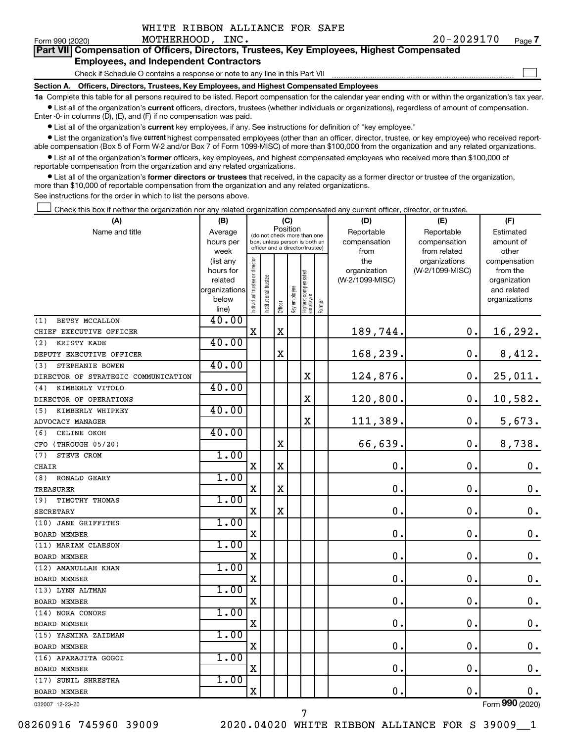WHITE RIBBON ALLIANCE FOR SAFE MOTHERHOOD, INC.

Form 990 (2020) 20-2029170 Page 7

**Part VII Compensation of Officers, Directors, Trustees, Key Employees, Highest Compensated Employees, and Independent Contractors**

Check if Schedule O contains a response or note to any line in this Part VII ☐

**Section A. Officers, Directors, Trustees, Key Employees, and Highest Compensated Employees**

**1a** Complete this table for all persons required to be listed. Report compensation for the calendar year ending with or within the organization's tax year.

- List all of the organization's **current** officers, directors, trustees (whether individuals or organizations), regardless of amount of compensation. Enter -0- in columns (D), (E), and (F) if no compensation was paid.
- List all of the organization's **current** key employees, if any. See instructions for definition of "key employee."
- List the organization's five **current** highest compensated employees (other than an officer, director, trustee, or key employee) who received reportable compensation (Box 5 of Form W-2 and/or Box 7 of Form 1099-MISC) of more than $100,000 from the organization and any related organizations.
- List all of the organization's **former** officers, key employees, and highest compensated employees who received more than $100,000 of reportable compensation from the organization and any related organizations.
- List all of the organization's **former directors or trustees** that received, in the capacity as a former director or trustee of the organization, more than $10,000 of reportable compensation from the organization and any related organizations.

See instructions for the order in which to list the persons above.

☐ Check this box if neither the organization nor any related organization compensated any current officer, director, or trustee.

| (A) Name and title | (B) Average hours per week (list any hours for related organizations below line) | (C) Position: Individual trustee or director | Institutional trustee | Officer | Key employee | Highest compensated employee | Former | (D) Reportable compensation from the organization (W-2/1099-MISC) | (E) Reportable compensation from related organizations (W-2/1099-MISC) | (F) Estimated amount of other compensation from the organization and related organizations |
|---|---|---|---|---|---|---|---|---|---|---|
| (1) BETSY MCCALLON<br>CHIEF EXECUTIVE OFFICER | 40.00 | X | | X | | | | 189,744. | 0. | 16,292. |
| (2) KRISTY KADE<br>DEPUTY EXECUTIVE OFFICER | 40.00 | | | X | | | | 168,239. | 0. | 8,412. |
| (3) STEPHANIE BOWEN<br>DIRECTOR OF STRATEGIC COMMUNICATION | 40.00 | | | | | X | | 124,876. | 0. | 25,011. |
| (4) KIMBERLY VITOLO<br>DIRECTOR OF OPERATIONS | 40.00 | | | | | X | | 120,800. | 0. | 10,582. |
| (5) KIMBERLY WHIPKEY<br>ADVOCACY MANAGER | 40.00 | | | | | X | | 111,389. | 0. | 5,673. |
| (6) CELINE OKOH<br>CFO (THROUGH 05/20) | 40.00 | | | X | | | | 66,639. | 0. | 8,738. |
| (7) STEVE CROM<br>CHAIR | 1.00 | X | | X | | | | 0. | 0. | 0. |
| (8) RONALD GEARY<br>TREASURER | 1.00 | X | | X | | | | 0. | 0. | 0. |
| (9) TIMOTHY THOMAS<br>SECRETARY | 1.00 | X | | X | | | | 0. | 0. | 0. |
| (10) JANE GRIFFITHS<br>BOARD MEMBER | 1.00 | X | | | | | | 0. | 0. | 0. |
| (11) MARIAM CLAESON<br>BOARD MEMBER | 1.00 | X | | | | | | 0. | 0. | 0. |
| (12) AMANULLAH KHAN<br>BOARD MEMBER | 1.00 | X | | | | | | 0. | 0. | 0. |
| (13) LYNN ALTMAN<br>BOARD MEMBER | 1.00 | X | | | | | | 0. | 0. | 0. |
| (14) NORA CONORS<br>BOARD MEMBER | 1.00 | X | | | | | | 0. | 0. | 0. |
| (15) YASMINA ZAIDMAN<br>BOARD MEMBER | 1.00 | X | | | | | | 0. | 0. | 0. |
| (16) APARAJITA GOGOI<br>BOARD MEMBER | 1.00 | X | | | | | | 0. | 0. | 0. |
| (17) SUNIL SHRESTHA<br>BOARD MEMBER | 1.00 | X | | | | | | 0. | 0. | 0. |

032007 12-23-20 Form 990 (2020)

08260916 745960 39009 2020.04020 WHITE RIBBON ALLIANCE FOR S 39009__1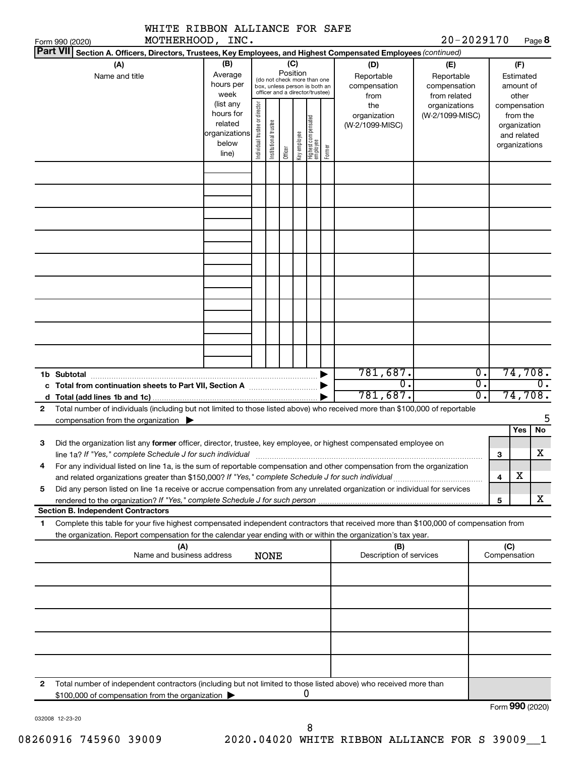Form 990 (2020) WHITE RIBBON ALLIANCE FOR SAFE MOTHERHOOD, INC. 20-2029170 Page **8**

**Part VII** Section A. Officers, Directors, Trustees, Key Employees, and Highest Compensated Employees *(continued)*

| (A) Name and title | (B) Average hours per week (list any hours for related organizations below line) | (C) Position (do not check more than one box, unless person is both an officer and a director/trustee): Individual trustee or director | Institutional trustee | Officer | Key employee | Highest compensated employee | Former | (D) Reportable compensation from the organization (W-2/1099-MISC) | (E) Reportable compensation from related organizations (W-2/1099-MISC) | (F) Estimated amount of other compensation from the organization and related organizations |
|---|---|---|---|---|---|---|---|---|---|---|
| | | | | | | | | | | |
| | | | | | | | | | | |
| | | | | | | | | | | |
| | | | | | | | | | | |
| | | | | | | | | | | |
| | | | | | | | | | | |
| | | | | | | | | | | |
| | | | | | | | | | | |
| | | | | | | | | | | |
| **1b Subtotal** | | | | | | | | 781,687. | 0. | 74,708. |
| **c Total from continuation sheets to Part VII, Section A** | | | | | | | | 0. | 0. | 0. |
| **d Total (add lines 1b and 1c)** | | | | | | | | 781,687. | 0. | 74,708. |

**2** Total number of individuals (including but not limited to those listed above) who received more than $100,000 of reportable compensation from the organization ▶ 5

| | | | Yes | No |
|---|---|---|---|---|
| **3** | Did the organization list any **former** officer, director, trustee, key employee, or highest compensated employee on line 1a? *If "Yes," complete Schedule J for such individual* | 3 | | X |
| **4** | For any individual listed on line 1a, is the sum of reportable compensation and other compensation from the organization and related organizations greater than $150,000? *If "Yes," complete Schedule J for such individual* | 4 | X | |
| **5** | Did any person listed on line 1a receive or accrue compensation from any unrelated organization or individual for services rendered to the organization? *If "Yes," complete Schedule J for such person* | 5 | | X |

**Section B. Independent Contractors**

**1** Complete this table for your five highest compensated independent contractors that received more than $100,000 of compensation from the organization. Report compensation for the calendar year ending with or within the organization's tax year.

| (A) Name and business address NONE | (B) Description of services | (C) Compensation |
|---|---|---|
| | | |
| | | |
| | | |
| | | |
| | | |

**2** Total number of independent contractors (including but not limited to those listed above) who received more than $100,000 of compensation from the organization ▶ 0

Form **990** (2020)

032008 12-23-20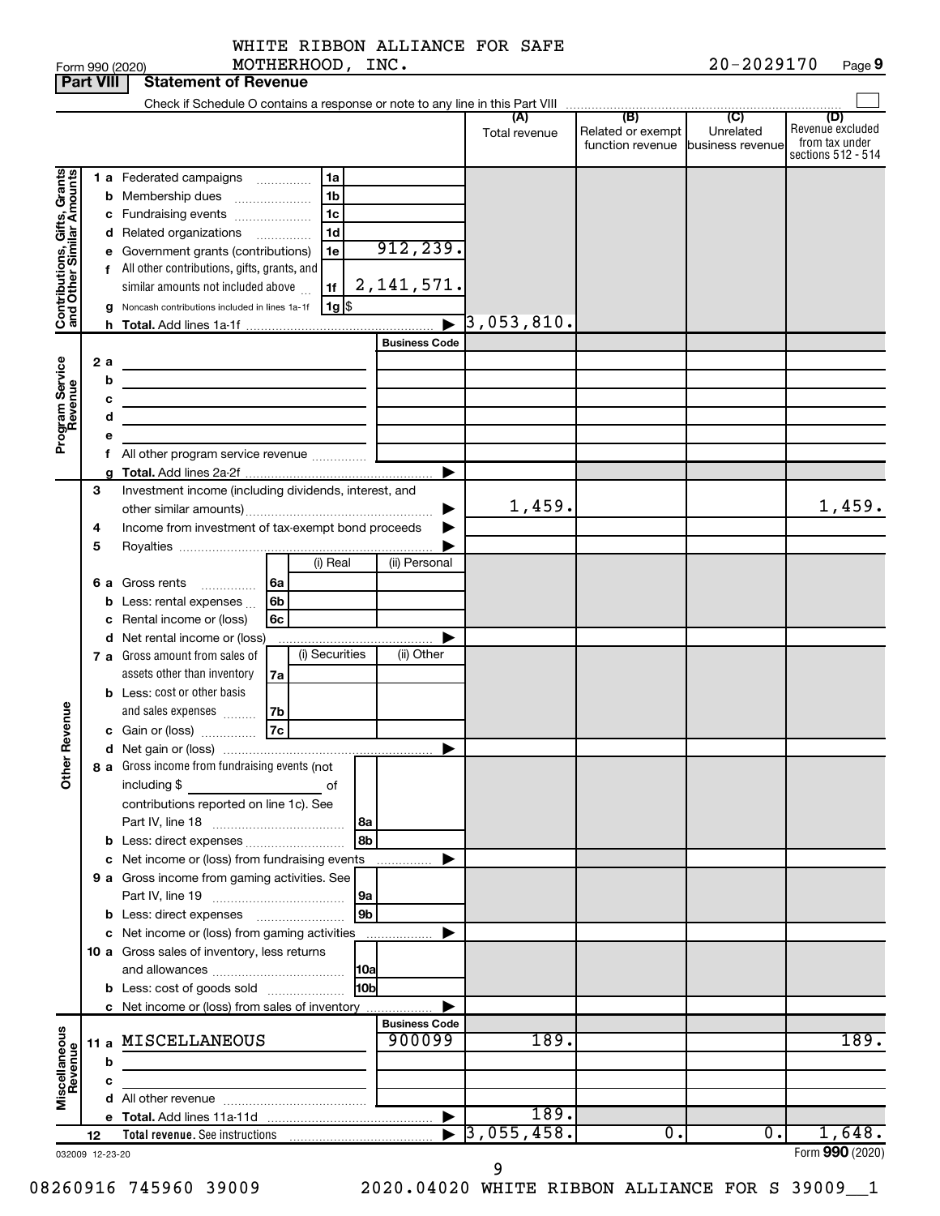WHITE RIBBON ALLIANCE FOR SAFE MOTHERHOOD, INC. 20-2029170

Form 990 (2020) Page 9

**Part VIII Statement of Revenue**

Check if Schedule O contains a response or note to any line in this Part VIII

| | | | (A) Total revenue | (B) Related or exempt function revenue | (C) Unrelated business revenue | (D) Revenue excluded from tax under sections 512 - 514 |
|---|---|---|---|---|---|---|
| **Contributions, Gifts, Grants and Other Similar Amounts** | 1 a Federated campaigns | 1a | | | | |
| | b Membership dues | 1b | | | | |
| | c Fundraising events | 1c | | | | |
| | d Related organizations | 1d | | | | |
| | e Government grants (contributions) | 1e 912,239. | | | | |
| | f All other contributions, gifts, grants, and similar amounts not included above | 1f 2,141,571. | | | | |
| | g Noncash contributions included in lines 1a-1f | 1g $ | | | | |
| | h Total. Add lines 1a-1f | | 3,053,810. | | | |
| **Program Service Revenue** | | Business Code | | | | |
| | 2 a | | | | | |
| | b | | | | | |
| | c | | | | | |
| | d | | | | | |
| | e | | | | | |
| | f All other program service revenue | | | | | |
| | g Total. Add lines 2a-2f | | | | | |
| **Other Revenue** | 3 Investment income (including dividends, interest, and other similar amounts) | | 1,459. | | | 1,459. |
| | 4 Income from investment of tax-exempt bond proceeds | | | | | |
| | 5 Royalties | | | | | |
| | | (i) Real / (ii) Personal | | | | |
| | 6 a Gross rents | 6a | | | | |
| | b Less: rental expenses | 6b | | | | |
| | c Rental income or (loss) | 6c | | | | |
| | d Net rental income or (loss) | | | | | |
| | | (i) Securities / (ii) Other | | | | |
| | 7 a Gross amount from sales of assets other than inventory | 7a | | | | |
| | b Less: cost or other basis and sales expenses | 7b | | | | |
| | c Gain or (loss) | 7c | | | | |
| | d Net gain or (loss) | | | | | |
| | 8 a Gross income from fundraising events (not including $ ____ of contributions reported on line 1c). See Part IV, line 18 | 8a | | | | |
| | b Less: direct expenses | 8b | | | | |
| | c Net income or (loss) from fundraising events | | | | | |
| | 9 a Gross income from gaming activities. See Part IV, line 19 | 9a | | | | |
| | b Less: direct expenses | 9b | | | | |
| | c Net income or (loss) from gaming activities | | | | | |
| | 10 a Gross sales of inventory, less returns and allowances | 10a | | | | |
| | b Less: cost of goods sold | 10b | | | | |
| | c Net income or (loss) from sales of inventory | | | | | |
| **Miscellaneous Revenue** | | Business Code | | | | |
| | 11 a MISCELLANEOUS | 900099 | 189. | | | 189. |
| | b | | | | | |
| | c | | | | | |
| | d All other revenue | | | | | |
| | e Total. Add lines 11a-11d | | 189. | | | |
| | 12 Total revenue. See instructions | | 3,055,458. | 0. | 0. | 1,648. |

032009 12-23-20 Form 990 (2020)

08260916 745960 39009 2020.04020 WHITE RIBBON ALLIANCE FOR S 39009__1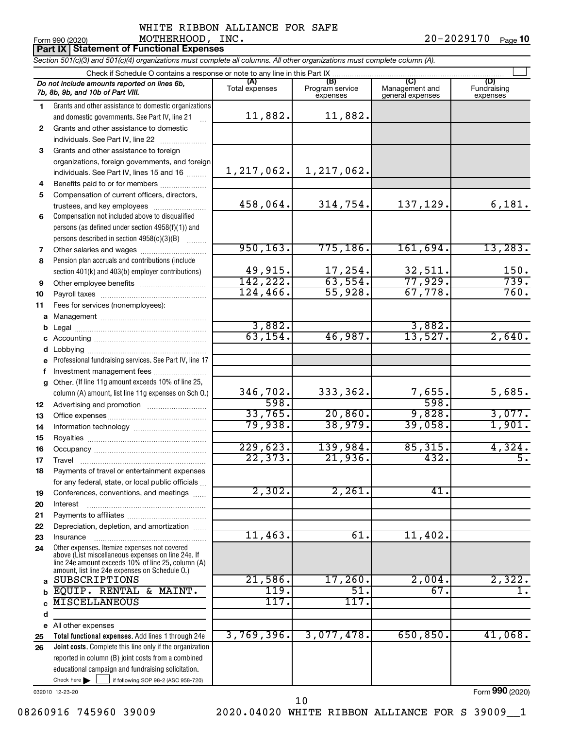WHITE RIBBON ALLIANCE FOR SAFE MOTHERHOOD, INC.

Form 990 (2020) 20-2029170 Page 10

**Part IX Statement of Functional Expenses**

*Section 501(c)(3) and 501(c)(4) organizations must complete all columns. All other organizations must complete column (A).*

Check if Schedule O contains a response or note to any line in this Part IX ☐

| *Do not include amounts reported on lines 6b, 7b, 8b, 9b, and 10b of Part VIII.* | (A) Total expenses | (B) Program service expenses | (C) Management and general expenses | (D) Fundraising expenses |
|---|---|---|---|---|
| 1 Grants and other assistance to domestic organizations and domestic governments. See Part IV, line 21 | 11,882. | 11,882. | | |
| 2 Grants and other assistance to domestic individuals. See Part IV, line 22 | | | | |
| 3 Grants and other assistance to foreign organizations, foreign governments, and foreign individuals. See Part IV, lines 15 and 16 | 1,217,062. | 1,217,062. | | |
| 4 Benefits paid to or for members | | | | |
| 5 Compensation of current officers, directors, trustees, and key employees | 458,064. | 314,754. | 137,129. | 6,181. |
| 6 Compensation not included above to disqualified persons (as defined under section 4958(f)(1)) and persons described in section 4958(c)(3)(B) | | | | |
| 7 Other salaries and wages | 950,163. | 775,186. | 161,694. | 13,283. |
| 8 Pension plan accruals and contributions (include section 401(k) and 403(b) employer contributions) | 49,915. | 17,254. | 32,511. | 150. |
| 9 Other employee benefits | 142,222. | 63,554. | 77,929. | 739. |
| 10 Payroll taxes | 124,466. | 55,928. | 67,778. | 760. |
| 11 Fees for services (nonemployees): | | | | |
| a Management | | | | |
| b Legal | 3,882. | | 3,882. | |
| c Accounting | 63,154. | 46,987. | 13,527. | 2,640. |
| d Lobbying | | | | |
| e Professional fundraising services. See Part IV, line 17 | | | | |
| f Investment management fees | | | | |
| g Other. (If line 11g amount exceeds 10% of line 25, column (A) amount, list line 11g expenses on Sch O.) | 346,702. | 333,362. | 7,655. | 5,685. |
| 12 Advertising and promotion | 598. | | 598. | |
| 13 Office expenses | 33,765. | 20,860. | 9,828. | 3,077. |
| 14 Information technology | 79,938. | 38,979. | 39,058. | 1,901. |
| 15 Royalties | | | | |
| 16 Occupancy | 229,623. | 139,984. | 85,315. | 4,324. |
| 17 Travel | 22,373. | 21,936. | 432. | 5. |
| 18 Payments of travel or entertainment expenses for any federal, state, or local public officials | | | | |
| 19 Conferences, conventions, and meetings | 2,302. | 2,261. | 41. | |
| 20 Interest | | | | |
| 21 Payments to affiliates | | | | |
| 22 Depreciation, depletion, and amortization | | | | |
| 23 Insurance | 11,463. | 61. | 11,402. | |
| 24 Other expenses. Itemize expenses not covered above (List miscellaneous expenses on line 24e. If line 24e amount exceeds 10% of line 25, column (A) amount, list line 24e expenses on Schedule O.) | | | | |
| a SUBSCRIPTIONS | 21,586. | 17,260. | 2,004. | 2,322. |
| b EQUIP. RENTAL & MAINT. | 119. | 51. | 67. | 1. |
| c MISCELLANEOUS | 117. | 117. | | |
| d | | | | |
| e All other expenses | | | | |
| 25 **Total functional expenses.** Add lines 1 through 24e | 3,769,396. | 3,077,478. | 650,850. | 41,068. |
| 26 **Joint costs.** Complete this line only if the organization reported in column (B) joint costs from a combined educational campaign and fundraising solicitation. Check here ☐ if following SOP 98-2 (ASC 958-720) | | | | |

032010 12-23-20

Form **990** (2020)

08260916 745960 39009 2020.04020 WHITE RIBBON ALLIANCE FOR S 39009__1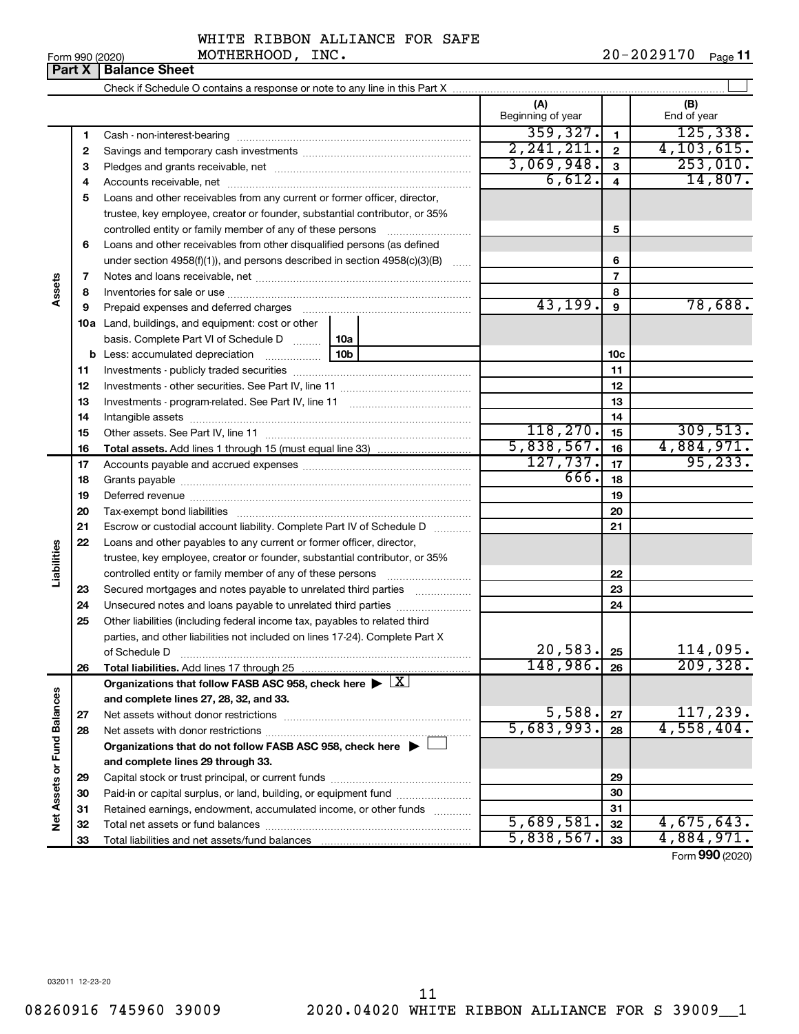WHITE RIBBON ALLIANCE FOR SAFE MOTHERHOOD, INC. 20-2029170

Form 990 (2020) Page 11

**Part X | Balance Sheet**

Check if Schedule O contains a response or note to any line in this Part X

| | | | (A) Beginning of year | | (B) End of year |
|---|---|---|---|---|---|
| Assets | 1 | Cash - non-interest-bearing | 359,327. | 1 | 125,338. |
| | 2 | Savings and temporary cash investments | 2,241,211. | 2 | 4,103,615. |
| | 3 | Pledges and grants receivable, net | 3,069,948. | 3 | 253,010. |
| | 4 | Accounts receivable, net | 6,612. | 4 | 14,807. |
| | 5 | Loans and other receivables from any current or former officer, director, trustee, key employee, creator or founder, substantial contributor, or 35% controlled entity or family member of any of these persons | | 5 | |
| | 6 | Loans and other receivables from other disqualified persons (as defined under section 4958(f)(1)), and persons described in section 4958(c)(3)(B) | | 6 | |
| | 7 | Notes and loans receivable, net | | 7 | |
| | 8 | Inventories for sale or use | | 8 | |
| | 9 | Prepaid expenses and deferred charges | 43,199. | 9 | 78,688. |
| | 10a | Land, buildings, and equipment: cost or other basis. Complete Part VI of Schedule D [10a] | | | |
| | b | Less: accumulated depreciation [10b] | | 10c | |
| | 11 | Investments - publicly traded securities | | 11 | |
| | 12 | Investments - other securities. See Part IV, line 11 | | 12 | |
| | 13 | Investments - program-related. See Part IV, line 11 | | 13 | |
| | 14 | Intangible assets | | 14 | |
| | 15 | Other assets. See Part IV, line 11 | 118,270. | 15 | 309,513. |
| | 16 | **Total assets.** Add lines 1 through 15 (must equal line 33) | 5,838,567. | 16 | 4,884,971. |
| Liabilities | 17 | Accounts payable and accrued expenses | 127,737. | 17 | 95,233. |
| | 18 | Grants payable | 666. | 18 | |
| | 19 | Deferred revenue | | 19 | |
| | 20 | Tax-exempt bond liabilities | | 20 | |
| | 21 | Escrow or custodial account liability. Complete Part IV of Schedule D | | 21 | |
| | 22 | Loans and other payables to any current or former officer, director, trustee, key employee, creator or founder, substantial contributor, or 35% controlled entity or family member of any of these persons | | 22 | |
| | 23 | Secured mortgages and notes payable to unrelated third parties | | 23 | |
| | 24 | Unsecured notes and loans payable to unrelated third parties | | 24 | |
| | 25 | Other liabilities (including federal income tax, payables to related third parties, and other liabilities not included on lines 17-24). Complete Part X of Schedule D | 20,583. | 25 | 114,095. |
| | 26 | **Total liabilities.** Add lines 17 through 25 | 148,986. | 26 | 209,328. |
| Net Assets or Fund Balances | | **Organizations that follow FASB ASC 958, check here** ▶ [X] **and complete lines 27, 28, 32, and 33.** | | | |
| | 27 | Net assets without donor restrictions | 5,588. | 27 | 117,239. |
| | 28 | Net assets with donor restrictions | 5,683,993. | 28 | 4,558,404. |
| | | **Organizations that do not follow FASB ASC 958, check here** ▶ [ ] **and complete lines 29 through 33.** | | | |
| | 29 | Capital stock or trust principal, or current funds | | 29 | |
| | 30 | Paid-in or capital surplus, or land, building, or equipment fund | | 30 | |
| | 31 | Retained earnings, endowment, accumulated income, or other funds | | 31 | |
| | 32 | Total net assets or fund balances | 5,689,581. | 32 | 4,675,643. |
| | 33 | Total liabilities and net assets/fund balances | 5,838,567. | 33 | 4,884,971. |

Form **990** (2020)

032011 12-23-20

08260916 745960 39009 2020.04020 WHITE RIBBON ALLIANCE FOR S 39009__1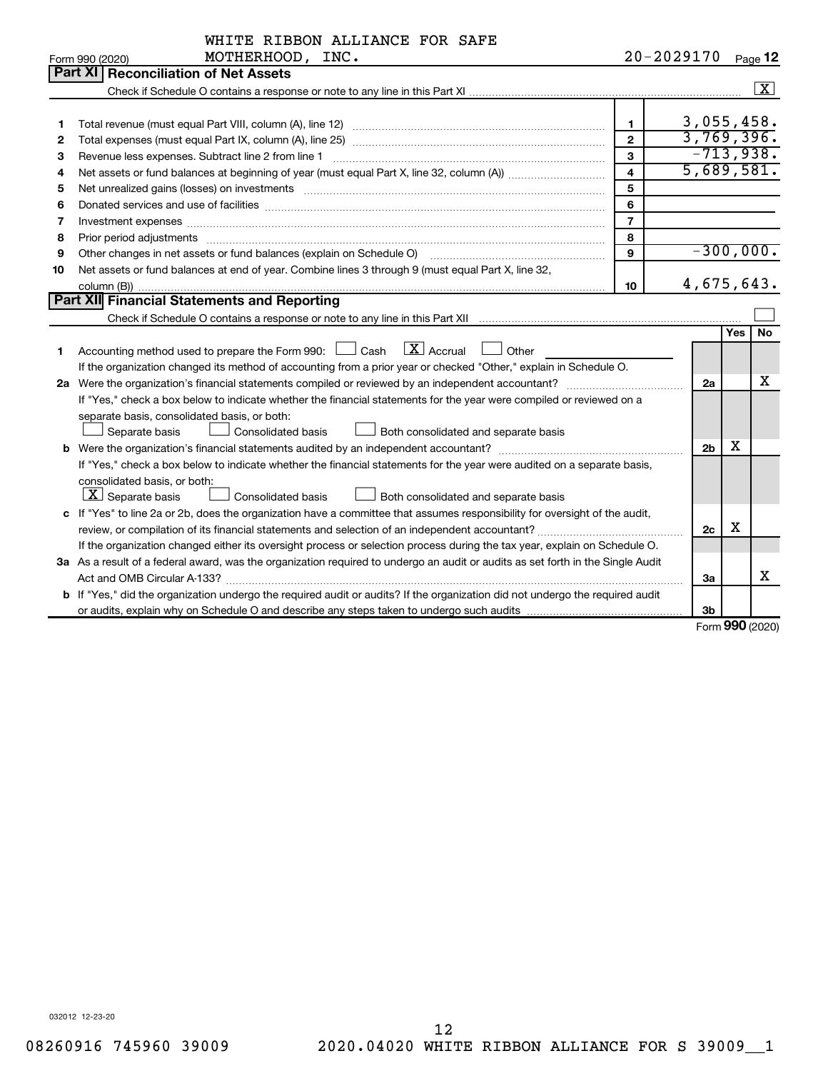WHITE RIBBON ALLIANCE FOR SAFE MOTHERHOOD, INC. 20-2029170

Form 990 (2020) Page **12**

## Part XI Reconciliation of Net Assets

Check if Schedule O contains a response or note to any line in this Part XI .......... [X]

| | | | |
|---|---|---|---|
| 1 | Total revenue (must equal Part VIII, column (A), line 12) | 1 | 3,055,458. |
| 2 | Total expenses (must equal Part IX, column (A), line 25) | 2 | 3,769,396. |
| 3 | Revenue less expenses. Subtract line 2 from line 1 | 3 | -713,938. |
| 4 | Net assets or fund balances at beginning of year (must equal Part X, line 32, column (A)) | 4 | 5,689,581. |
| 5 | Net unrealized gains (losses) on investments | 5 | |
| 6 | Donated services and use of facilities | 6 | |
| 7 | Investment expenses | 7 | |
| 8 | Prior period adjustments | 8 | |
| 9 | Other changes in net assets or fund balances (explain on Schedule O) | 9 | -300,000. |
| 10 | Net assets or fund balances at end of year. Combine lines 3 through 9 (must equal Part X, line 32, column (B)) | 10 | 4,675,643. |

## Part XII Financial Statements and Reporting

Check if Schedule O contains a response or note to any line in this Part XII .......... [ ]

| | | | Yes | No |
|---|---|---|---|---|
| 1 | Accounting method used to prepare the Form 990: [ ] Cash [X] Accrual [ ] Other<br>If the organization changed its method of accounting from a prior year or checked "Other," explain in Schedule O. | | | |
| 2a | Were the organization's financial statements compiled or reviewed by an independent accountant?<br>If "Yes," check a box below to indicate whether the financial statements for the year were compiled or reviewed on a separate basis, consolidated basis, or both:<br>[ ] Separate basis [ ] Consolidated basis [ ] Both consolidated and separate basis | 2a | | X |
| b | Were the organization's financial statements audited by an independent accountant?<br>If "Yes," check a box below to indicate whether the financial statements for the year were audited on a separate basis, consolidated basis, or both:<br>[X] Separate basis [ ] Consolidated basis [ ] Both consolidated and separate basis | 2b | X | |
| c | If "Yes" to line 2a or 2b, does the organization have a committee that assumes responsibility for oversight of the audit, review, or compilation of its financial statements and selection of an independent accountant?<br>If the organization changed either its oversight process or selection process during the tax year, explain on Schedule O. | 2c | X | |
| 3a | As a result of a federal award, was the organization required to undergo an audit or audits as set forth in the Single Audit Act and OMB Circular A-133? | 3a | | X |
| b | If "Yes," did the organization undergo the required audit or audits? If the organization did not undergo the required audit or audits, explain why on Schedule O and describe any steps taken to undergo such audits | 3b | | |

Form **990** (2020)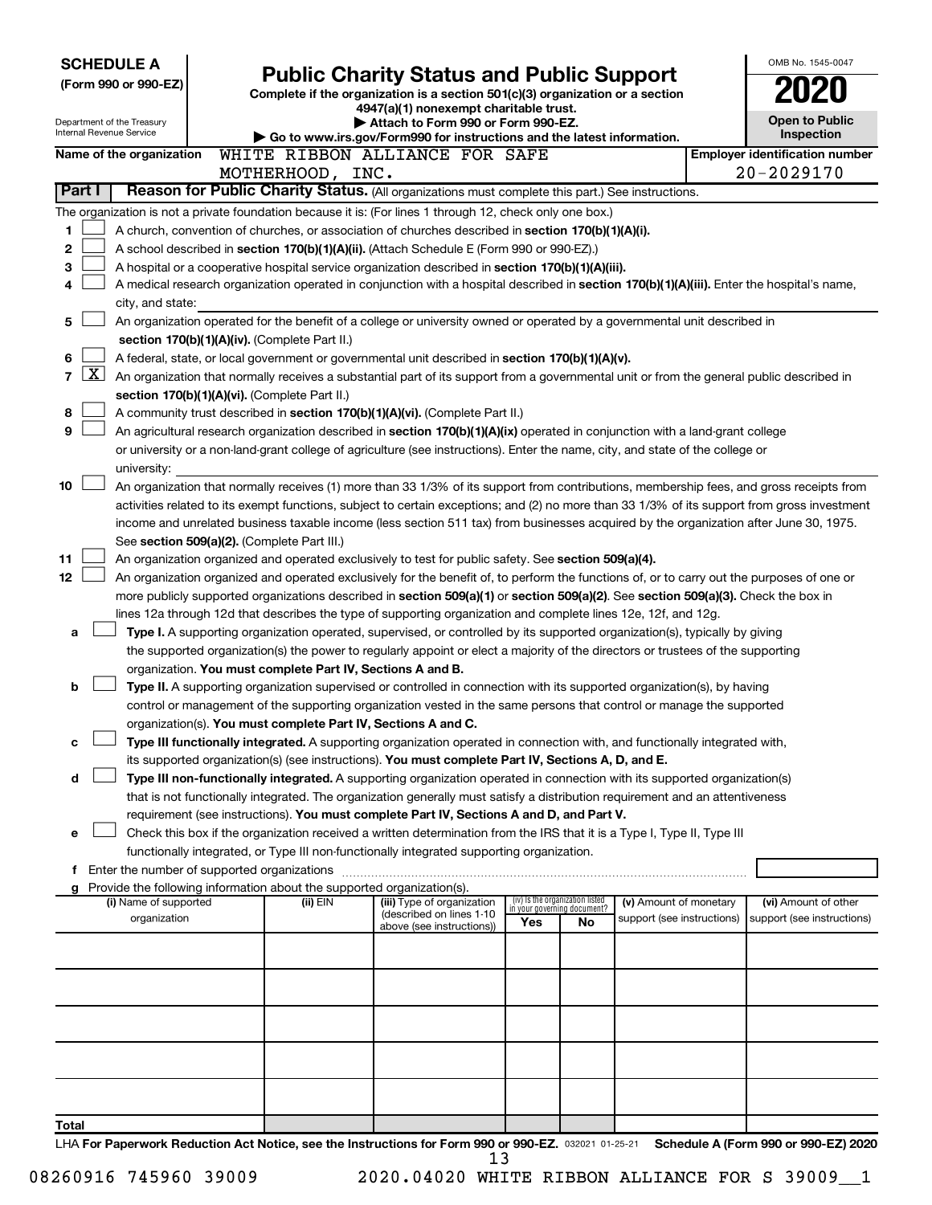**SCHEDULE A**
**(Form 990 or 990-EZ)**

Department of the Treasury
Internal Revenue Service

# Public Charity Status and Public Support

**Complete if the organization is a section 501(c)(3) organization or a section 4947(a)(1) nonexempt charitable trust.**
**▶ Attach to Form 990 or Form 990-EZ.**
**▶ Go to www.irs.gov/Form990 for instructions and the latest information.**

OMB No. 1545-0047
**2020**
**Open to Public Inspection**

**Name of the organization** WHITE RIBBON ALLIANCE FOR SAFE MOTHERHOOD, INC.
**Employer identification number** 20-2029170

**Part I** **Reason for Public Charity Status.** (All organizations must complete this part.) See instructions.

The organization is not a private foundation because it is: (For lines 1 through 12, check only one box.)

1 ☐ A church, convention of churches, or association of churches described in **section 170(b)(1)(A)(i).**
2 ☐ A school described in **section 170(b)(1)(A)(ii).** (Attach Schedule E (Form 990 or 990-EZ).)
3 ☐ A hospital or a cooperative hospital service organization described in **section 170(b)(1)(A)(iii).**
4 ☐ A medical research organization operated in conjunction with a hospital described in **section 170(b)(1)(A)(iii).** Enter the hospital's name, city, and state:
5 ☐ An organization operated for the benefit of a college or university owned or operated by a governmental unit described in **section 170(b)(1)(A)(iv).** (Complete Part II.)
6 ☐ A federal, state, or local government or governmental unit described in **section 170(b)(1)(A)(v).**
7 ☒ An organization that normally receives a substantial part of its support from a governmental unit or from the general public described in **section 170(b)(1)(A)(vi).** (Complete Part II.)
8 ☐ A community trust described in **section 170(b)(1)(A)(vi).** (Complete Part II.)
9 ☐ An agricultural research organization described in **section 170(b)(1)(A)(ix)** operated in conjunction with a land-grant college or university or a non-land-grant college of agriculture (see instructions). Enter the name, city, and state of the college or university:
10 ☐ An organization that normally receives (1) more than 33 1/3% of its support from contributions, membership fees, and gross receipts from activities related to its exempt functions, subject to certain exceptions; and (2) no more than 33 1/3% of its support from gross investment income and unrelated business taxable income (less section 511 tax) from businesses acquired by the organization after June 30, 1975. See **section 509(a)(2).** (Complete Part III.)
11 ☐ An organization organized and operated exclusively to test for public safety. See **section 509(a)(4).**
12 ☐ An organization organized and operated exclusively for the benefit of, to perform the functions of, or to carry out the purposes of one or more publicly supported organizations described in **section 509(a)(1)** or **section 509(a)(2).** See **section 509(a)(3).** Check the box in lines 12a through 12d that describes the type of supporting organization and complete lines 12e, 12f, and 12g.

a ☐ **Type I.** A supporting organization operated, supervised, or controlled by its supported organization(s), typically by giving the supported organization(s) the power to regularly appoint or elect a majority of the directors or trustees of the supporting organization. **You must complete Part IV, Sections A and B.**

b ☐ **Type II.** A supporting organization supervised or controlled in connection with its supported organization(s), by having control or management of the supporting organization vested in the same persons that control or manage the supported organization(s). **You must complete Part IV, Sections A and C.**

c ☐ **Type III functionally integrated.** A supporting organization operated in connection with, and functionally integrated with, its supported organization(s) (see instructions). **You must complete Part IV, Sections A, D, and E.**

d ☐ **Type III non-functionally integrated.** A supporting organization operated in connection with its supported organization(s) that is not functionally integrated. The organization generally must satisfy a distribution requirement and an attentiveness requirement (see instructions). **You must complete Part IV, Sections A and D, and Part V.**

e ☐ Check this box if the organization received a written determination from the IRS that it is a Type I, Type II, Type III functionally integrated, or Type III non-functionally integrated supporting organization.

f Enter the number of supported organizations

g Provide the following information about the supported organization(s).

| (i) Name of supported organization | (ii) EIN | (iii) Type of organization (described on lines 1-10 above (see instructions)) | (iv) Is the organization listed in your governing document? Yes | No | (v) Amount of monetary support (see instructions) | (vi) Amount of other support (see instructions) |
|---|---|---|---|---|---|---|
| | | | | | | |
| | | | | | | |
| | | | | | | |
| | | | | | | |
| | | | | | | |
| **Total** | | | | | | |

LHA **For Paperwork Reduction Act Notice, see the Instructions for Form 990 or 990-EZ.** 032021 01-25-21 **Schedule A (Form 990 or 990-EZ) 2020**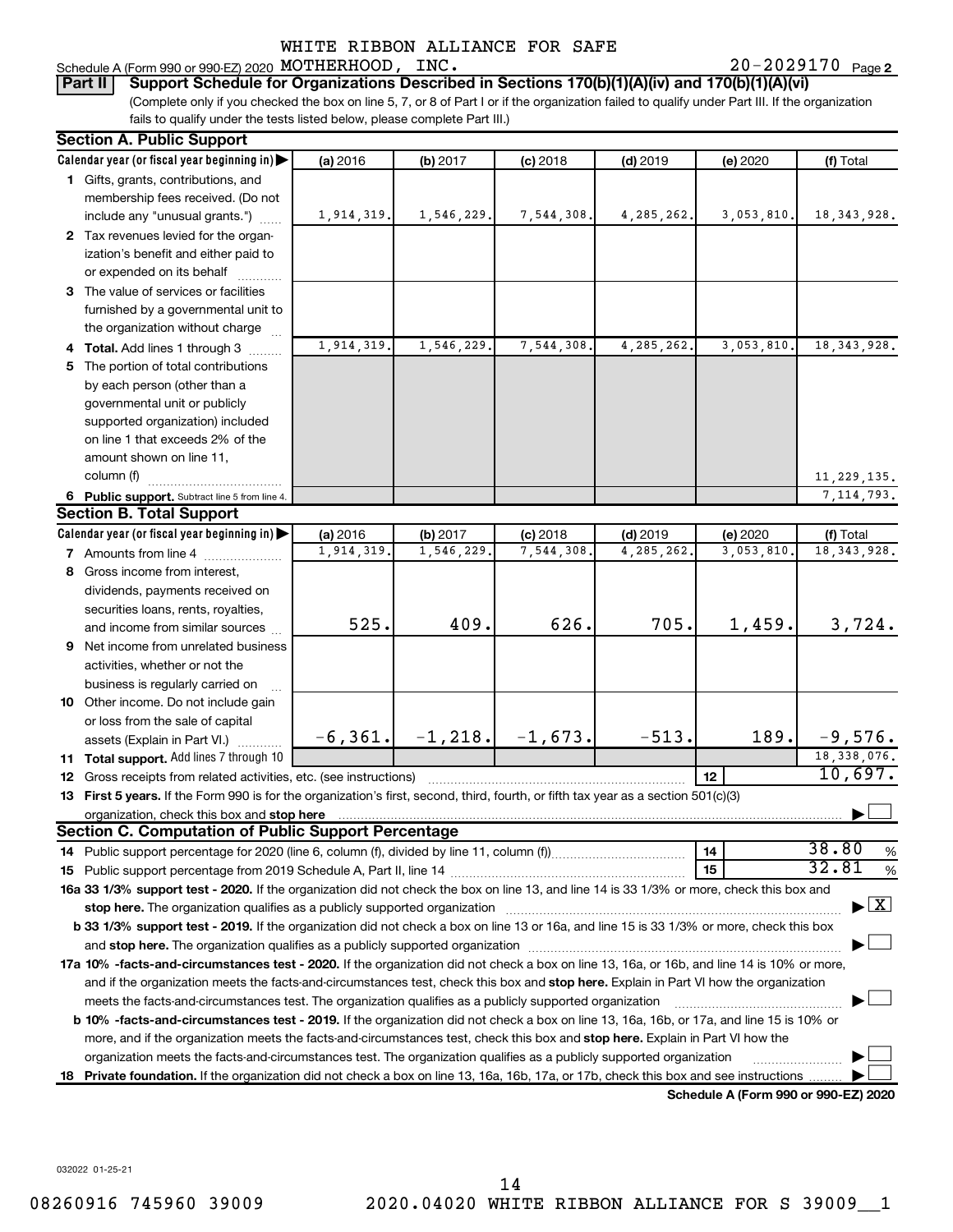WHITE RIBBON ALLIANCE FOR SAFE

Schedule A (Form 990 or 990-EZ) 2020 MOTHERHOOD, INC. 20-2029170 Page 2

**Part II Support Schedule for Organizations Described in Sections 170(b)(1)(A)(iv) and 170(b)(1)(A)(vi)**

(Complete only if you checked the box on line 5, 7, or 8 of Part I or if the organization failed to qualify under Part III. If the organization fails to qualify under the tests listed below, please complete Part III.)

**Section A. Public Support**

| Calendar year (or fiscal year beginning in) | (a) 2016 | (b) 2017 | (c) 2018 | (d) 2019 | (e) 2020 | (f) Total |
|---|---|---|---|---|---|---|
| 1 Gifts, grants, contributions, and membership fees received. (Do not include any "unusual grants.") | 1,914,319. | 1,546,229. | 7,544,308. | 4,285,262. | 3,053,810. | 18,343,928. |
| 2 Tax revenues levied for the organization's benefit and either paid to or expended on its behalf | | | | | | |
| 3 The value of services or facilities furnished by a governmental unit to the organization without charge | | | | | | |
| 4 Total. Add lines 1 through 3 | 1,914,319. | 1,546,229. | 7,544,308. | 4,285,262. | 3,053,810. | 18,343,928. |
| 5 The portion of total contributions by each person (other than a governmental unit or publicly supported organization) included on line 1 that exceeds 2% of the amount shown on line 11, column (f) | | | | | | 11,229,135. |
| 6 Public support. Subtract line 5 from line 4. | | | | | | 7,114,793. |

**Section B. Total Support**

| Calendar year (or fiscal year beginning in) | (a) 2016 | (b) 2017 | (c) 2018 | (d) 2019 | (e) 2020 | (f) Total |
|---|---|---|---|---|---|---|
| 7 Amounts from line 4 | 1,914,319. | 1,546,229. | 7,544,308. | 4,285,262. | 3,053,810. | 18,343,928. |
| 8 Gross income from interest, dividends, payments received on securities loans, rents, royalties, and income from similar sources | 525. | 409. | 626. | 705. | 1,459. | 3,724. |
| 9 Net income from unrelated business activities, whether or not the business is regularly carried on | | | | | | |
| 10 Other income. Do not include gain or loss from the sale of capital assets (Explain in Part VI.) | -6,361. | -1,218. | -1,673. | -513. | 189. | -9,576. |
| 11 Total support. Add lines 7 through 10 | | | | | | 18,338,076. |
| 12 Gross receipts from related activities, etc. (see instructions) | | | | | 12 | 10,697. |

13 **First 5 years.** If the Form 990 is for the organization's first, second, third, fourth, or fifth tax year as a section 501(c)(3) organization, check this box and **stop here** ☐

**Section C. Computation of Public Support Percentage**

14 Public support percentage for 2020 (line 6, column (f), divided by line 11, column (f)) — 14 — 38.80 %

15 Public support percentage from 2019 Schedule A, Part II, line 14 — 15 — 32.81 %

16a **33 1/3% support test - 2020.** If the organization did not check the box on line 13, and line 14 is 33 1/3% or more, check this box and **stop here.** The organization qualifies as a publicly supported organization ☒

b **33 1/3% support test - 2019.** If the organization did not check a box on line 13 or 16a, and line 15 is 33 1/3% or more, check this box and **stop here.** The organization qualifies as a publicly supported organization ☐

17a **10% -facts-and-circumstances test - 2020.** If the organization did not check a box on line 13, 16a, or 16b, and line 14 is 10% or more, and if the organization meets the facts-and-circumstances test, check this box and **stop here.** Explain in Part VI how the organization meets the facts-and-circumstances test. The organization qualifies as a publicly supported organization ☐

b **10% -facts-and-circumstances test - 2019.** If the organization did not check a box on line 13, 16a, 16b, or 17a, and line 15 is 10% or more, and if the organization meets the facts-and-circumstances test, check this box and **stop here.** Explain in Part VI how the organization meets the facts-and-circumstances test. The organization qualifies as a publicly supported organization ☐

18 **Private foundation.** If the organization did not check a box on line 13, 16a, 16b, 17a, or 17b, check this box and see instructions ☐

**Schedule A (Form 990 or 990-EZ) 2020**

032022 01-25-21

08260916 745960 39009 2020.04020 WHITE RIBBON ALLIANCE FOR S 39009__1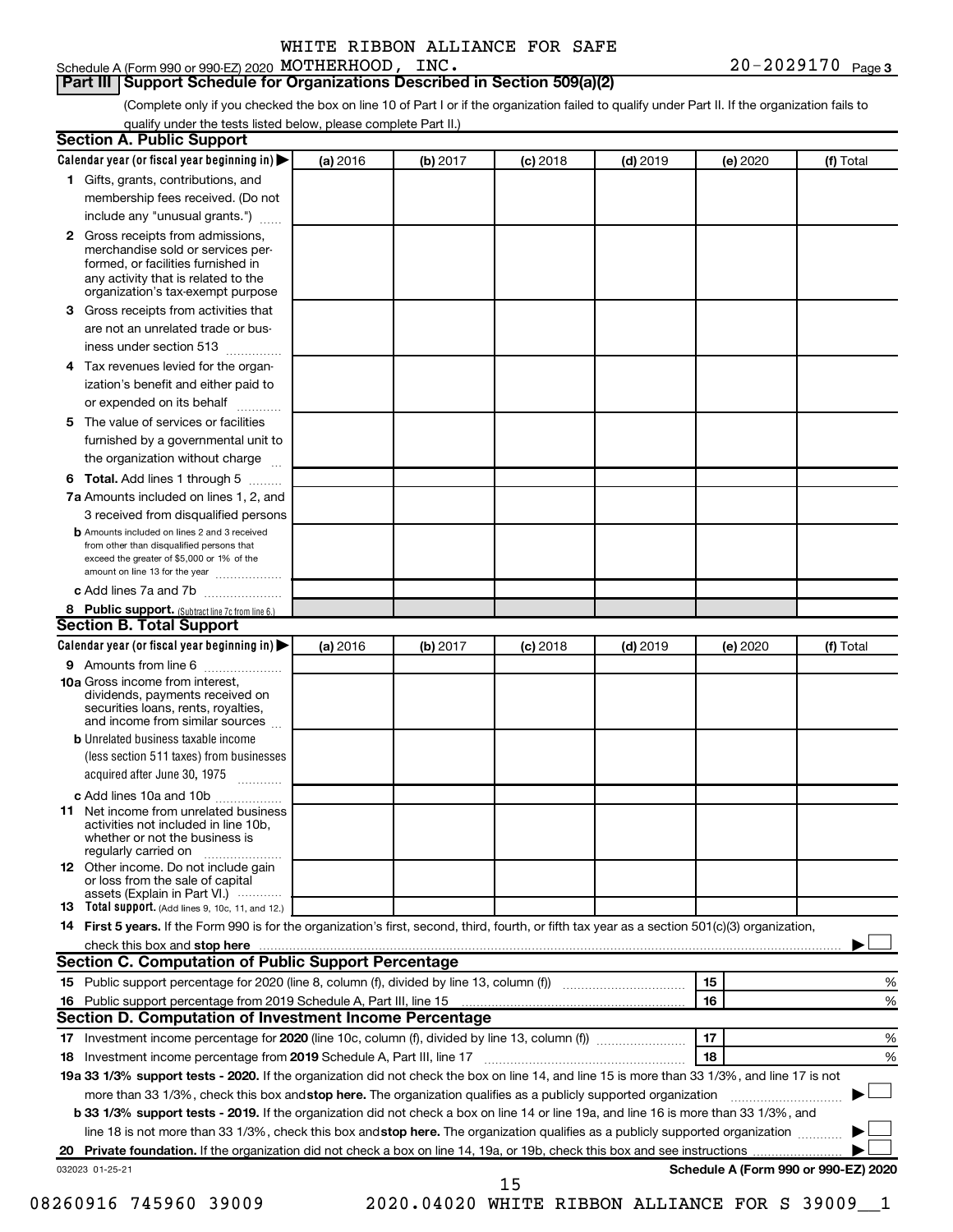Schedule A (Form 990 or 990-EZ) 2020 WHITE RIBBON ALLIANCE FOR SAFE MOTHERHOOD, INC. 20-2029170 Page 3

## Part III Support Schedule for Organizations Described in Section 509(a)(2)

(Complete only if you checked the box on line 10 of Part I or if the organization failed to qualify under Part II. If the organization fails to qualify under the tests listed below, please complete Part II.)

### Section A. Public Support

| Calendar year (or fiscal year beginning in) ▶ | (a) 2016 | (b) 2017 | (c) 2018 | (d) 2019 | (e) 2020 | (f) Total |
|---|---|---|---|---|---|---|
| 1 Gifts, grants, contributions, and membership fees received. (Do not include any "unusual grants.") | | | | | | |
| 2 Gross receipts from admissions, merchandise sold or services performed, or facilities furnished in any activity that is related to the organization's tax-exempt purpose | | | | | | |
| 3 Gross receipts from activities that are not an unrelated trade or business under section 513 | | | | | | |
| 4 Tax revenues levied for the organization's benefit and either paid to or expended on its behalf | | | | | | |
| 5 The value of services or facilities furnished by a governmental unit to the organization without charge | | | | | | |
| 6 **Total.** Add lines 1 through 5 | | | | | | |
| 7a Amounts included on lines 1, 2, and 3 received from disqualified persons | | | | | | |
| b Amounts included on lines 2 and 3 received from other than disqualified persons that exceed the greater of $5,000 or 1% of the amount on line 13 for the year | | | | | | |
| c Add lines 7a and 7b | | | | | | |
| 8 **Public support.** (Subtract line 7c from line 6.) | | | | | | |

### Section B. Total Support

| Calendar year (or fiscal year beginning in) ▶ | (a) 2016 | (b) 2017 | (c) 2018 | (d) 2019 | (e) 2020 | (f) Total |
|---|---|---|---|---|---|---|
| 9 Amounts from line 6 | | | | | | |
| 10a Gross income from interest, dividends, payments received on securities loans, rents, royalties, and income from similar sources | | | | | | |
| b Unrelated business taxable income (less section 511 taxes) from businesses acquired after June 30, 1975 | | | | | | |
| c Add lines 10a and 10b | | | | | | |
| 11 Net income from unrelated business activities not included in line 10b, whether or not the business is regularly carried on | | | | | | |
| 12 Other income. Do not include gain or loss from the sale of capital assets (Explain in Part VI.) | | | | | | |
| 13 **Total support.** (Add lines 9, 10c, 11, and 12.) | | | | | | |

14 **First 5 years.** If the Form 990 is for the organization's first, second, third, fourth, or fifth tax year as a section 501(c)(3) organization, check this box and **stop here** ▶ ☐

### Section C. Computation of Public Support Percentage

| | | | |
|---|---|---|---|
| 15 | Public support percentage for 2020 (line 8, column (f), divided by line 13, column (f)) | 15 | % |
| 16 | Public support percentage from 2019 Schedule A, Part III, line 15 | 16 | % |

### Section D. Computation of Investment Income Percentage

| | | | |
|---|---|---|---|
| 17 | Investment income percentage for **2020** (line 10c, column (f), divided by line 13, column (f)) | 17 | % |
| 18 | Investment income percentage from **2019** Schedule A, Part III, line 17 | 18 | % |

**19a 33 1/3% support tests - 2020.** If the organization did not check the box on line 14, and line 15 is more than 33 1/3%, and line 17 is not more than 33 1/3%, check this box and **stop here.** The organization qualifies as a publicly supported organization ▶ ☐

**b 33 1/3% support tests - 2019.** If the organization did not check a box on line 14 or line 19a, and line 16 is more than 33 1/3%, and line 18 is not more than 33 1/3%, check this box and **stop here.** The organization qualifies as a publicly supported organization ▶ ☐

**20 Private foundation.** If the organization did not check a box on line 14, 19a, or 19b, check this box and see instructions ▶ ☐

032023 01-25-21 **Schedule A (Form 990 or 990-EZ) 2020**

08260916 745960 39009 2020.04020 WHITE RIBBON ALLIANCE FOR S 39009__1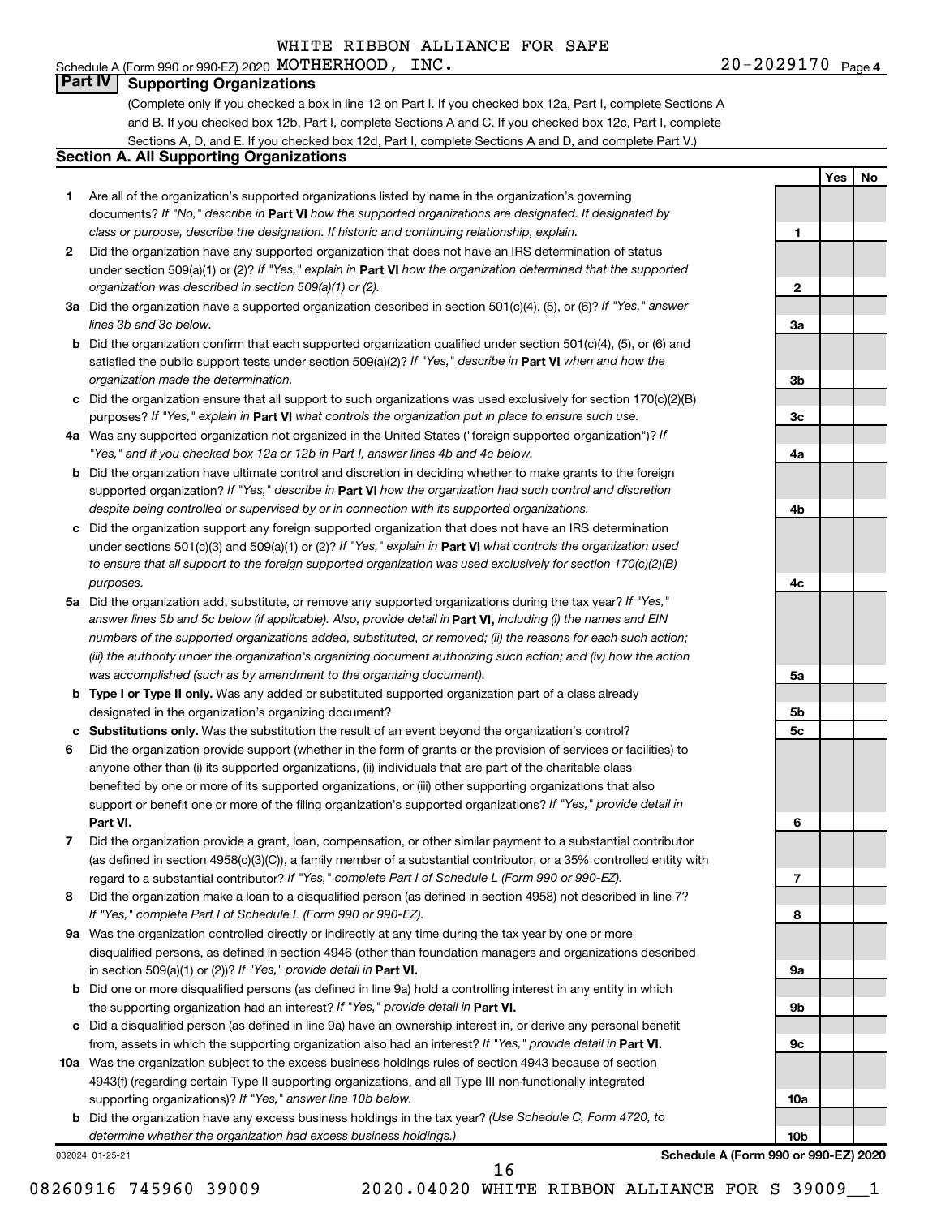WHITE RIBBON ALLIANCE FOR SAFE

Schedule A (Form 990 or 990-EZ) 2020 MOTHERHOOD, INC. 20-2029170 Page 4

## Part IV Supporting Organizations

(Complete only if you checked a box in line 12 on Part I. If you checked box 12a, Part I, complete Sections A and B. If you checked box 12b, Part I, complete Sections A and C. If you checked box 12c, Part I, complete Sections A, D, and E. If you checked box 12d, Part I, complete Sections A and D, and complete Part V.)

### Section A. All Supporting Organizations

| | | | Yes | No |
|---|---|---|---|---|
| **1** | Are all of the organization's supported organizations listed by name in the organization's governing documents? *If "No," describe in* **Part VI** *how the supported organizations are designated. If designated by class or purpose, describe the designation. If historic and continuing relationship, explain.* | 1 | | |
| **2** | Did the organization have any supported organization that does not have an IRS determination of status under section 509(a)(1) or (2)? *If "Yes," explain in* **Part VI** *how the organization determined that the supported organization was described in section 509(a)(1) or (2).* | 2 | | |
| **3a** | Did the organization have a supported organization described in section 501(c)(4), (5), or (6)? *If "Yes," answer lines 3b and 3c below.* | 3a | | |
| **b** | Did the organization confirm that each supported organization qualified under section 501(c)(4), (5), or (6) and satisfied the public support tests under section 509(a)(2)? *If "Yes," describe in* **Part VI** *when and how the organization made the determination.* | 3b | | |
| **c** | Did the organization ensure that all support to such organizations was used exclusively for section 170(c)(2)(B) purposes? *If "Yes," explain in* **Part VI** *what controls the organization put in place to ensure such use.* | 3c | | |
| **4a** | Was any supported organization not organized in the United States ("foreign supported organization")? *If "Yes," and if you checked box 12a or 12b in Part I, answer lines 4b and 4c below.* | 4a | | |
| **b** | Did the organization have ultimate control and discretion in deciding whether to make grants to the foreign supported organization? *If "Yes," describe in* **Part VI** *how the organization had such control and discretion despite being controlled or supervised by or in connection with its supported organizations.* | 4b | | |
| **c** | Did the organization support any foreign supported organization that does not have an IRS determination under sections 501(c)(3) and 509(a)(1) or (2)? *If "Yes," explain in* **Part VI** *what controls the organization used to ensure that all support to the foreign supported organization was used exclusively for section 170(c)(2)(B) purposes.* | 4c | | |
| **5a** | Did the organization add, substitute, or remove any supported organizations during the tax year? *If "Yes," answer lines 5b and 5c below (if applicable). Also, provide detail in* **Part VI,** *including (i) the names and EIN numbers of the supported organizations added, substituted, or removed; (ii) the reasons for each such action; (iii) the authority under the organization's organizing document authorizing such action; and (iv) how the action was accomplished (such as by amendment to the organizing document).* | 5a | | |
| **b** | **Type I or Type II only.** Was any added or substituted supported organization part of a class already designated in the organization's organizing document? | 5b | | |
| **c** | **Substitutions only.** Was the substitution the result of an event beyond the organization's control? | 5c | | |
| **6** | Did the organization provide support (whether in the form of grants or the provision of services or facilities) to anyone other than (i) its supported organizations, (ii) individuals that are part of the charitable class benefited by one or more of its supported organizations, or (iii) other supporting organizations that also support or benefit one or more of the filing organization's supported organizations? *If "Yes," provide detail in* **Part VI.** | 6 | | |
| **7** | Did the organization provide a grant, loan, compensation, or other similar payment to a substantial contributor (as defined in section 4958(c)(3)(C)), a family member of a substantial contributor, or a 35% controlled entity with regard to a substantial contributor? *If "Yes," complete Part I of Schedule L (Form 990 or 990-EZ).* | 7 | | |
| **8** | Did the organization make a loan to a disqualified person (as defined in section 4958) not described in line 7? *If "Yes," complete Part I of Schedule L (Form 990 or 990-EZ).* | 8 | | |
| **9a** | Was the organization controlled directly or indirectly at any time during the tax year by one or more disqualified persons, as defined in section 4946 (other than foundation managers and organizations described in section 509(a)(1) or (2))? *If "Yes," provide detail in* **Part VI.** | 9a | | |
| **b** | Did one or more disqualified persons (as defined in line 9a) hold a controlling interest in any entity in which the supporting organization had an interest? *If "Yes," provide detail in* **Part VI.** | 9b | | |
| **c** | Did a disqualified person (as defined in line 9a) have an ownership interest in, or derive any personal benefit from, assets in which the supporting organization also had an interest? *If "Yes," provide detail in* **Part VI.** | 9c | | |
| **10a** | Was the organization subject to the excess business holdings rules of section 4943 because of section 4943(f) (regarding certain Type II supporting organizations, and all Type III non-functionally integrated supporting organizations)? *If "Yes," answer line 10b below.* | 10a | | |
| **b** | Did the organization have any excess business holdings in the tax year? *(Use Schedule C, Form 4720, to determine whether the organization had excess business holdings.)* | 10b | | |

032024 01-25-21 **Schedule A (Form 990 or 990-EZ) 2020**

08260916 745960 39009 2020.04020 WHITE RIBBON ALLIANCE FOR S 39009__1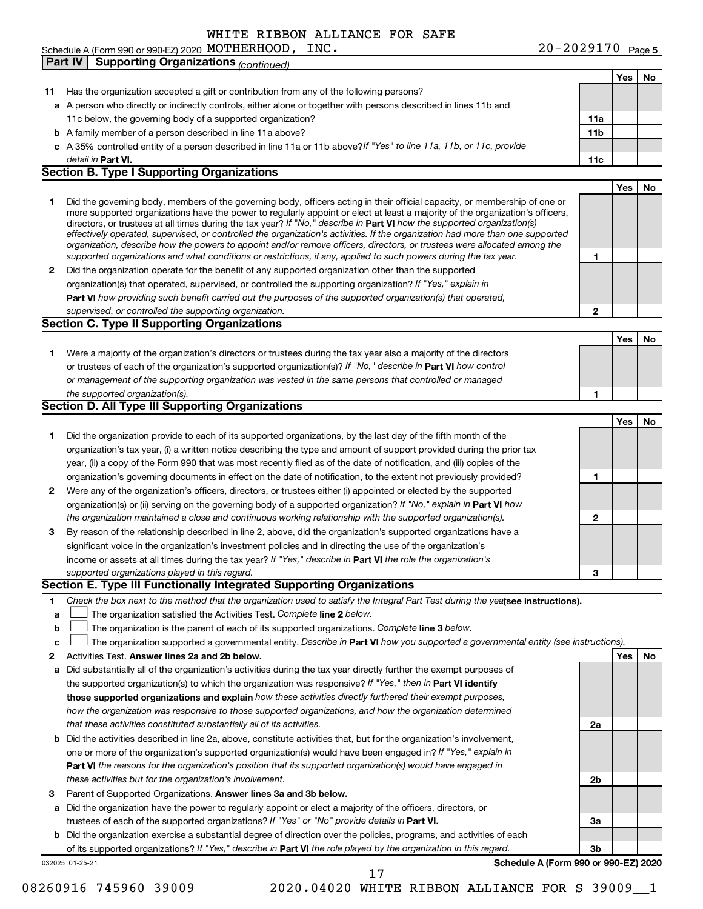WHITE RIBBON ALLIANCE FOR SAFE

Schedule A (Form 990 or 990-EZ) 2020 MOTHERHOOD, INC. 20-2029170 Page 5

**Part IV | Supporting Organizations** *(continued)*

| | | | Yes | No |
|---|---|---|---|---|
| **11** | Has the organization accepted a gift or contribution from any of the following persons? | | | |
| **a** | A person who directly or indirectly controls, either alone or together with persons described in lines 11b and 11c below, the governing body of a supported organization? | **11a** | | |
| **b** | A family member of a person described in line 11a above? | **11b** | | |
| **c** | A 35% controlled entity of a person described in line 11a or 11b above? *If "Yes" to line 11a, 11b, or 11c, provide detail in* **Part VI.** | **11c** | | |

## Section B. Type I Supporting Organizations

| | | | Yes | No |
|---|---|---|---|---|
| **1** | Did the governing body, members of the governing body, officers acting in their official capacity, or membership of one or more supported organizations have the power to regularly appoint or elect at least a majority of the organization's officers, directors, or trustees at all times during the tax year? *If "No," describe in* **Part VI** *how the supported organization(s) effectively operated, supervised, or controlled the organization's activities. If the organization had more than one supported organization, describe how the powers to appoint and/or remove officers, directors, or trustees were allocated among the supported organizations and what conditions or restrictions, if any, applied to such powers during the tax year.* | **1** | | |
| **2** | Did the organization operate for the benefit of any supported organization other than the supported organization(s) that operated, supervised, or controlled the supporting organization? *If "Yes," explain in* **Part VI** *how providing such benefit carried out the purposes of the supported organization(s) that operated, supervised, or controlled the supporting organization.* | **2** | | |

## Section C. Type II Supporting Organizations

| | | | Yes | No |
|---|---|---|---|---|
| **1** | Were a majority of the organization's directors or trustees during the tax year also a majority of the directors or trustees of each of the organization's supported organization(s)? *If "No," describe in* **Part VI** *how control or management of the supporting organization was vested in the same persons that controlled or managed the supported organization(s).* | **1** | | |

## Section D. All Type III Supporting Organizations

| | | | Yes | No |
|---|---|---|---|---|
| **1** | Did the organization provide to each of its supported organizations, by the last day of the fifth month of the organization's tax year, (i) a written notice describing the type and amount of support provided during the prior tax year, (ii) a copy of the Form 990 that was most recently filed as of the date of notification, and (iii) copies of the organization's governing documents in effect on the date of notification, to the extent not previously provided? | **1** | | |
| **2** | Were any of the organization's officers, directors, or trustees either (i) appointed or elected by the supported organization(s) or (ii) serving on the governing body of a supported organization? *If "No," explain in* **Part VI** *how the organization maintained a close and continuous working relationship with the supported organization(s).* | **2** | | |
| **3** | By reason of the relationship described in line 2, above, did the organization's supported organizations have a significant voice in the organization's investment policies and in directing the use of the organization's income or assets at all times during the tax year? *If "Yes," describe in* **Part VI** *the role the organization's supported organizations played in this regard.* | **3** | | |

## Section E. Type III Functionally Integrated Supporting Organizations

**1** *Check the box next to the method that the organization used to satisfy the Integral Part Test during the year* **(see instructions).**

- **a** ☐ The organization satisfied the Activities Test. *Complete* **line 2** *below.*
- **b** ☐ The organization is the parent of each of its supported organizations. *Complete* **line 3** *below.*
- **c** ☐ The organization supported a governmental entity. *Describe in* **Part VI** *how you supported a governmental entity (see instructions).*

| | | | Yes | No |
|---|---|---|---|---|
| **2** | Activities Test. **Answer lines 2a and 2b below.** | | | |
| **a** | Did substantially all of the organization's activities during the tax year directly further the exempt purposes of the supported organization(s) to which the organization was responsive? *If "Yes," then in* **Part VI identify those supported organizations and explain** *how these activities directly furthered their exempt purposes, how the organization was responsive to those supported organizations, and how the organization determined that these activities constituted substantially all of its activities.* | **2a** | | |
| **b** | Did the activities described in line 2a, above, constitute activities that, but for the organization's involvement, one or more of the organization's supported organization(s) would have been engaged in? *If "Yes," explain in* **Part VI** *the reasons for the organization's position that its supported organization(s) would have engaged in these activities but for the organization's involvement.* | **2b** | | |
| **3** | Parent of Supported Organizations. **Answer lines 3a and 3b below.** | | | |
| **a** | Did the organization have the power to regularly appoint or elect a majority of the officers, directors, or trustees of each of the supported organizations? *If "Yes" or "No" provide details in* **Part VI.** | **3a** | | |
| **b** | Did the organization exercise a substantial degree of direction over the policies, programs, and activities of each of its supported organizations? *If "Yes," describe in* **Part VI** *the role played by the organization in this regard.* | **3b** | | |

032025 01-25-21 **Schedule A (Form 990 or 990-EZ) 2020**

08260916 745960 39009 2020.04020 WHITE RIBBON ALLIANCE FOR S 39009__1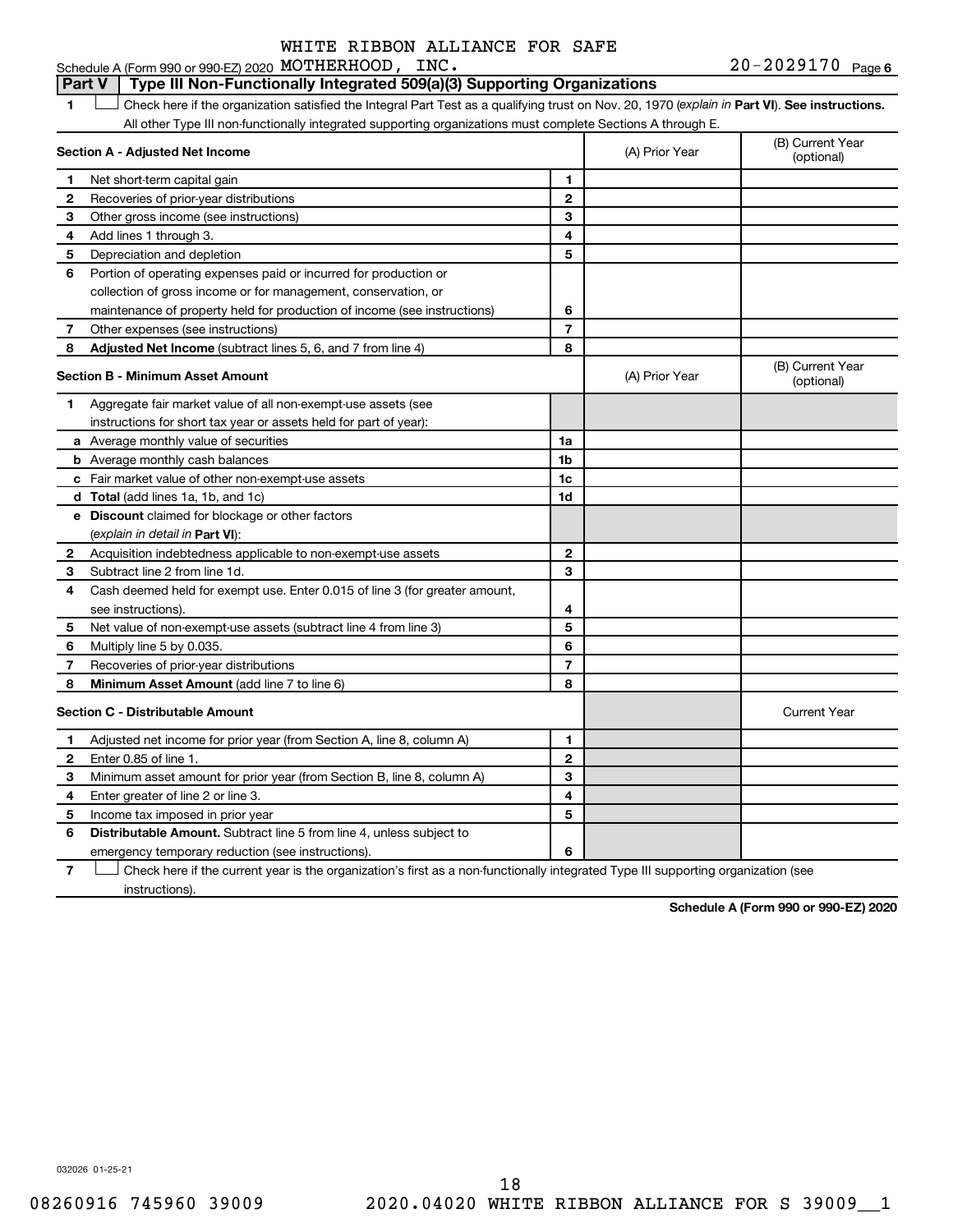WHITE RIBBON ALLIANCE FOR SAFE

Schedule A (Form 990 or 990-EZ) 2020 MOTHERHOOD, INC. 20-2029170 Page 6

## Part V | Type III Non-Functionally Integrated 509(a)(3) Supporting Organizations

**1** ☐ Check here if the organization satisfied the Integral Part Test as a qualifying trust on Nov. 20, 1970 (*explain in* **Part VI**). **See instructions.** All other Type III non-functionally integrated supporting organizations must complete Sections A through E.

| **Section A - Adjusted Net Income** | | | (A) Prior Year | (B) Current Year (optional) |
|---|---|---|---|---|
| **1** | Net short-term capital gain | **1** | | |
| **2** | Recoveries of prior-year distributions | **2** | | |
| **3** | Other gross income (see instructions) | **3** | | |
| **4** | Add lines 1 through 3. | **4** | | |
| **5** | Depreciation and depletion | **5** | | |
| **6** | Portion of operating expenses paid or incurred for production or collection of gross income or for management, conservation, or maintenance of property held for production of income (see instructions) | **6** | | |
| **7** | Other expenses (see instructions) | **7** | | |
| **8** | **Adjusted Net Income** (subtract lines 5, 6, and 7 from line 4) | **8** | | |

| **Section B - Minimum Asset Amount** | | | (A) Prior Year | (B) Current Year (optional) |
|---|---|---|---|---|
| **1** | Aggregate fair market value of all non-exempt-use assets (see instructions for short tax year or assets held for part of year): | | | |
| **a** | Average monthly value of securities | **1a** | | |
| **b** | Average monthly cash balances | **1b** | | |
| **c** | Fair market value of other non-exempt-use assets | **1c** | | |
| **d** | **Total** (add lines 1a, 1b, and 1c) | **1d** | | |
| **e** | **Discount** claimed for blockage or other factors (*explain in detail in* **Part VI**): | | | |
| **2** | Acquisition indebtedness applicable to non-exempt-use assets | **2** | | |
| **3** | Subtract line 2 from line 1d. | **3** | | |
| **4** | Cash deemed held for exempt use. Enter 0.015 of line 3 (for greater amount, see instructions). | **4** | | |
| **5** | Net value of non-exempt-use assets (subtract line 4 from line 3) | **5** | | |
| **6** | Multiply line 5 by 0.035. | **6** | | |
| **7** | Recoveries of prior-year distributions | **7** | | |
| **8** | **Minimum Asset Amount** (add line 7 to line 6) | **8** | | |

| **Section C - Distributable Amount** | | | | Current Year |
|---|---|---|---|---|
| **1** | Adjusted net income for prior year (from Section A, line 8, column A) | **1** | | |
| **2** | Enter 0.85 of line 1. | **2** | | |
| **3** | Minimum asset amount for prior year (from Section B, line 8, column A) | **3** | | |
| **4** | Enter greater of line 2 or line 3. | **4** | | |
| **5** | Income tax imposed in prior year | **5** | | |
| **6** | **Distributable Amount.** Subtract line 5 from line 4, unless subject to emergency temporary reduction (see instructions). | **6** | | |

**7** ☐ Check here if the current year is the organization's first as a non-functionally integrated Type III supporting organization (see instructions).

**Schedule A (Form 990 or 990-EZ) 2020**

032026 01-25-21

08260916 745960 39009 2020.04020 WHITE RIBBON ALLIANCE FOR S 39009__1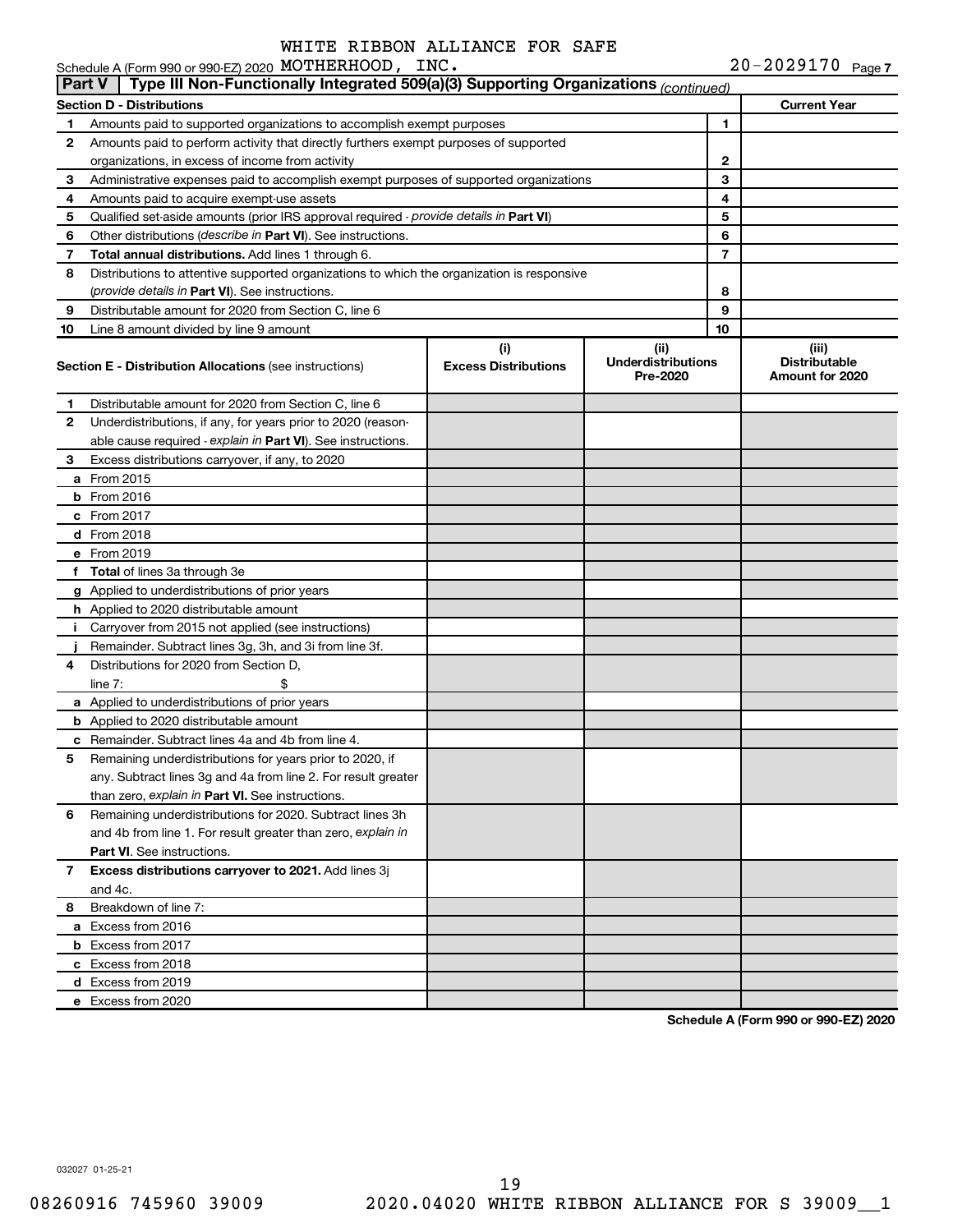WHITE RIBBON ALLIANCE FOR SAFE

Schedule A (Form 990 or 990-EZ) 2020 MOTHERHOOD, INC. 20-2029170 Page 7

## Part V | Type III Non-Functionally Integrated 509(a)(3) Supporting Organizations *(continued)*

| **Section D - Distributions** | | | **Current Year** |
|---|---|---|---|
| 1 | Amounts paid to supported organizations to accomplish exempt purposes | 1 | |
| 2 | Amounts paid to perform activity that directly furthers exempt purposes of supported organizations, in excess of income from activity | 2 | |
| 3 | Administrative expenses paid to accomplish exempt purposes of supported organizations | 3 | |
| 4 | Amounts paid to acquire exempt-use assets | 4 | |
| 5 | Qualified set-aside amounts (prior IRS approval required - *provide details in* **Part VI**) | 5 | |
| 6 | Other distributions (*describe in* **Part VI**). See instructions. | 6 | |
| 7 | **Total annual distributions.** Add lines 1 through 6. | 7 | |
| 8 | Distributions to attentive supported organizations to which the organization is responsive (*provide details in* **Part VI**). See instructions. | 8 | |
| 9 | Distributable amount for 2020 from Section C, line 6 | 9 | |
| 10 | Line 8 amount divided by line 9 amount | 10 | |

| | **Section E - Distribution Allocations** (see instructions) | **(i) Excess Distributions** | **(ii) Underdistributions Pre-2020** | **(iii) Distributable Amount for 2020** |
|---|---|---|---|---|
| 1 | Distributable amount for 2020 from Section C, line 6 | | | |
| 2 | Underdistributions, if any, for years prior to 2020 (reasonable cause required - *explain in* **Part VI**). See instructions. | | | |
| 3 | Excess distributions carryover, if any, to 2020 | | | |
| a | From 2015 | | | |
| b | From 2016 | | | |
| c | From 2017 | | | |
| d | From 2018 | | | |
| e | From 2019 | | | |
| f | **Total** of lines 3a through 3e | | | |
| g | Applied to underdistributions of prior years | | | |
| h | Applied to 2020 distributable amount | | | |
| i | Carryover from 2015 not applied (see instructions) | | | |
| j | Remainder. Subtract lines 3g, 3h, and 3i from line 3f. | | | |
| 4 | Distributions for 2020 from Section D, line 7: $ | | | |
| a | Applied to underdistributions of prior years | | | |
| b | Applied to 2020 distributable amount | | | |
| c | Remainder. Subtract lines 4a and 4b from line 4. | | | |
| 5 | Remaining underdistributions for years prior to 2020, if any. Subtract lines 3g and 4a from line 2. For result greater than zero, *explain in* **Part VI.** See instructions. | | | |
| 6 | Remaining underdistributions for 2020. Subtract lines 3h and 4b from line 1. For result greater than zero, *explain in* **Part VI**. See instructions. | | | |
| 7 | **Excess distributions carryover to 2021.** Add lines 3j and 4c. | | | |
| 8 | Breakdown of line 7: | | | |
| a | Excess from 2016 | | | |
| b | Excess from 2017 | | | |
| c | Excess from 2018 | | | |
| d | Excess from 2019 | | | |
| e | Excess from 2020 | | | |

**Schedule A (Form 990 or 990-EZ) 2020**

032027 01-25-21

08260916 745960 39009 2020.04020 WHITE RIBBON ALLIANCE FOR S 39009__1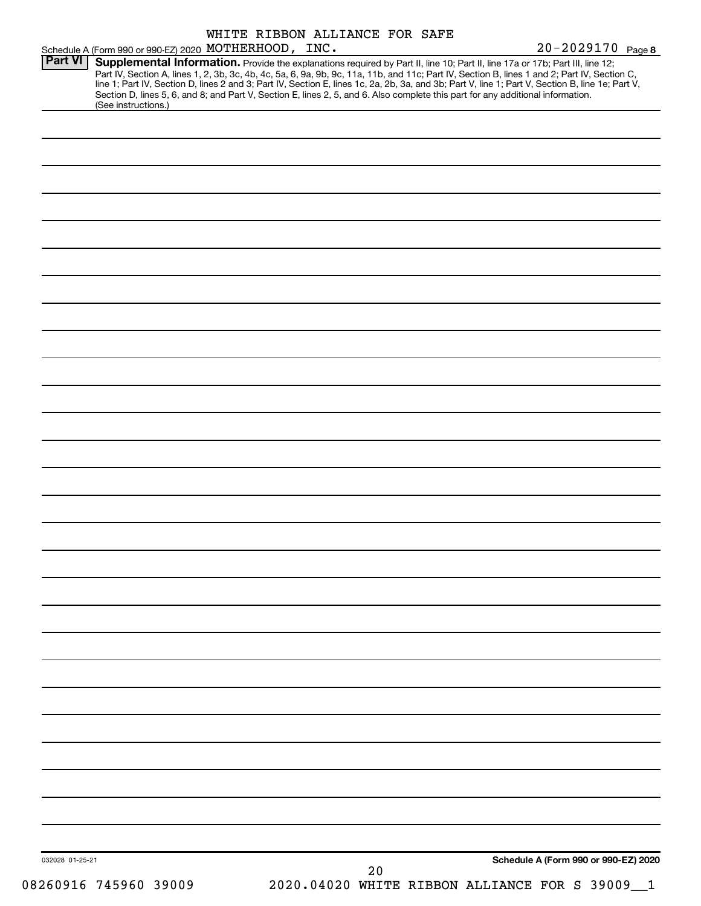Schedule A (Form 990 or 990-EZ) 2020 WHITE RIBBON ALLIANCE FOR SAFE MOTHERHOOD, INC. 20-2029170 Page **8**

## Part VI Supplemental Information.

Provide the explanations required by Part II, line 10; Part II, line 17a or 17b; Part III, line 12; Part IV, Section A, lines 1, 2, 3b, 3c, 4b, 4c, 5a, 6, 9a, 9b, 9c, 11a, 11b, and 11c; Part IV, Section B, lines 1 and 2; Part IV, Section C, line 1; Part IV, Section D, lines 2 and 3; Part IV, Section E, lines 1c, 2a, 2b, 3a, and 3b; Part V, line 1; Part V, Section B, line 1e; Part V, Section D, lines 5, 6, and 8; and Part V, Section E, lines 2, 5, and 6. Also complete this part for any additional information. (See instructions.)

032028 01-25-21

**Schedule A (Form 990 or 990-EZ) 2020**

08260916 745960 39009 2020.04020 WHITE RIBBON ALLIANCE FOR S 39009__1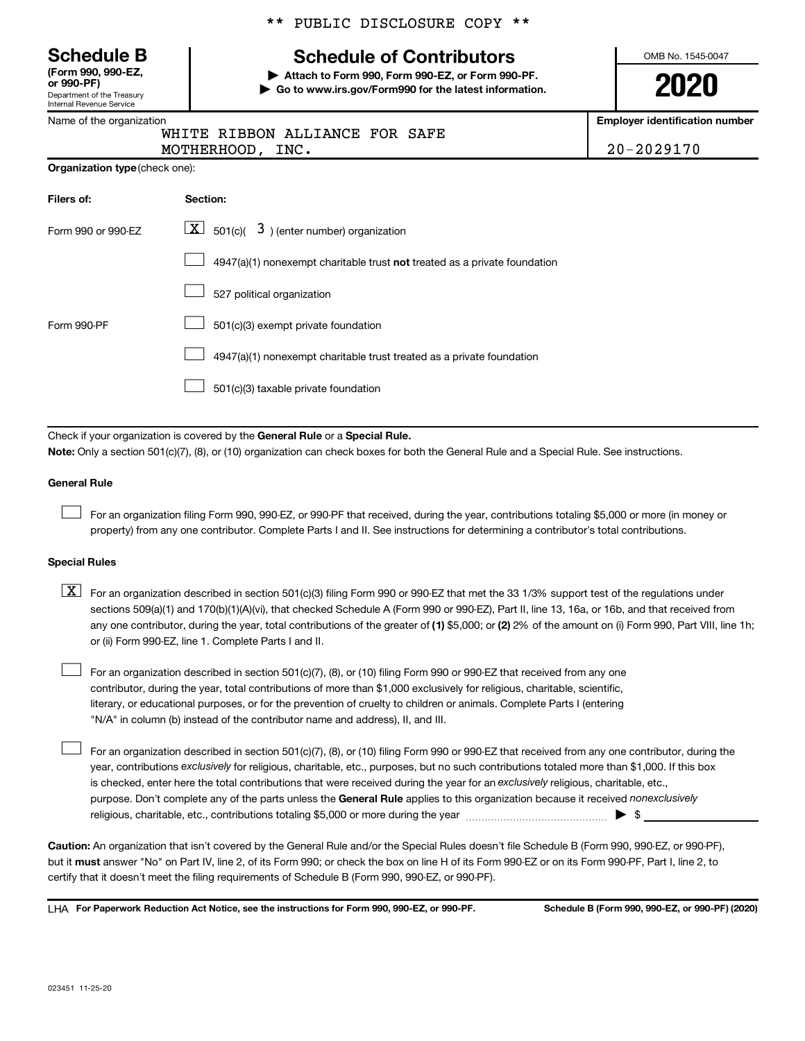** PUBLIC DISCLOSURE COPY **

**Schedule B**
**(Form 990, 990-EZ, or 990-PF)**
Department of the Treasury
Internal Revenue Service

# Schedule of Contributors

▶ **Attach to Form 990, Form 990-EZ, or Form 990-PF.**
▶ **Go to www.irs.gov/Form990 for the latest information.**

OMB No. 1545-0047

**2020**

Name of the organization: WHITE RIBBON ALLIANCE FOR SAFE MOTHERHOOD, INC.

**Employer identification number:** 20-2029170

**Organization type** (check one):

| Filers of: | Section: |
|---|---|
| Form 990 or 990-EZ | [X] 501(c)( 3 ) (enter number) organization |
| | [ ] 4947(a)(1) nonexempt charitable trust **not** treated as a private foundation |
| | [ ] 527 political organization |
| Form 990-PF | [ ] 501(c)(3) exempt private foundation |
| | [ ] 4947(a)(1) nonexempt charitable trust treated as a private foundation |
| | [ ] 501(c)(3) taxable private foundation |

Check if your organization is covered by the **General Rule** or a **Special Rule.**

**Note:** Only a section 501(c)(7), (8), or (10) organization can check boxes for both the General Rule and a Special Rule. See instructions.

**General Rule**

[ ] For an organization filing Form 990, 990-EZ, or 990-PF that received, during the year, contributions totaling $5,000 or more (in money or property) from any one contributor. Complete Parts I and II. See instructions for determining a contributor's total contributions.

**Special Rules**

[X] For an organization described in section 501(c)(3) filing Form 990 or 990-EZ that met the 33 1/3% support test of the regulations under sections 509(a)(1) and 170(b)(1)(A)(vi), that checked Schedule A (Form 990 or 990-EZ), Part II, line 13, 16a, or 16b, and that received from any one contributor, during the year, total contributions of the greater of **(1)** $5,000; or **(2)** 2% of the amount on (i) Form 990, Part VIII, line 1h; or (ii) Form 990-EZ, line 1. Complete Parts I and II.

[ ] For an organization described in section 501(c)(7), (8), or (10) filing Form 990 or 990-EZ that received from any one contributor, during the year, total contributions of more than $1,000 exclusively for religious, charitable, scientific, literary, or educational purposes, or for the prevention of cruelty to children or animals. Complete Parts I (entering "N/A" in column (b) instead of the contributor name and address), II, and III.

[ ] For an organization described in section 501(c)(7), (8), or (10) filing Form 990 or 990-EZ that received from any one contributor, during the year, contributions *exclusively* for religious, charitable, etc., purposes, but no such contributions totaled more than $1,000. If this box is checked, enter here the total contributions that were received during the year for an *exclusively* religious, charitable, etc., purpose. Don't complete any of the parts unless the **General Rule** applies to this organization because it received *nonexclusively* religious, charitable, etc., contributions totaling $5,000 or more during the year ▶ $

**Caution:** An organization that isn't covered by the General Rule and/or the Special Rules doesn't file Schedule B (Form 990, 990-EZ, or 990-PF), but it **must** answer "No" on Part IV, line 2, of its Form 990; or check the box on line H of its Form 990-EZ or on its Form 990-PF, Part I, line 2, to certify that it doesn't meet the filing requirements of Schedule B (Form 990, 990-EZ, or 990-PF).

LHA **For Paperwork Reduction Act Notice, see the instructions for Form 990, 990-EZ, or 990-PF.** **Schedule B (Form 990, 990-EZ, or 990-PF) (2020)**

023451 11-25-20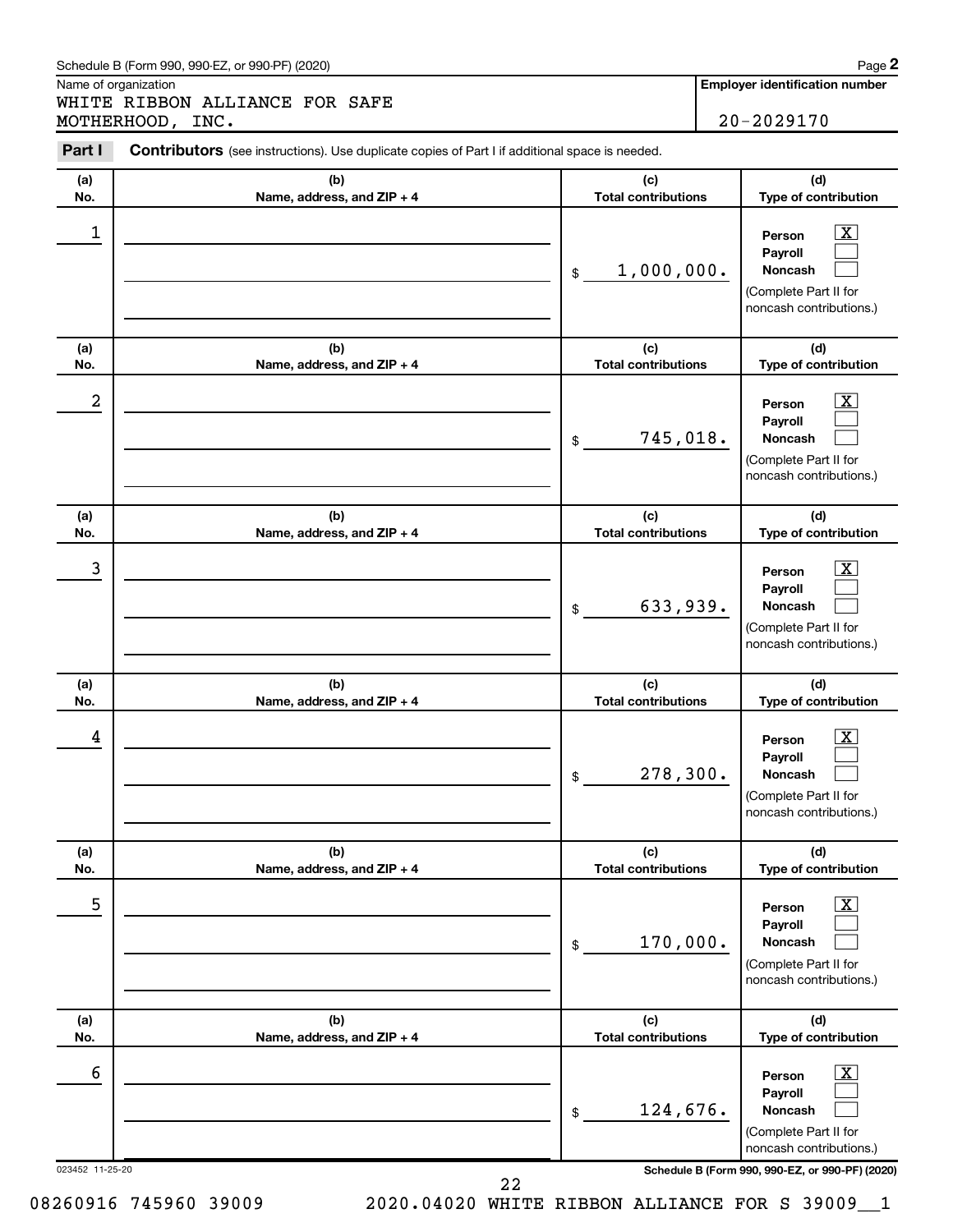Schedule B (Form 990, 990-EZ, or 990-PF) (2020)

Name of organization: WHITE RIBBON ALLIANCE FOR SAFE MOTHERHOOD, INC.

**Employer identification number:** 20-2029170

**Part I** **Contributors** (see instructions). Use duplicate copies of Part I if additional space is needed.

| (a) No. | (b) Name, address, and ZIP + 4 | (c) Total contributions | (d) Type of contribution |
|---|---|---|---|
| 1 | | $ 1,000,000. | Person [X] Payroll [ ] Noncash [ ] (Complete Part II for noncash contributions.) |
| 2 | | $ 745,018. | Person [X] Payroll [ ] Noncash [ ] (Complete Part II for noncash contributions.) |
| 3 | | $ 633,939. | Person [X] Payroll [ ] Noncash [ ] (Complete Part II for noncash contributions.) |
| 4 | | $ 278,300. | Person [X] Payroll [ ] Noncash [ ] (Complete Part II for noncash contributions.) |
| 5 | | $ 170,000. | Person [X] Payroll [ ] Noncash [ ] (Complete Part II for noncash contributions.) |
| 6 | | $ 124,676. | Person [X] Payroll [ ] Noncash [ ] (Complete Part II for noncash contributions.) |

023452 11-25-20

Schedule B (Form 990, 990-EZ, or 990-PF) (2020)

08260916 745960 39009 2020.04020 WHITE RIBBON ALLIANCE FOR S 39009__1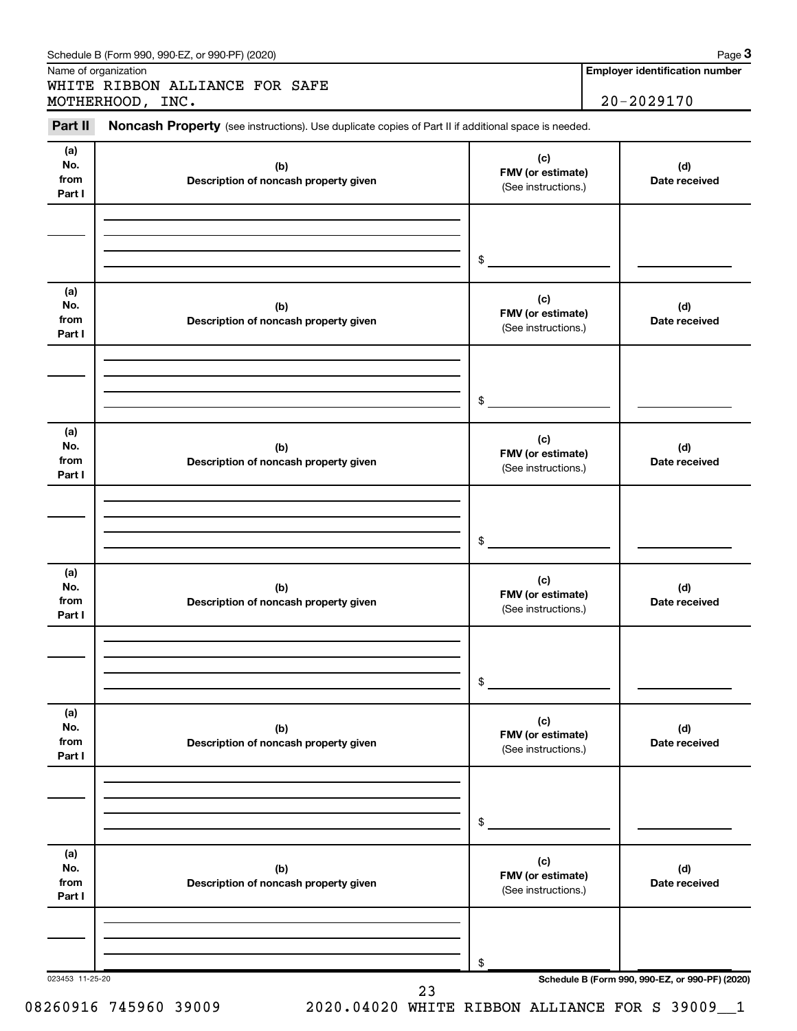Schedule B (Form 990, 990-EZ, or 990-PF) (2020)

Name of organization

WHITE RIBBON ALLIANCE FOR SAFE MOTHERHOOD, INC.

**Employer identification number**

20-2029170

**Part II** **Noncash Property** (see instructions). Use duplicate copies of Part II if additional space is needed.

| (a) No. from Part I | (b) Description of noncash property given | (c) FMV (or estimate) (See instructions.) | (d) Date received |
|---|---|---|---|
| | | $ | |

| (a) No. from Part I | (b) Description of noncash property given | (c) FMV (or estimate) (See instructions.) | (d) Date received |
|---|---|---|---|
| | | $ | |

| (a) No. from Part I | (b) Description of noncash property given | (c) FMV (or estimate) (See instructions.) | (d) Date received |
|---|---|---|---|
| | | $ | |

| (a) No. from Part I | (b) Description of noncash property given | (c) FMV (or estimate) (See instructions.) | (d) Date received |
|---|---|---|---|
| | | $ | |

| (a) No. from Part I | (b) Description of noncash property given | (c) FMV (or estimate) (See instructions.) | (d) Date received |
|---|---|---|---|
| | | $ | |

| (a) No. from Part I | (b) Description of noncash property given | (c) FMV (or estimate) (See instructions.) | (d) Date received |
|---|---|---|---|
| | | $ | |

023453 11-25-20

**Schedule B (Form 990, 990-EZ, or 990-PF) (2020)**

08260916 745960 39009 2020.04020 WHITE RIBBON ALLIANCE FOR S 39009__1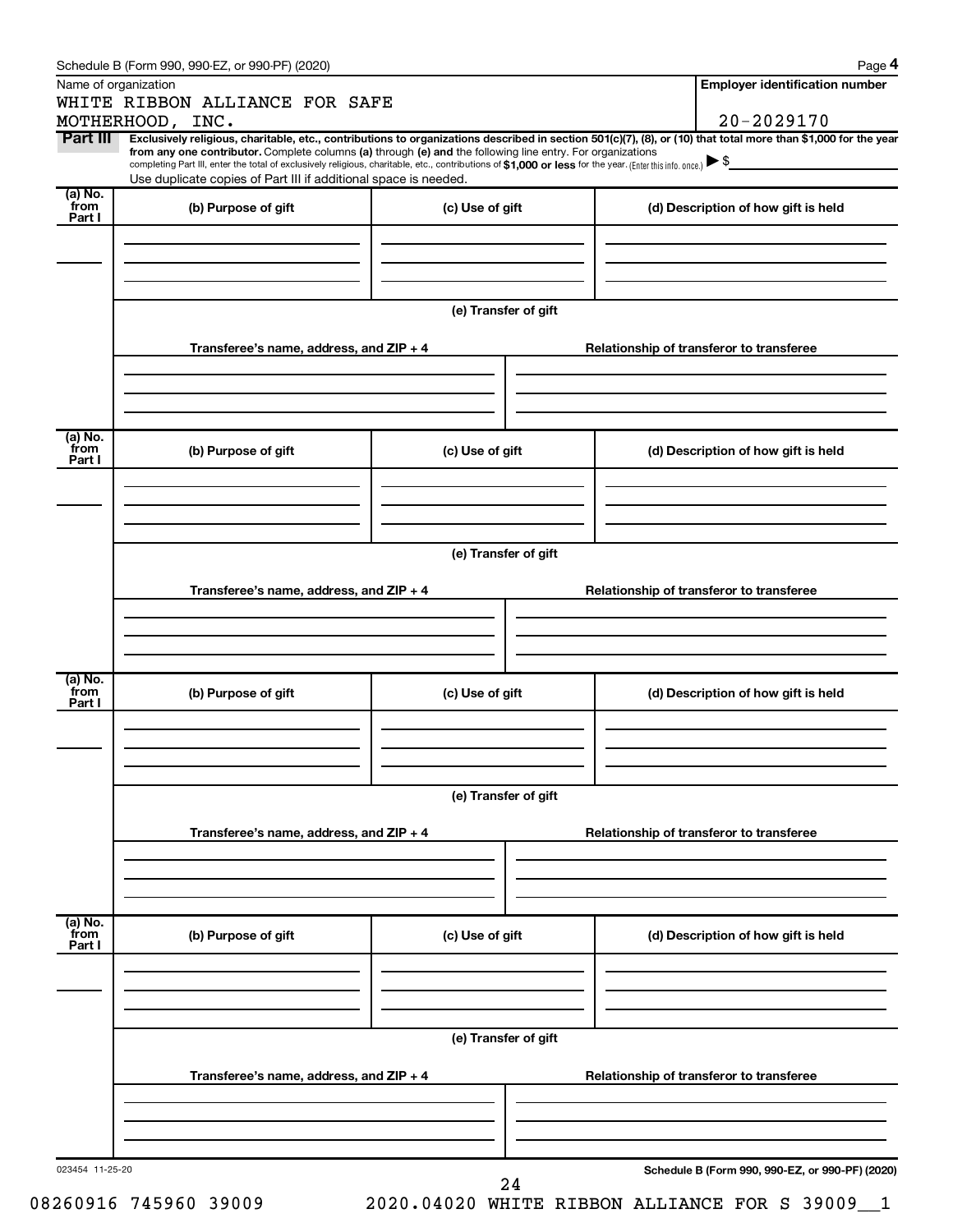Schedule B (Form 990, 990-EZ, or 990-PF) (2020) Page **4**

Name of organization

WHITE RIBBON ALLIANCE FOR SAFE MOTHERHOOD, INC.

**Employer identification number**

20-2029170

**Part III** **Exclusively religious, charitable, etc., contributions to organizations described in section 501(c)(7), (8), or (10) that total more than $1,000 for the year from any one contributor.** Complete columns **(a)** through **(e)** and the following line entry. For organizations completing Part III, enter the total of exclusively religious, charitable, etc., contributions of **$1,000 or less** for the year. (Enter this info. once.) ▶ $

Use duplicate copies of Part III if additional space is needed.

| (a) No. from Part I | (b) Purpose of gift | (c) Use of gift | (d) Description of how gift is held |
|---|---|---|---|
| | | | |

**(e) Transfer of gift**

| Transferee's name, address, and ZIP + 4 | Relationship of transferor to transferee |
|---|---|
| | |

| (a) No. from Part I | (b) Purpose of gift | (c) Use of gift | (d) Description of how gift is held |
|---|---|---|---|
| | | | |

**(e) Transfer of gift**

| Transferee's name, address, and ZIP + 4 | Relationship of transferor to transferee |
|---|---|
| | |

| (a) No. from Part I | (b) Purpose of gift | (c) Use of gift | (d) Description of how gift is held |
|---|---|---|---|
| | | | |

**(e) Transfer of gift**

| Transferee's name, address, and ZIP + 4 | Relationship of transferor to transferee |
|---|---|
| | |

| (a) No. from Part I | (b) Purpose of gift | (c) Use of gift | (d) Description of how gift is held |
|---|---|---|---|
| | | | |

**(e) Transfer of gift**

| Transferee's name, address, and ZIP + 4 | Relationship of transferor to transferee |
|---|---|
| | |

023454 11-25-20

**Schedule B (Form 990, 990-EZ, or 990-PF) (2020)**

08260916 745960 39009 2020.04020 WHITE RIBBON ALLIANCE FOR S 39009__1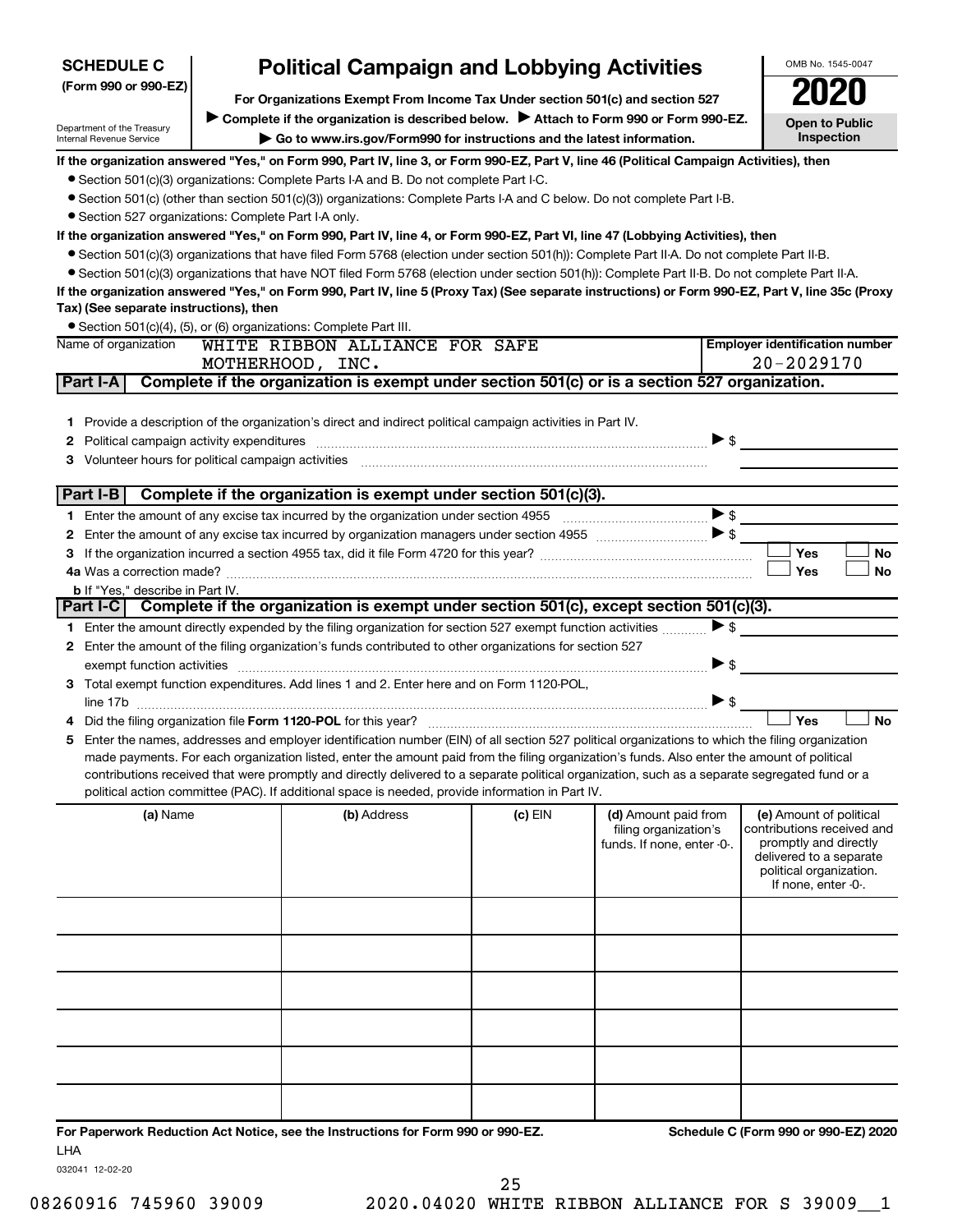**SCHEDULE C**
**(Form 990 or 990-EZ)**

Department of the Treasury
Internal Revenue Service

# Political Campaign and Lobbying Activities

**For Organizations Exempt From Income Tax Under section 501(c) and section 527**

▶ **Complete if the organization is described below.** ▶ **Attach to Form 990 or Form 990-EZ.**

▶ **Go to www.irs.gov/Form990 for instructions and the latest information.**

OMB No. 1545-0047

**2020**

**Open to Public Inspection**

**If the organization answered "Yes," on Form 990, Part IV, line 3, or Form 990-EZ, Part V, line 46 (Political Campaign Activities), then**

- Section 501(c)(3) organizations: Complete Parts I-A and B. Do not complete Part I-C.
- Section 501(c) (other than section 501(c)(3)) organizations: Complete Parts I-A and C below. Do not complete Part I-B.
- Section 527 organizations: Complete Part I-A only.

**If the organization answered "Yes," on Form 990, Part IV, line 4, or Form 990-EZ, Part VI, line 47 (Lobbying Activities), then**

- Section 501(c)(3) organizations that have filed Form 5768 (election under section 501(h)): Complete Part II-A. Do not complete Part II-B.
- Section 501(c)(3) organizations that have NOT filed Form 5768 (election under section 501(h)): Complete Part II-B. Do not complete Part II-A.

**If the organization answered "Yes," on Form 990, Part IV, line 5 (Proxy Tax) (See separate instructions) or Form 990-EZ, Part V, line 35c (Proxy Tax) (See separate instructions), then**

- Section 501(c)(4), (5), or (6) organizations: Complete Part III.

| Name of organization | Employer identification number |
|---|---|
| WHITE RIBBON ALLIANCE FOR SAFE MOTHERHOOD, INC. | 20-2029170 |

## Part I-A Complete if the organization is exempt under section 501(c) or is a section 527 organization.

1. Provide a description of the organization's direct and indirect political campaign activities in Part IV.
2. Political campaign activity expenditures ▶ $
3. Volunteer hours for political campaign activities

## Part I-B Complete if the organization is exempt under section 501(c)(3).

1. Enter the amount of any excise tax incurred by the organization under section 4955 ▶ $
2. Enter the amount of any excise tax incurred by organization managers under section 4955 ▶ $
3. If the organization incurred a section 4955 tax, did it file Form 4720 for this year? ☐ Yes ☐ No
4a. Was a correction made? ☐ Yes ☐ No
   b. If "Yes," describe in Part IV.

## Part I-C Complete if the organization is exempt under section 501(c), except section 501(c)(3).

1. Enter the amount directly expended by the filing organization for section 527 exempt function activities ▶ $
2. Enter the amount of the filing organization's funds contributed to other organizations for section 527 exempt function activities ▶ $
3. Total exempt function expenditures. Add lines 1 and 2. Enter here and on Form 1120-POL, line 17b ▶ $
4. Did the filing organization file **Form 1120-POL** for this year? ☐ Yes ☐ No
5. Enter the names, addresses and employer identification number (EIN) of all section 527 political organizations to which the filing organization made payments. For each organization listed, enter the amount paid from the filing organization's funds. Also enter the amount of political contributions received that were promptly and directly delivered to a separate political organization, such as a separate segregated fund or a political action committee (PAC). If additional space is needed, provide information in Part IV.

| (a) Name | (b) Address | (c) EIN | (d) Amount paid from filing organization's funds. If none, enter -0-. | (e) Amount of political contributions received and promptly and directly delivered to a separate political organization. If none, enter -0-. |
|---|---|---|---|---|
| | | | | |
| | | | | |
| | | | | |
| | | | | |
| | | | | |
| | | | | |

**For Paperwork Reduction Act Notice, see the Instructions for Form 990 or 990-EZ.** **Schedule C (Form 990 or 990-EZ) 2020**

LHA

032041 12-02-20

08260916 745960 39009 2020.04020 WHITE RIBBON ALLIANCE FOR S 39009__1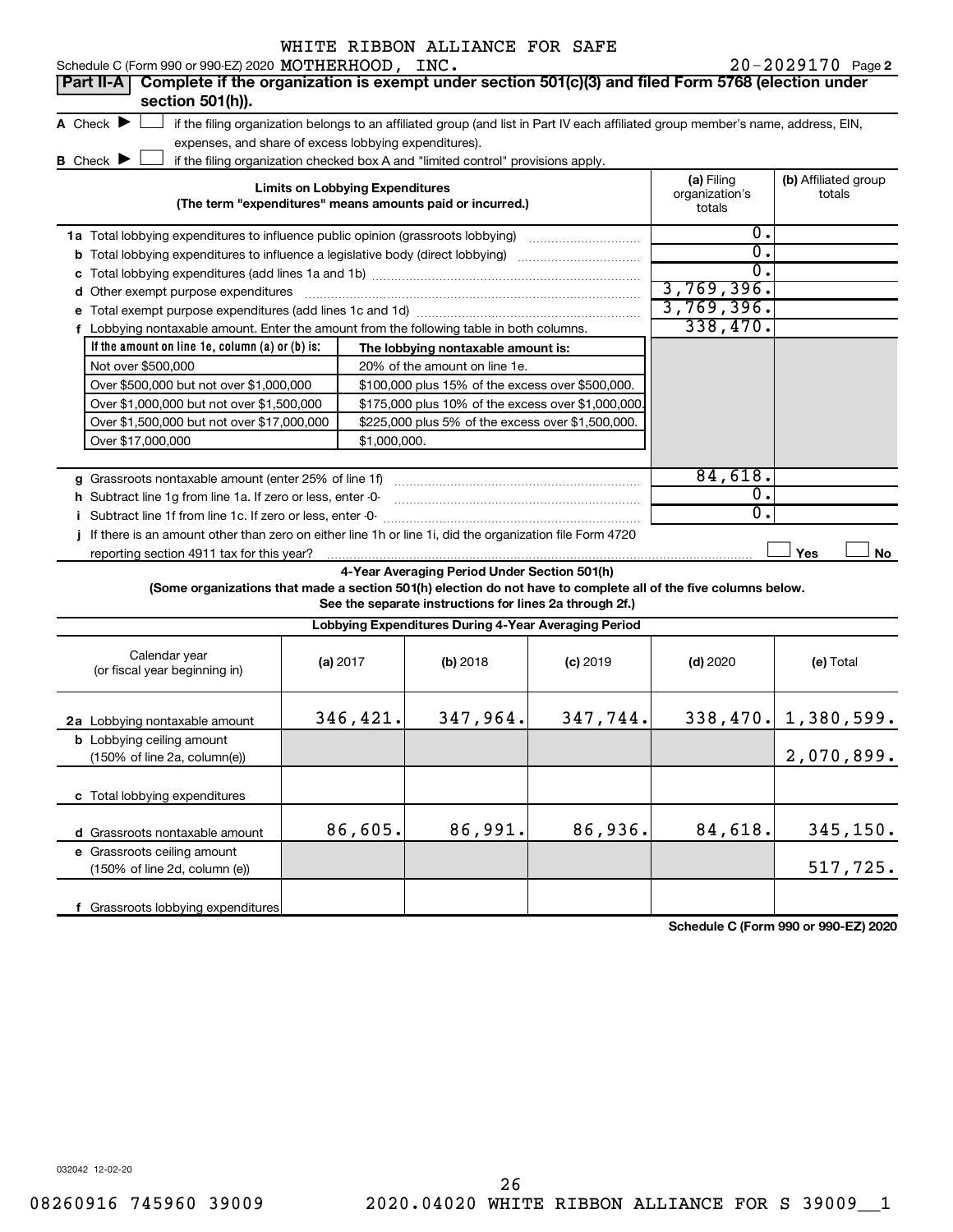Schedule C (Form 990 or 990-EZ) 2020 WHITE RIBBON ALLIANCE FOR SAFE MOTHERHOOD, INC. 20-2029170 Page 2

## Part II-A Complete if the organization is exempt under section 501(c)(3) and filed Form 5768 (election under section 501(h)).

**A** Check ▶ ☐ if the filing organization belongs to an affiliated group (and list in Part IV each affiliated group member's name, address, EIN, expenses, and share of excess lobbying expenditures).

**B** Check ▶ ☐ if the filing organization checked box A and "limited control" provisions apply.

| Limits on Lobbying Expenditures (The term "expenditures" means amounts paid or incurred.) | (a) Filing organization's totals | (b) Affiliated group totals |
|---|---|---|
| **1a** Total lobbying expenditures to influence public opinion (grassroots lobbying) | 0. | |
| **b** Total lobbying expenditures to influence a legislative body (direct lobbying) | 0. | |
| **c** Total lobbying expenditures (add lines 1a and 1b) | 0. | |
| **d** Other exempt purpose expenditures | 3,769,396. | |
| **e** Total exempt purpose expenditures (add lines 1c and 1d) | 3,769,396. | |
| **f** Lobbying nontaxable amount. Enter the amount from the following table in both columns. | 338,470. | |

| If the amount on line 1e, column (a) or (b) is: | The lobbying nontaxable amount is: |
|---|---|
| Not over $500,000 | 20% of the amount on line 1e. |
| Over $500,000 but not over $1,000,000 | $100,000 plus 15% of the excess over $500,000. |
| Over $1,000,000 but not over $1,500,000 | $175,000 plus 10% of the excess over $1,000,000. |
| Over $1,500,000 but not over $17,000,000 | $225,000 plus 5% of the excess over $1,500,000. |
| Over $17,000,000 | $1,000,000. |

| | (a) Filing organization's totals | (b) Affiliated group totals |
|---|---|---|
| **g** Grassroots nontaxable amount (enter 25% of line 1f) | 84,618. | |
| **h** Subtract line 1g from line 1a. If zero or less, enter -0- | 0. | |
| **i** Subtract line 1f from line 1c. If zero or less, enter -0- | 0. | |
| **j** If there is an amount other than zero on either line 1h or line 1i, did the organization file Form 4720 reporting section 4911 tax for this year? | ☐ Yes | ☐ No |

### 4-Year Averaging Period Under Section 501(h)

**(Some organizations that made a section 501(h) election do not have to complete all of the five columns below. See the separate instructions for lines 2a through 2f.)**

| Lobbying Expenditures During 4-Year Averaging Period | | | | | |
|---|---|---|---|---|---|
| Calendar year (or fiscal year beginning in) | (a) 2017 | (b) 2018 | (c) 2019 | (d) 2020 | (e) Total |
| **2a** Lobbying nontaxable amount | 346,421. | 347,964. | 347,744. | 338,470. | 1,380,599. |
| **b** Lobbying ceiling amount (150% of line 2a, column(e)) | | | | | 2,070,899. |
| **c** Total lobbying expenditures | | | | | |
| **d** Grassroots nontaxable amount | 86,605. | 86,991. | 86,936. | 84,618. | 345,150. |
| **e** Grassroots ceiling amount (150% of line 2d, column (e)) | | | | | 517,725. |
| **f** Grassroots lobbying expenditures | | | | | |

**Schedule C (Form 990 or 990-EZ) 2020**

032042 12-02-20

08260916 745960 39009 2020.04020 WHITE RIBBON ALLIANCE FOR S 39009__1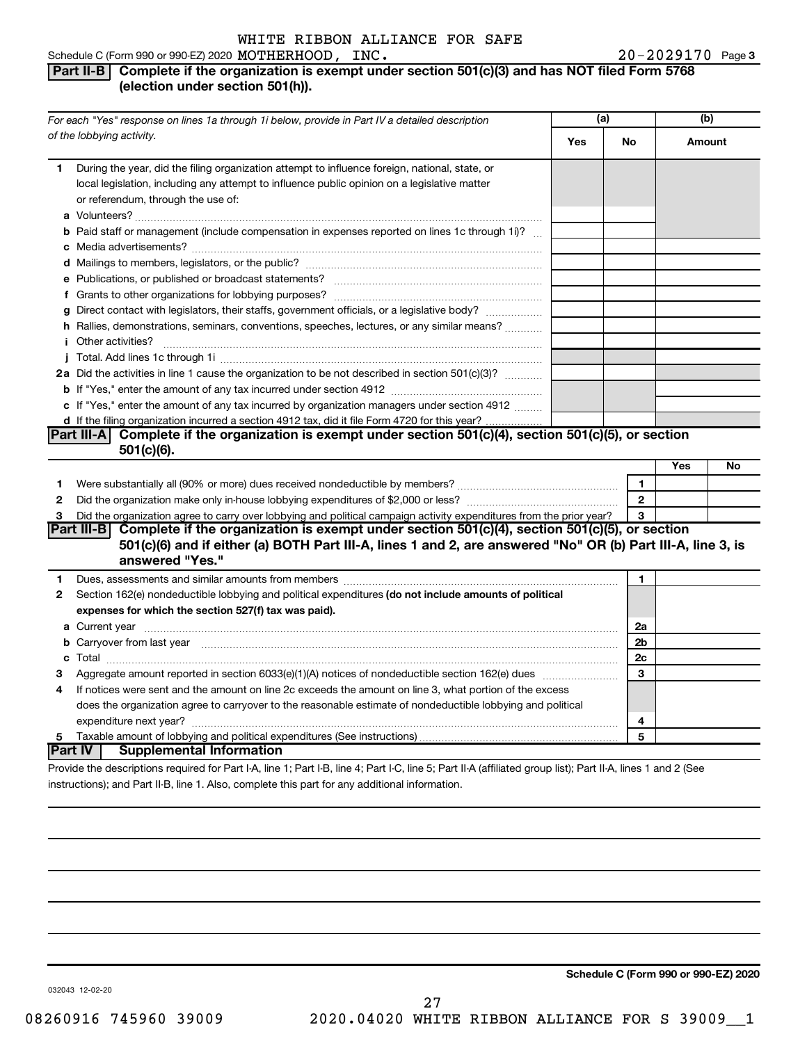WHITE RIBBON ALLIANCE FOR SAFE

Schedule C (Form 990 or 990-EZ) 2020 MOTHERHOOD, INC. 20-2029170 Page 3

## Part II-B Complete if the organization is exempt under section 501(c)(3) and has NOT filed Form 5768 (election under section 501(h)).

| For each "Yes" response on lines 1a through 1i below, provide in Part IV a detailed description of the lobbying activity. | (a) Yes | (a) No | (b) Amount |
|---|---|---|---|
| **1** During the year, did the filing organization attempt to influence foreign, national, state, or local legislation, including any attempt to influence public opinion on a legislative matter or referendum, through the use of: | | | |
| **a** Volunteers? | | | |
| **b** Paid staff or management (include compensation in expenses reported on lines 1c through 1i)? | | | |
| **c** Media advertisements? | | | |
| **d** Mailings to members, legislators, or the public? | | | |
| **e** Publications, or published or broadcast statements? | | | |
| **f** Grants to other organizations for lobbying purposes? | | | |
| **g** Direct contact with legislators, their staffs, government officials, or a legislative body? | | | |
| **h** Rallies, demonstrations, seminars, conventions, speeches, lectures, or any similar means? | | | |
| **i** Other activities? | | | |
| **j** Total. Add lines 1c through 1i | | | |
| **2a** Did the activities in line 1 cause the organization to be not described in section 501(c)(3)? | | | |
| **b** If "Yes," enter the amount of any tax incurred under section 4912 | | | |
| **c** If "Yes," enter the amount of any tax incurred by organization managers under section 4912 | | | |
| **d** If the filing organization incurred a section 4912 tax, did it file Form 4720 for this year? | | | |

## Part III-A Complete if the organization is exempt under section 501(c)(4), section 501(c)(5), or section 501(c)(6).

| | | | Yes | No |
|---|---|---|---|---|
| **1** | Were substantially all (90% or more) dues received nondeductible by members? | 1 | | |
| **2** | Did the organization make only in-house lobbying expenditures of $2,000 or less? | 2 | | |
| **3** | Did the organization agree to carry over lobbying and political campaign activity expenditures from the prior year? | 3 | | |

## Part III-B Complete if the organization is exempt under section 501(c)(4), section 501(c)(5), or section 501(c)(6) and if either (a) BOTH Part III-A, lines 1 and 2, are answered "No" OR (b) Part III-A, line 3, is answered "Yes."

| | | | |
|---|---|---|---|
| **1** | Dues, assessments and similar amounts from members | 1 | |
| **2** | Section 162(e) nondeductible lobbying and political expenditures **(do not include amounts of political expenses for which the section 527(f) tax was paid).** | | |
| **a** | Current year | 2a | |
| **b** | Carryover from last year | 2b | |
| **c** | Total | 2c | |
| **3** | Aggregate amount reported in section 6033(e)(1)(A) notices of nondeductible section 162(e) dues | 3 | |
| **4** | If notices were sent and the amount on line 2c exceeds the amount on line 3, what portion of the excess does the organization agree to carryover to the reasonable estimate of nondeductible lobbying and political expenditure next year? | 4 | |
| **5** | Taxable amount of lobbying and political expenditures (See instructions) | 5 | |

## Part IV Supplemental Information

Provide the descriptions required for Part I-A, line 1; Part I-B, line 4; Part I-C, line 5; Part II-A (affiliated group list); Part II-A, lines 1 and 2 (See instructions); and Part II-B, line 1. Also, complete this part for any additional information.

**Schedule C (Form 990 or 990-EZ) 2020**

032043 12-02-20

08260916 745960 39009 2020.04020 WHITE RIBBON ALLIANCE FOR S 39009__1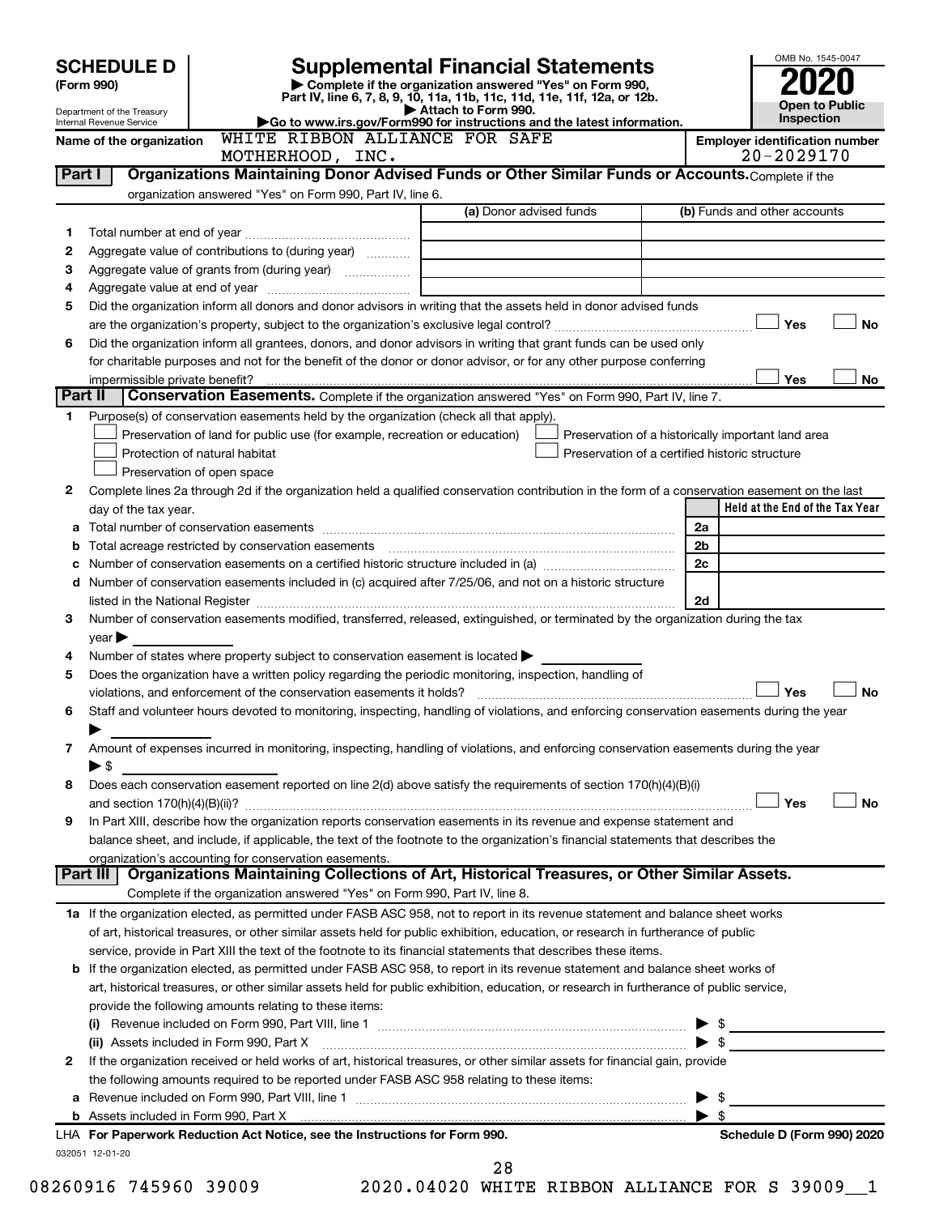# SCHEDULE D (Form 990)

Department of the Treasury
Internal Revenue Service

## Supplemental Financial Statements

▶ Complete if the organization answered "Yes" on Form 990, Part IV, line 6, 7, 8, 9, 10, 11a, 11b, 11c, 11d, 11e, 11f, 12a, or 12b.
▶ Attach to Form 990.
▶Go to www.irs.gov/Form990 for instructions and the latest information.

OMB No. 1545-0047

**2020**

**Open to Public Inspection**

**Name of the organization:** WHITE RIBBON ALLIANCE FOR SAFE MOTHERHOOD, INC.

**Employer identification number:** 20-2029170

### Part I — Organizations Maintaining Donor Advised Funds or Other Similar Funds or Accounts.

Complete if the organization answered "Yes" on Form 990, Part IV, line 6.

| | | (a) Donor advised funds | (b) Funds and other accounts |
|---|---|---|---|
| 1 | Total number at end of year | | |
| 2 | Aggregate value of contributions to (during year) | | |
| 3 | Aggregate value of grants from (during year) | | |
| 4 | Aggregate value at end of year | | |

5 Did the organization inform all donors and donor advisors in writing that the assets held in donor advised funds are the organization's property, subject to the organization's exclusive legal control? ☐ Yes ☐ No

6 Did the organization inform all grantees, donors, and donor advisors in writing that grant funds can be used only for charitable purposes and not for the benefit of the donor or donor advisor, or for any other purpose conferring impermissible private benefit? ☐ Yes ☐ No

### Part II — Conservation Easements.

Complete if the organization answered "Yes" on Form 990, Part IV, line 7.

1 Purpose(s) of conservation easements held by the organization (check all that apply).

- ☐ Preservation of land for public use (for example, recreation or education)
- ☐ Protection of natural habitat
- ☐ Preservation of open space
- ☐ Preservation of a historically important land area
- ☐ Preservation of a certified historic structure

2 Complete lines 2a through 2d if the organization held a qualified conservation contribution in the form of a conservation easement on the last day of the tax year.

| | | | Held at the End of the Tax Year |
|---|---|---|---|
| a | Total number of conservation easements | 2a | |
| b | Total acreage restricted by conservation easements | 2b | |
| c | Number of conservation easements on a certified historic structure included in (a) | 2c | |
| d | Number of conservation easements included in (c) acquired after 7/25/06, and not on a historic structure listed in the National Register | 2d | |

3 Number of conservation easements modified, transferred, released, extinguished, or terminated by the organization during the tax year ▶

4 Number of states where property subject to conservation easement is located ▶

5 Does the organization have a written policy regarding the periodic monitoring, inspection, handling of violations, and enforcement of the conservation easements it holds? ☐ Yes ☐ No

6 Staff and volunteer hours devoted to monitoring, inspecting, handling of violations, and enforcing conservation easements during the year ▶

7 Amount of expenses incurred in monitoring, inspecting, handling of violations, and enforcing conservation easements during the year ▶ $

8 Does each conservation easement reported on line 2(d) above satisfy the requirements of section 170(h)(4)(B)(i) and section 170(h)(4)(B)(ii)? ☐ Yes ☐ No

9 In Part XIII, describe how the organization reports conservation easements in its revenue and expense statement and balance sheet, and include, if applicable, the text of the footnote to the organization's financial statements that describes the organization's accounting for conservation easements.

### Part III — Organizations Maintaining Collections of Art, Historical Treasures, or Other Similar Assets.

Complete if the organization answered "Yes" on Form 990, Part IV, line 8.

1a If the organization elected, as permitted under FASB ASC 958, not to report in its revenue statement and balance sheet works of art, historical treasures, or other similar assets held for public exhibition, education, or research in furtherance of public service, provide in Part XIII the text of the footnote to its financial statements that describes these items.

b If the organization elected, as permitted under FASB ASC 958, to report in its revenue statement and balance sheet works of art, historical treasures, or other similar assets held for public exhibition, education, or research in furtherance of public service, provide the following amounts relating to these items:

(i) Revenue included on Form 990, Part VIII, line 1 ▶ $

(ii) Assets included in Form 990, Part X ▶ $

2 If the organization received or held works of art, historical treasures, or other similar assets for financial gain, provide the following amounts required to be reported under FASB ASC 958 relating to these items:

a Revenue included on Form 990, Part VIII, line 1 ▶ $

b Assets included in Form 990, Part X ▶ $

LHA For Paperwork Reduction Act Notice, see the Instructions for Form 990. Schedule D (Form 990) 2020

032051 12-01-20

08260916 745960 39009 2020.04020 WHITE RIBBON ALLIANCE FOR S 39009__1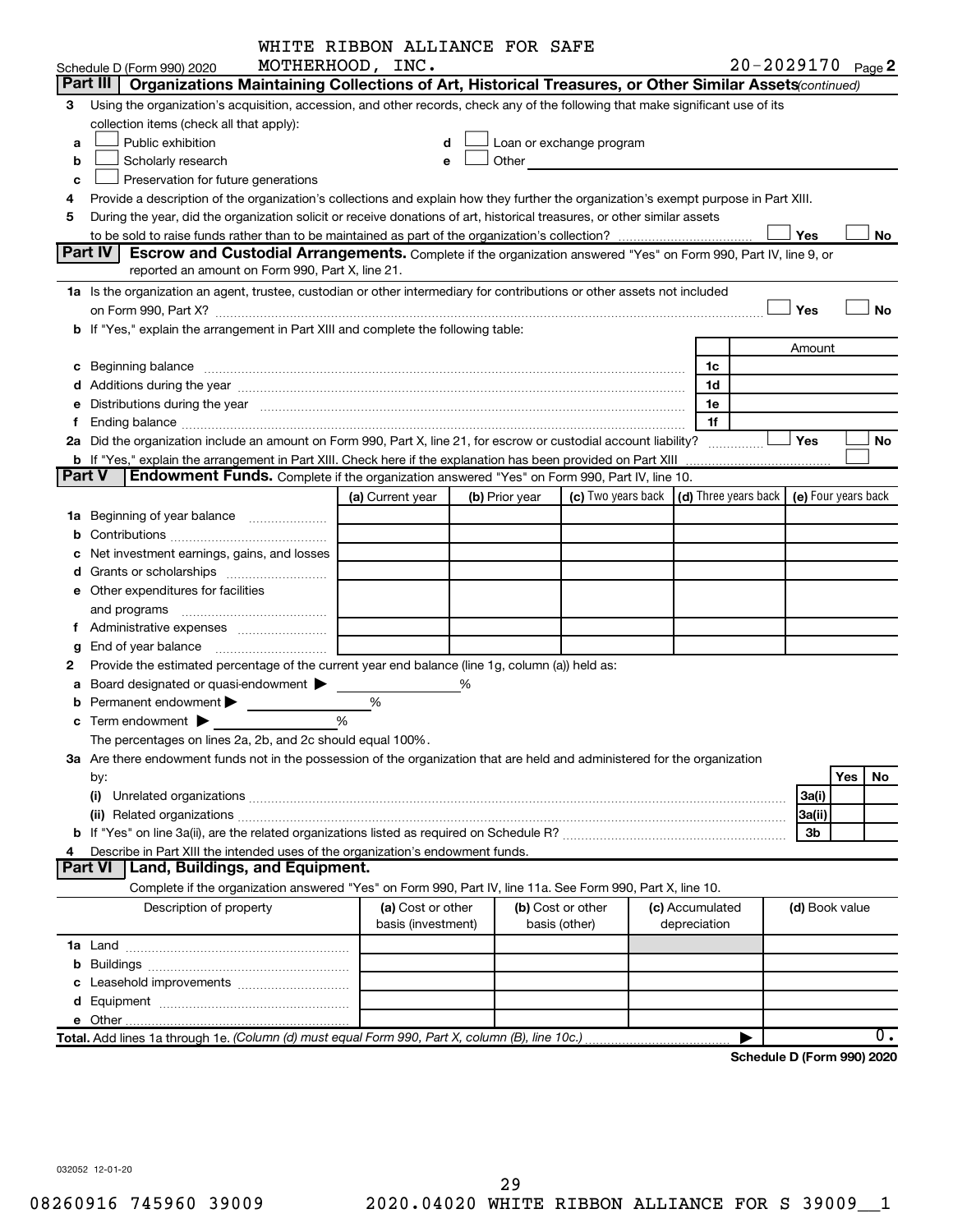WHITE RIBBON ALLIANCE FOR SAFE MOTHERHOOD, INC.

Schedule D (Form 990) 2020 — 20-2029170 Page 2

## Part III | Organizations Maintaining Collections of Art, Historical Treasures, or Other Similar Assets *(continued)*

3 Using the organization's acquisition, accession, and other records, check any of the following that make significant use of its collection items (check all that apply):

a ☐ Public exhibition
b ☐ Scholarly research
c ☐ Preservation for future generations
d ☐ Loan or exchange program
e ☐ Other

4 Provide a description of the organization's collections and explain how they further the organization's exempt purpose in Part XIII.

5 During the year, did the organization solicit or receive donations of art, historical treasures, or other similar assets to be sold to raise funds rather than to be maintained as part of the organization's collection? ☐ Yes ☐ No

## Part IV | Escrow and Custodial Arrangements.

Complete if the organization answered "Yes" on Form 990, Part IV, line 9, or reported an amount on Form 990, Part X, line 21.

1a Is the organization an agent, trustee, custodian or other intermediary for contributions or other assets not included on Form 990, Part X? ☐ Yes ☐ No

b If "Yes," explain the arrangement in Part XIII and complete the following table:

| | | Amount |
|---|---|---|
| c Beginning balance | 1c | |
| d Additions during the year | 1d | |
| e Distributions during the year | 1e | |
| f Ending balance | 1f | |

2a Did the organization include an amount on Form 990, Part X, line 21, for escrow or custodial account liability? ☐ Yes ☐ No

b If "Yes," explain the arrangement in Part XIII. Check here if the explanation has been provided on Part XIII ☐

## Part V | Endowment Funds.

Complete if the organization answered "Yes" on Form 990, Part IV, line 10.

| | (a) Current year | (b) Prior year | (c) Two years back | (d) Three years back | (e) Four years back |
|---|---|---|---|---|---|
| 1a Beginning of year balance | | | | | |
| b Contributions | | | | | |
| c Net investment earnings, gains, and losses | | | | | |
| d Grants or scholarships | | | | | |
| e Other expenditures for facilities and programs | | | | | |
| f Administrative expenses | | | | | |
| g End of year balance | | | | | |

2 Provide the estimated percentage of the current year end balance (line 1g, column (a)) held as:

a Board designated or quasi-endowment ▶ %
b Permanent endowment ▶ %
c Term endowment ▶ %

The percentages on lines 2a, 2b, and 2c should equal 100%.

3a Are there endowment funds not in the possession of the organization that are held and administered for the organization by:

| | | Yes | No |
|---|---|---|---|
| (i) Unrelated organizations | 3a(i) | | |
| (ii) Related organizations | 3a(ii) | | |
| b If "Yes" on line 3a(ii), are the related organizations listed as required on Schedule R? | 3b | | |

4 Describe in Part XIII the intended uses of the organization's endowment funds.

## Part VI | Land, Buildings, and Equipment.

Complete if the organization answered "Yes" on Form 990, Part IV, line 11a. See Form 990, Part X, line 10.

| Description of property | (a) Cost or other basis (investment) | (b) Cost or other basis (other) | (c) Accumulated depreciation | (d) Book value |
|---|---|---|---|---|
| 1a Land | | | | |
| b Buildings | | | | |
| c Leasehold improvements | | | | |
| d Equipment | | | | |
| e Other | | | | |
| Total. Add lines 1a through 1e. *(Column (d) must equal Form 990, Part X, column (B), line 10c.)* ▶ | | | | 0. |

Schedule D (Form 990) 2020

032052 12-01-20

08260916 745960 39009 2020.04020 WHITE RIBBON ALLIANCE FOR S 39009__1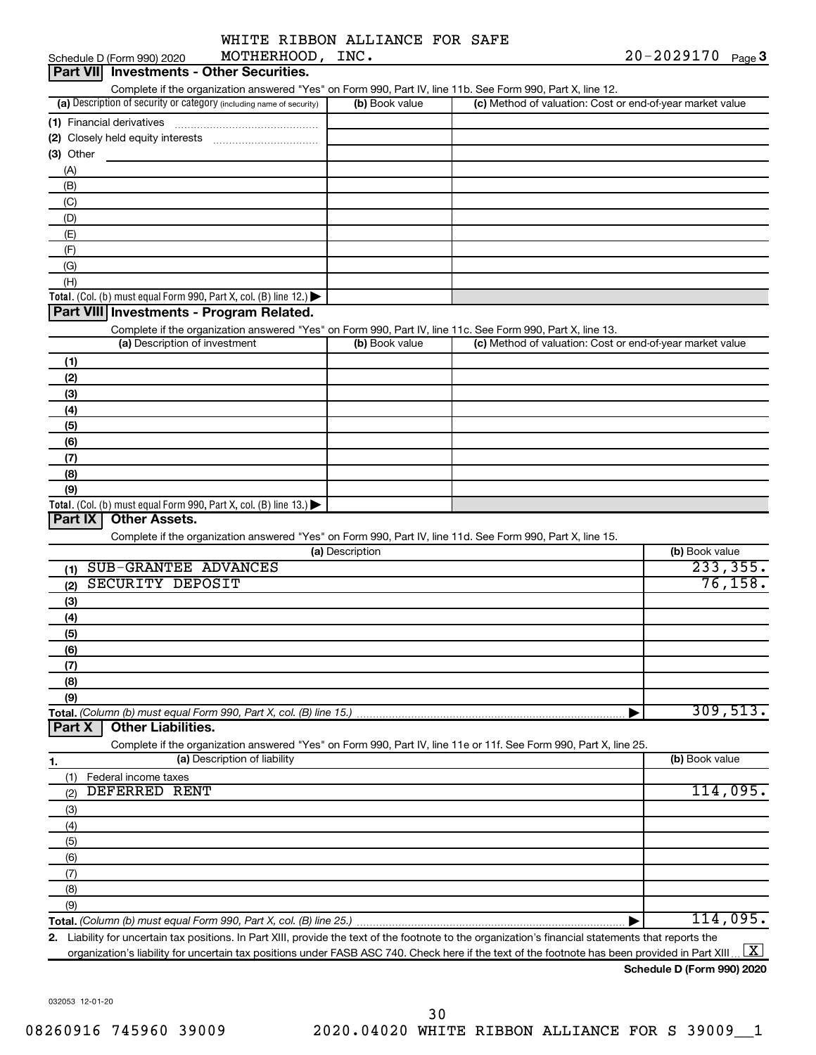Schedule D (Form 990) 2020 WHITE RIBBON ALLIANCE FOR SAFE MOTHERHOOD, INC. 20-2029170 Page 3

## Part VII Investments - Other Securities.

Complete if the organization answered "Yes" on Form 990, Part IV, line 11b. See Form 990, Part X, line 12.

| (a) Description of security or category (including name of security) | (b) Book value | (c) Method of valuation: Cost or end-of-year market value |
|---|---|---|
| (1) Financial derivatives | | |
| (2) Closely held equity interests | | |
| (3) Other | | |
| (A) | | |
| (B) | | |
| (C) | | |
| (D) | | |
| (E) | | |
| (F) | | |
| (G) | | |
| (H) | | |
| **Total.** (Col. (b) must equal Form 990, Part X, col. (B) line 12.) ▶ | | |

## Part VIII Investments - Program Related.

Complete if the organization answered "Yes" on Form 990, Part IV, line 11c. See Form 990, Part X, line 13.

| (a) Description of investment | (b) Book value | (c) Method of valuation: Cost or end-of-year market value |
|---|---|---|
| (1) | | |
| (2) | | |
| (3) | | |
| (4) | | |
| (5) | | |
| (6) | | |
| (7) | | |
| (8) | | |
| (9) | | |
| **Total.** (Col. (b) must equal Form 990, Part X, col. (B) line 13.) ▶ | | |

## Part IX Other Assets.

Complete if the organization answered "Yes" on Form 990, Part IV, line 11d. See Form 990, Part X, line 15.

| (a) Description | (b) Book value |
|---|---|
| (1) SUB-GRANTEE ADVANCES | 233,355. |
| (2) SECURITY DEPOSIT | 76,158. |
| (3) | |
| (4) | |
| (5) | |
| (6) | |
| (7) | |
| (8) | |
| (9) | |
| **Total.** *(Column (b) must equal Form 990, Part X, col. (B) line 15.)* ▶ | 309,513. |

## Part X Other Liabilities.

Complete if the organization answered "Yes" on Form 990, Part IV, line 11e or 11f. See Form 990, Part X, line 25.

| 1. (a) Description of liability | (b) Book value |
|---|---|
| (1) Federal income taxes | |
| (2) DEFERRED RENT | 114,095. |
| (3) | |
| (4) | |
| (5) | |
| (6) | |
| (7) | |
| (8) | |
| (9) | |
| **Total.** *(Column (b) must equal Form 990, Part X, col. (B) line 25.)* ▶ | 114,095. |

2. Liability for uncertain tax positions. In Part XIII, provide the text of the footnote to the organization's financial statements that reports the organization's liability for uncertain tax positions under FASB ASC 740. Check here if the text of the footnote has been provided in Part XIII ... [X]

**Schedule D (Form 990) 2020**

032053 12-01-20

08260916 745960 39009 2020.04020 WHITE RIBBON ALLIANCE FOR S 39009__1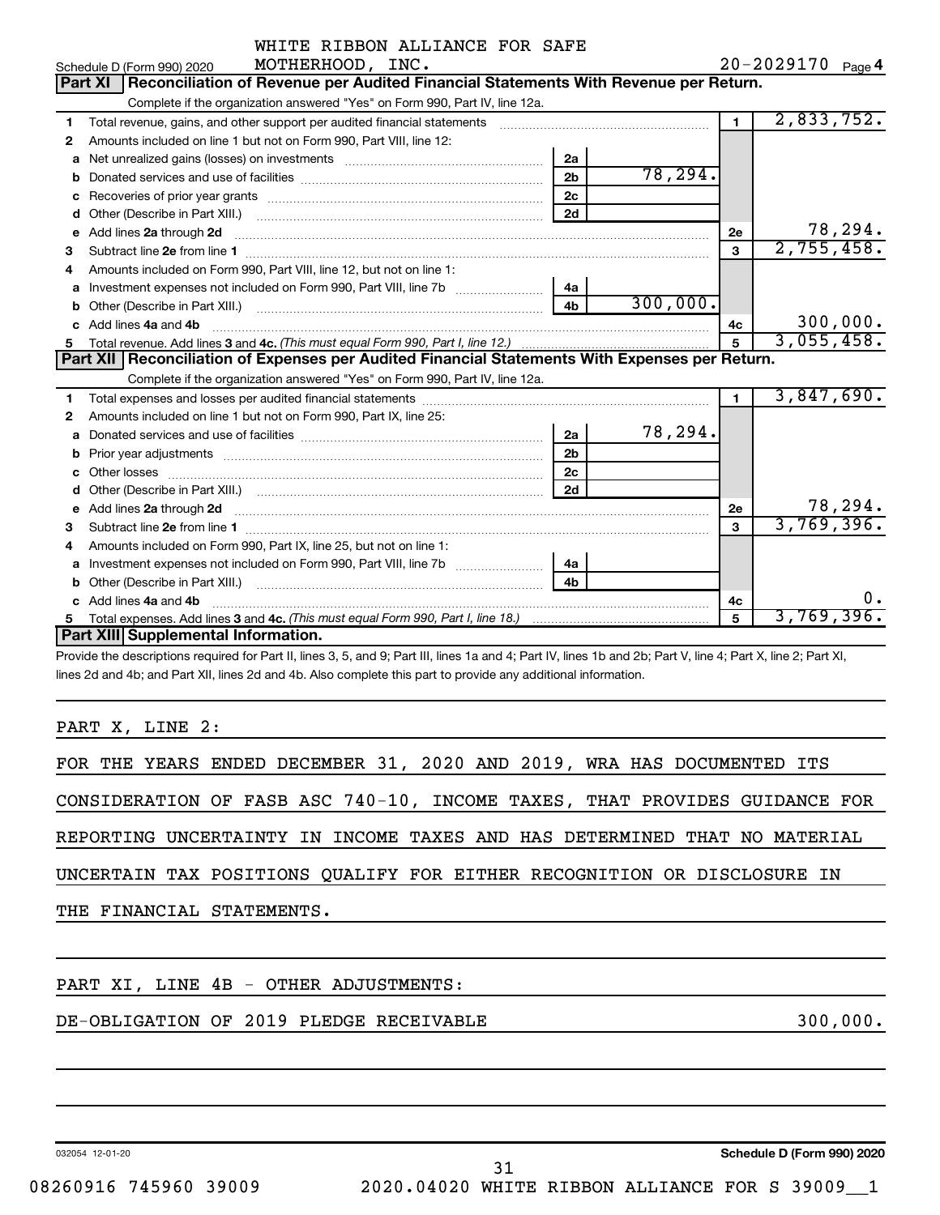WHITE RIBBON ALLIANCE FOR SAFE MOTHERHOOD, INC.

Schedule D (Form 990) 2020 — 20-2029170 Page 4

## Part XI Reconciliation of Revenue per Audited Financial Statements With Revenue per Return.

Complete if the organization answered "Yes" on Form 990, Part IV, line 12a.

| | Description | | | | |
|---|---|---|---|---|---|
| 1 | Total revenue, gains, and other support per audited financial statements | | | 1 | 2,833,752. |
| 2 | Amounts included on line 1 but not on Form 990, Part VIII, line 12: | | | | |
| a | Net unrealized gains (losses) on investments | 2a | | | |
| b | Donated services and use of facilities | 2b | 78,294. | | |
| c | Recoveries of prior year grants | 2c | | | |
| d | Other (Describe in Part XIII.) | 2d | | | |
| e | Add lines 2a through 2d | | | 2e | 78,294. |
| 3 | Subtract line 2e from line 1 | | | 3 | 2,755,458. |
| 4 | Amounts included on Form 990, Part VIII, line 12, but not on line 1: | | | | |
| a | Investment expenses not included on Form 990, Part VIII, line 7b | 4a | | | |
| b | Other (Describe in Part XIII.) | 4b | 300,000. | | |
| c | Add lines 4a and 4b | | | 4c | 300,000. |
| 5 | Total revenue. Add lines 3 and 4c. *(This must equal Form 990, Part I, line 12.)* | | | 5 | 3,055,458. |

## Part XII Reconciliation of Expenses per Audited Financial Statements With Expenses per Return.

Complete if the organization answered "Yes" on Form 990, Part IV, line 12a.

| | Description | | | | |
|---|---|---|---|---|---|
| 1 | Total expenses and losses per audited financial statements | | | 1 | 3,847,690. |
| 2 | Amounts included on line 1 but not on Form 990, Part IX, line 25: | | | | |
| a | Donated services and use of facilities | 2a | 78,294. | | |
| b | Prior year adjustments | 2b | | | |
| c | Other losses | 2c | | | |
| d | Other (Describe in Part XIII.) | 2d | | | |
| e | Add lines 2a through 2d | | | 2e | 78,294. |
| 3 | Subtract line 2e from line 1 | | | 3 | 3,769,396. |
| 4 | Amounts included on Form 990, Part IX, line 25, but not on line 1: | | | | |
| a | Investment expenses not included on Form 990, Part VIII, line 7b | 4a | | | |
| b | Other (Describe in Part XIII.) | 4b | | | |
| c | Add lines 4a and 4b | | | 4c | 0. |
| 5 | Total expenses. Add lines 3 and 4c. *(This must equal Form 990, Part I, line 18.)* | | | 5 | 3,769,396. |

## Part XIII Supplemental Information.

Provide the descriptions required for Part II, lines 3, 5, and 9; Part III, lines 1a and 4; Part IV, lines 1b and 2b; Part V, line 4; Part X, line 2; Part XI, lines 2d and 4b; and Part XII, lines 2d and 4b. Also complete this part to provide any additional information.

PART X, LINE 2:

FOR THE YEARS ENDED DECEMBER 31, 2020 AND 2019, WRA HAS DOCUMENTED ITS CONSIDERATION OF FASB ASC 740-10, INCOME TAXES, THAT PROVIDES GUIDANCE FOR REPORTING UNCERTAINTY IN INCOME TAXES AND HAS DETERMINED THAT NO MATERIAL UNCERTAIN TAX POSITIONS QUALIFY FOR EITHER RECOGNITION OR DISCLOSURE IN THE FINANCIAL STATEMENTS.

PART XI, LINE 4B - OTHER ADJUSTMENTS:

DE-OBLIGATION OF 2019 PLEDGE RECEIVABLE — 300,000.

032054 12-01-20 — Schedule D (Form 990) 2020

08260916 745960 39009 — 2020.04020 WHITE RIBBON ALLIANCE FOR S 39009__1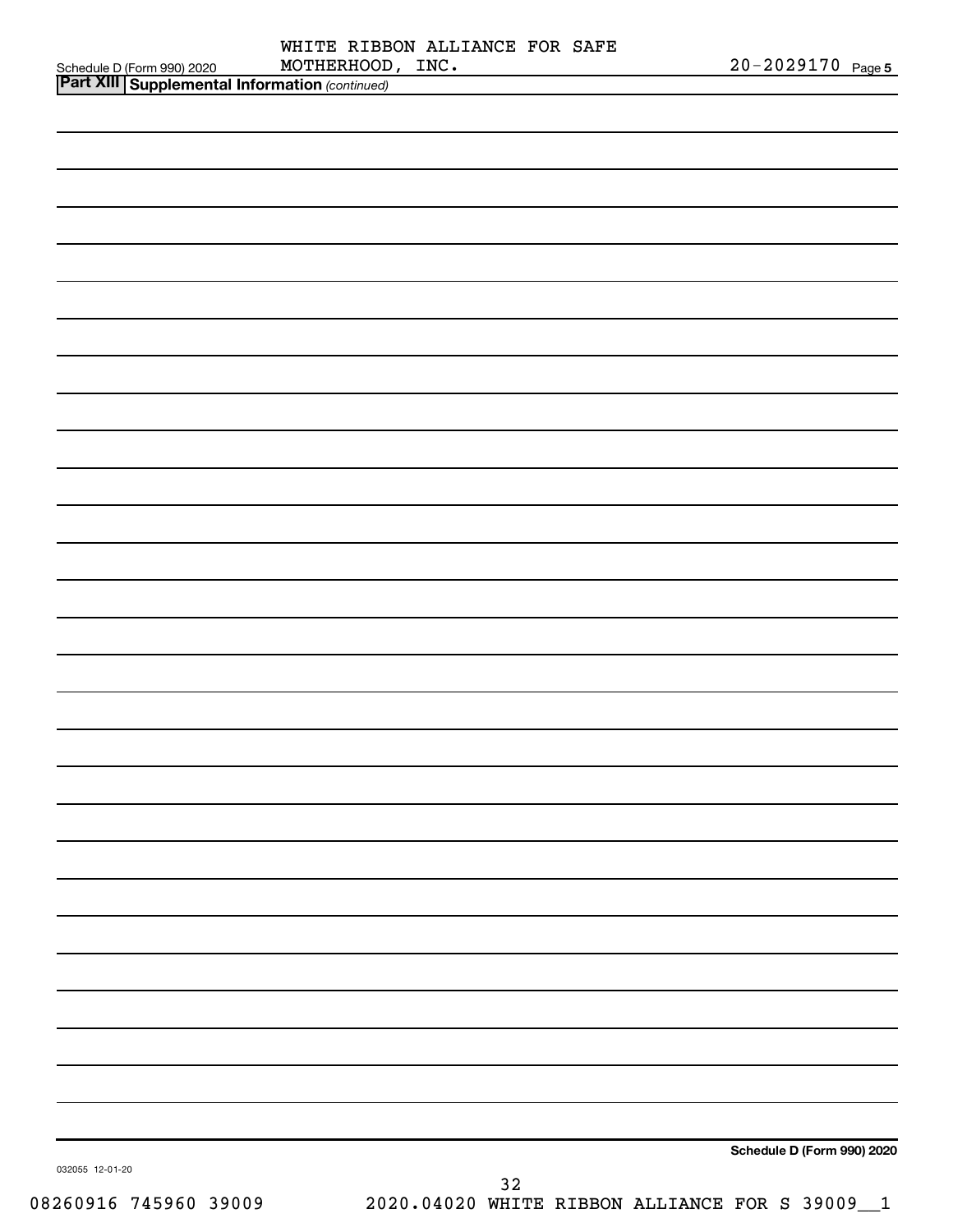Schedule D (Form 990) 2020 WHITE RIBBON ALLIANCE FOR SAFE MOTHERHOOD, INC. 20-2029170 Page 5

**Part XIII Supplemental Information** *(continued)*

Schedule D (Form 990) 2020

032055 12-01-20

08260916 745960 39009 2020.04020 WHITE RIBBON ALLIANCE FOR S 39009__1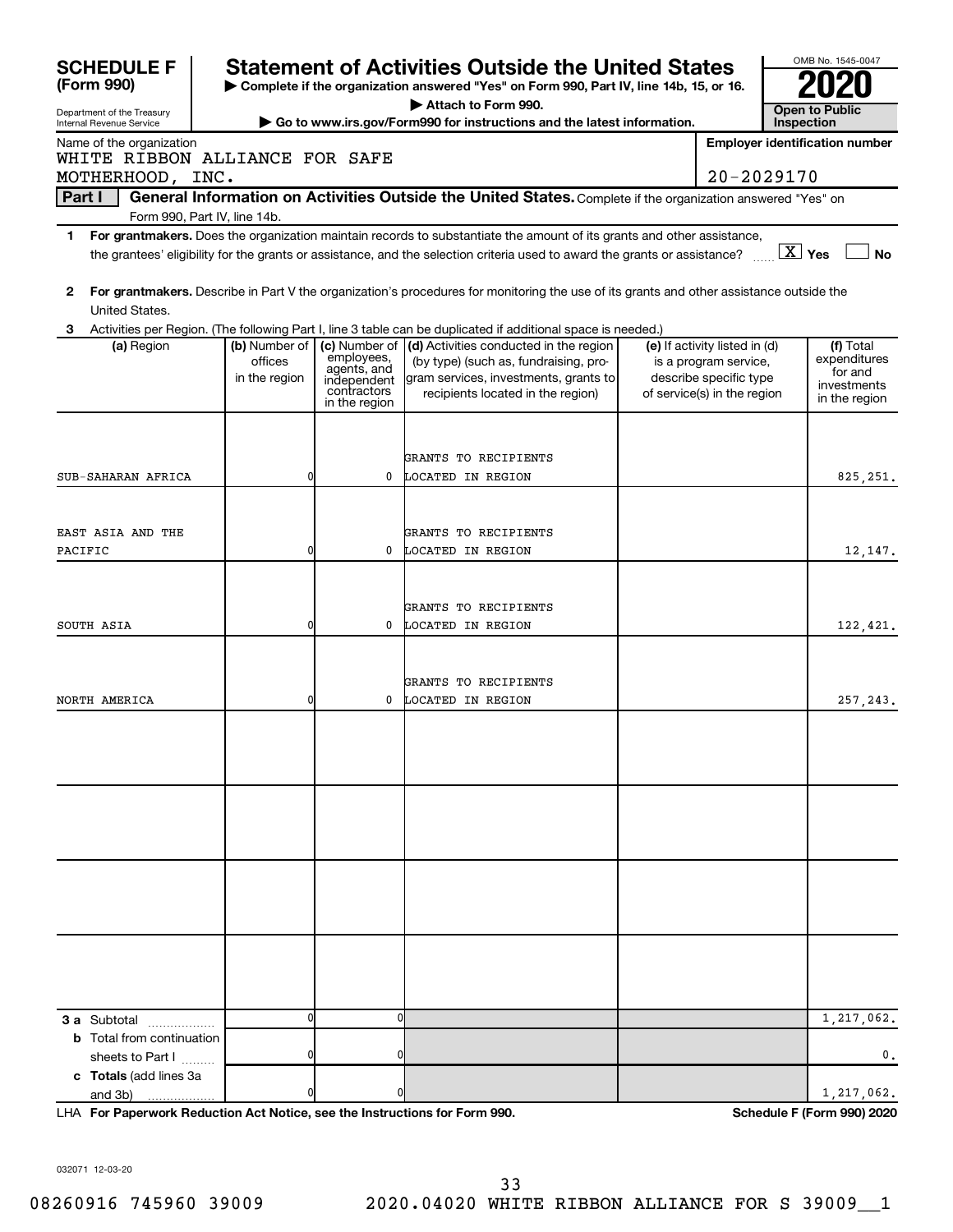**SCHEDULE F (Form 990)**

Department of the Treasury
Internal Revenue Service

# Statement of Activities Outside the United States

▶ Complete if the organization answered "Yes" on Form 990, Part IV, line 14b, 15, or 16.
▶ Attach to Form 990.
▶ Go to www.irs.gov/Form990 for instructions and the latest information.

OMB No. 1545-0047
**2020**
**Open to Public Inspection**

Name of the organization: WHITE RIBBON ALLIANCE FOR SAFE MOTHERHOOD, INC.

Employer identification number: 20-2029170

**Part I — General Information on Activities Outside the United States.** Complete if the organization answered "Yes" on Form 990, Part IV, line 14b.

**1** **For grantmakers.** Does the organization maintain records to substantiate the amount of its grants and other assistance, the grantees' eligibility for the grants or assistance, and the selection criteria used to award the grants or assistance? [X] Yes [ ] No

**2** **For grantmakers.** Describe in Part V the organization's procedures for monitoring the use of its grants and other assistance outside the United States.

**3** Activities per Region. (The following Part I, line 3 table can be duplicated if additional space is needed.)

| (a) Region | (b) Number of offices in the region | (c) Number of employees, agents, and independent contractors in the region | (d) Activities conducted in the region (by type) (such as, fundraising, program services, investments, grants to recipients located in the region) | (e) If activity listed in (d) is a program service, describe specific type of service(s) in the region | (f) Total expenditures for and investments in the region |
|---|---|---|---|---|---|
| SUB-SAHARAN AFRICA | 0 | 0 | GRANTS TO RECIPIENTS LOCATED IN REGION | | 825,251. |
| EAST ASIA AND THE PACIFIC | 0 | 0 | GRANTS TO RECIPIENTS LOCATED IN REGION | | 12,147. |
| SOUTH ASIA | 0 | 0 | GRANTS TO RECIPIENTS LOCATED IN REGION | | 122,421. |
| NORTH AMERICA | 0 | 0 | GRANTS TO RECIPIENTS LOCATED IN REGION | | 257,243. |
| | | | | | |
| | | | | | |
| | | | | | |
| | | | | | |
| **3 a** Subtotal | 0 | 0 | | | 1,217,062. |
| **b** Total from continuation sheets to Part I | 0 | 0 | | | 0. |
| **c Totals** (add lines 3a and 3b) | 0 | 0 | | | 1,217,062. |

LHA **For Paperwork Reduction Act Notice, see the Instructions for Form 990.** **Schedule F (Form 990) 2020**

032071 12-03-20

08260916 745960 39009 2020.04020 WHITE RIBBON ALLIANCE FOR S 39009__1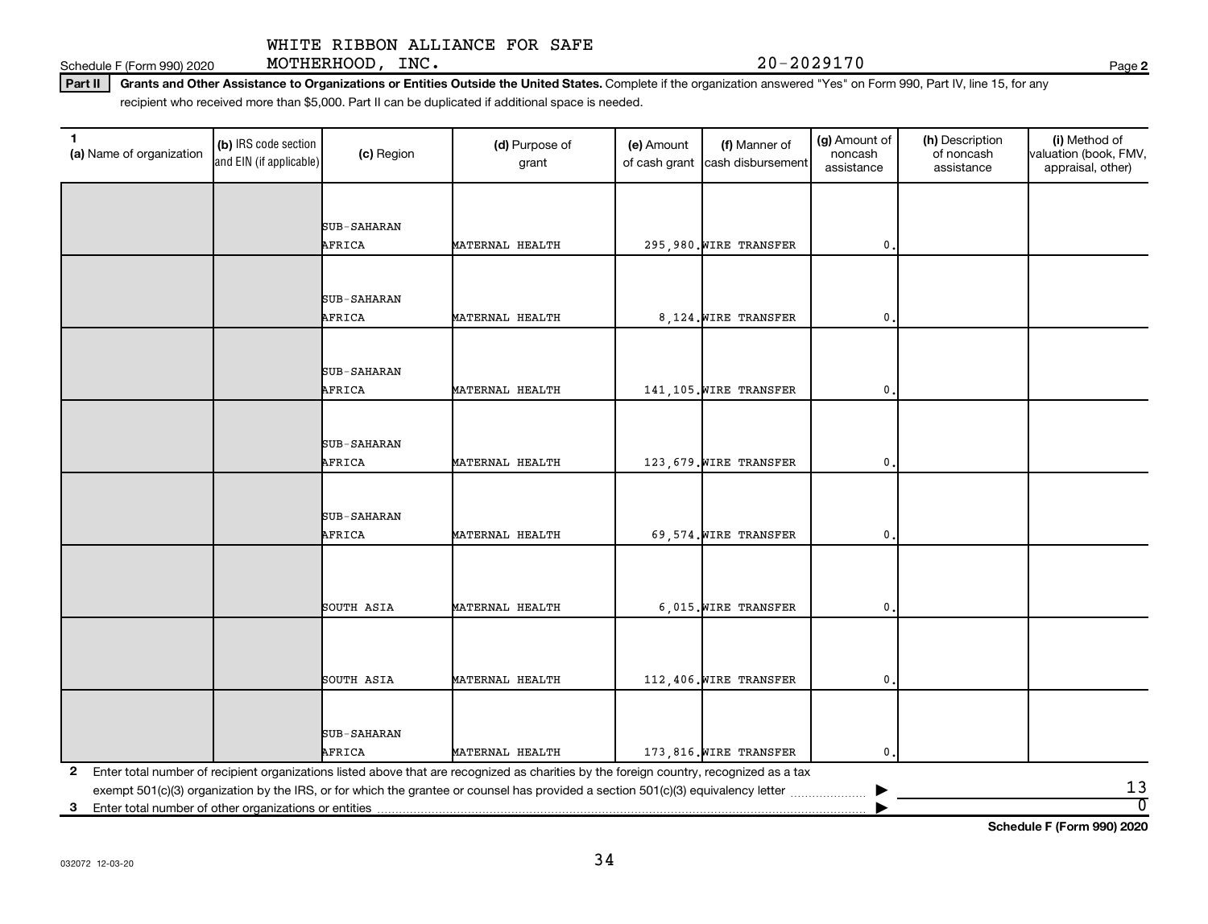WHITE RIBBON ALLIANCE FOR SAFE MOTHERHOOD, INC.

20-2029170

Schedule F (Form 990) 2020

**Part II** **Grants and Other Assistance to Organizations or Entities Outside the United States.** Complete if the organization answered "Yes" on Form 990, Part IV, line 15, for any recipient who received more than $5,000. Part II can be duplicated if additional space is needed.

| 1 (a) Name of organization | (b) IRS code section and EIN (if applicable) | (c) Region | (d) Purpose of grant | (e) Amount of cash grant | (f) Manner of cash disbursement | (g) Amount of noncash assistance | (h) Description of noncash assistance | (i) Method of valuation (book, FMV, appraisal, other) |
|---|---|---|---|---|---|---|---|---|
| | | SUB-SAHARAN AFRICA | MATERNAL HEALTH | 295,980. | WIRE TRANSFER | 0. | | |
| | | SUB-SAHARAN AFRICA | MATERNAL HEALTH | 8,124. | WIRE TRANSFER | 0. | | |
| | | SUB-SAHARAN AFRICA | MATERNAL HEALTH | 141,105. | WIRE TRANSFER | 0. | | |
| | | SUB-SAHARAN AFRICA | MATERNAL HEALTH | 123,679. | WIRE TRANSFER | 0. | | |
| | | SUB-SAHARAN AFRICA | MATERNAL HEALTH | 69,574. | WIRE TRANSFER | 0. | | |
| | | SOUTH ASIA | MATERNAL HEALTH | 6,015. | WIRE TRANSFER | 0. | | |
| | | SOUTH ASIA | MATERNAL HEALTH | 112,406. | WIRE TRANSFER | 0. | | |
| | | SUB-SAHARAN AFRICA | MATERNAL HEALTH | 173,816. | WIRE TRANSFER | 0. | | |

**2** Enter total number of recipient organizations listed above that are recognized as charities by the foreign country, recognized as a tax exempt 501(c)(3) organization by the IRS, or for which the grantee or counsel has provided a section 501(c)(3) equivalency letter ▶ 13

**3** Enter total number of other organizations or entities ▶ 0

**Schedule F (Form 990) 2020**

032072 12-03-20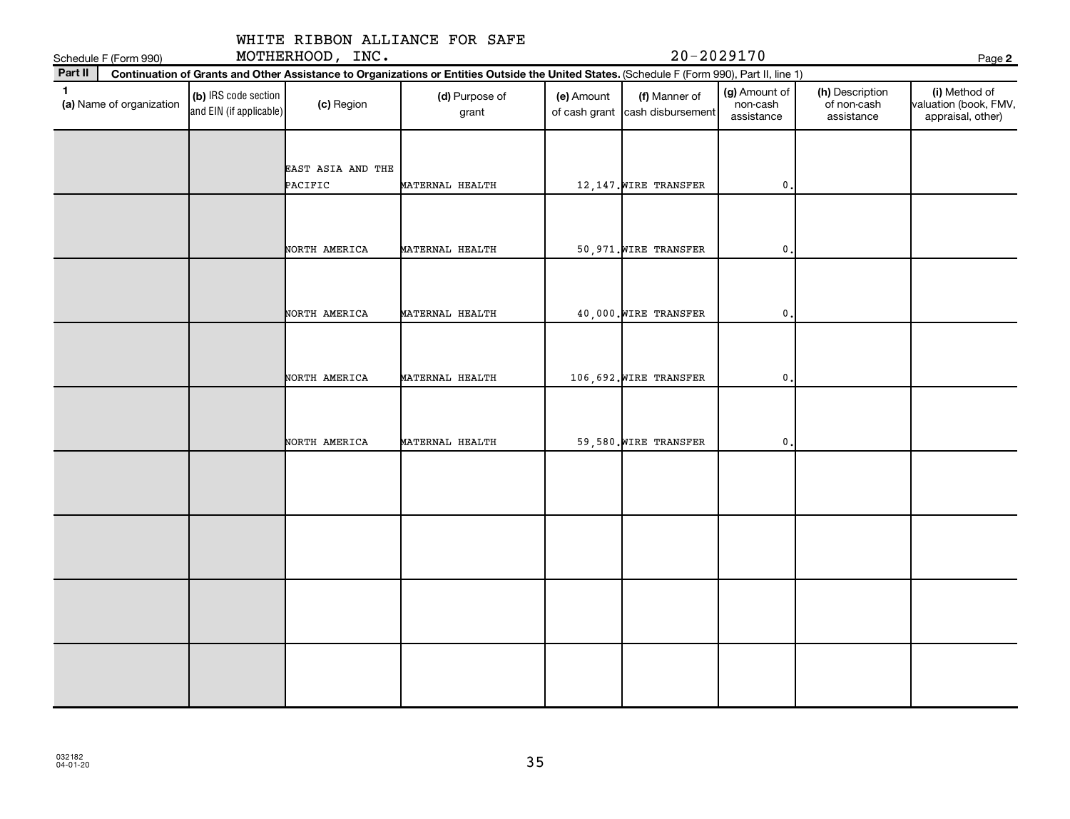Schedule F (Form 990) WHITE RIBBON ALLIANCE FOR SAFE MOTHERHOOD, INC. 20-2029170 Page 2

**Part II** **Continuation of Grants and Other Assistance to Organizations or Entities Outside the United States.** (Schedule F (Form 990), Part II, line 1)

| 1 (a) Name of organization | (b) IRS code section and EIN (if applicable) | (c) Region | (d) Purpose of grant | (e) Amount of cash grant | (f) Manner of cash disbursement | (g) Amount of non-cash assistance | (h) Description of non-cash assistance | (i) Method of valuation (book, FMV, appraisal, other) |
|---|---|---|---|---|---|---|---|---|
| | | EAST ASIA AND THE PACIFIC | MATERNAL HEALTH | 12,147. | WIRE TRANSFER | 0. | | |
| | | NORTH AMERICA | MATERNAL HEALTH | 50,971. | WIRE TRANSFER | 0. | | |
| | | NORTH AMERICA | MATERNAL HEALTH | 40,000. | WIRE TRANSFER | 0. | | |
| | | NORTH AMERICA | MATERNAL HEALTH | 106,692. | WIRE TRANSFER | 0. | | |
| | | NORTH AMERICA | MATERNAL HEALTH | 59,580. | WIRE TRANSFER | 0. | | |
| | | | | | | | | |
| | | | | | | | | |
| | | | | | | | | |
| | | | | | | | | |

032182 04-01-20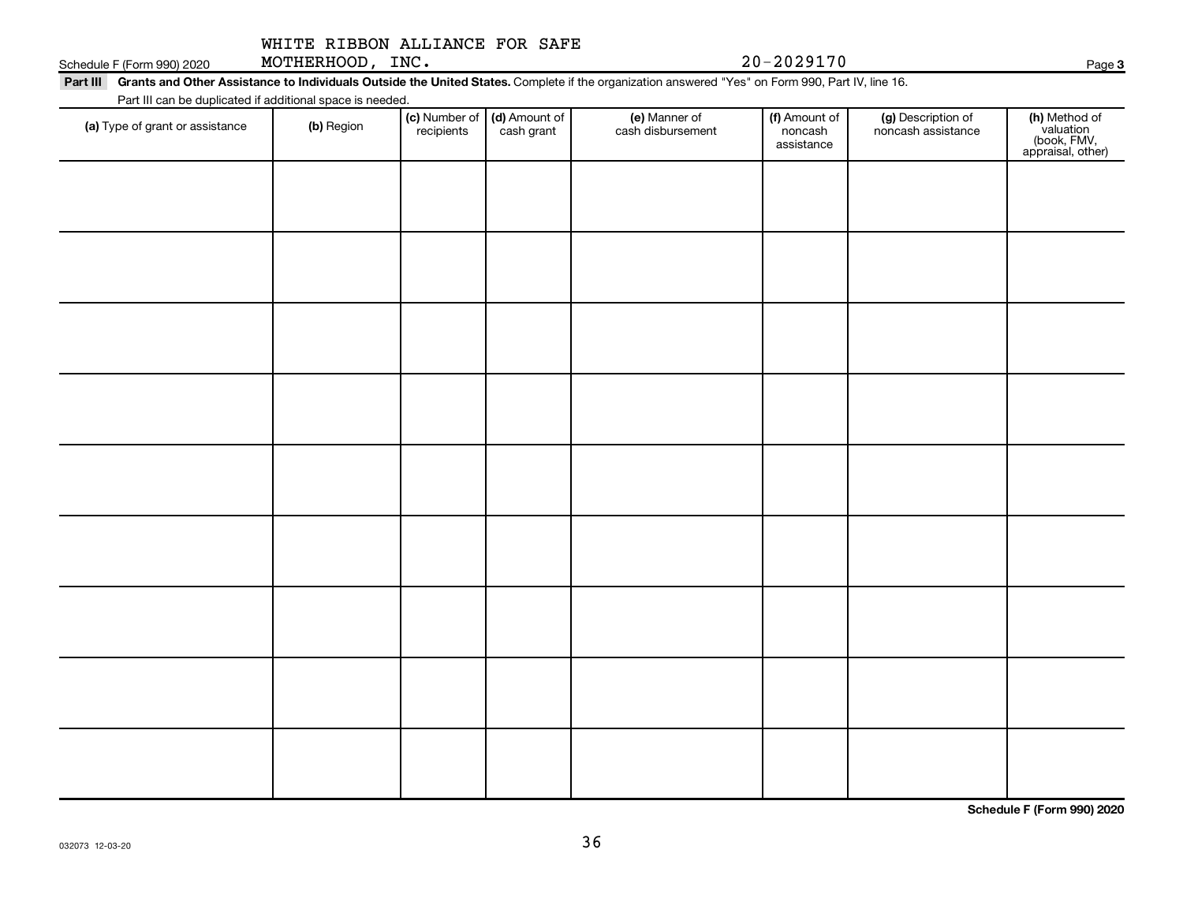WHITE RIBBON ALLIANCE FOR SAFE MOTHERHOOD, INC. 20-2029170

Schedule F (Form 990) 2020 Page **3**

**Part III** **Grants and Other Assistance to Individuals Outside the United States.** Complete if the organization answered "Yes" on Form 990, Part IV, line 16.

Part III can be duplicated if additional space is needed.

| **(a)** Type of grant or assistance | **(b)** Region | **(c)** Number of recipients | **(d)** Amount of cash grant | **(e)** Manner of cash disbursement | **(f)** Amount of noncash assistance | **(g)** Description of noncash assistance | **(h)** Method of valuation (book, FMV, appraisal, other) |
|---|---|---|---|---|---|---|---|
| | | | | | | | |
| | | | | | | | |
| | | | | | | | |
| | | | | | | | |
| | | | | | | | |
| | | | | | | | |
| | | | | | | | |
| | | | | | | | |
| | | | | | | | |

**Schedule F (Form 990) 2020**

032073 12-03-20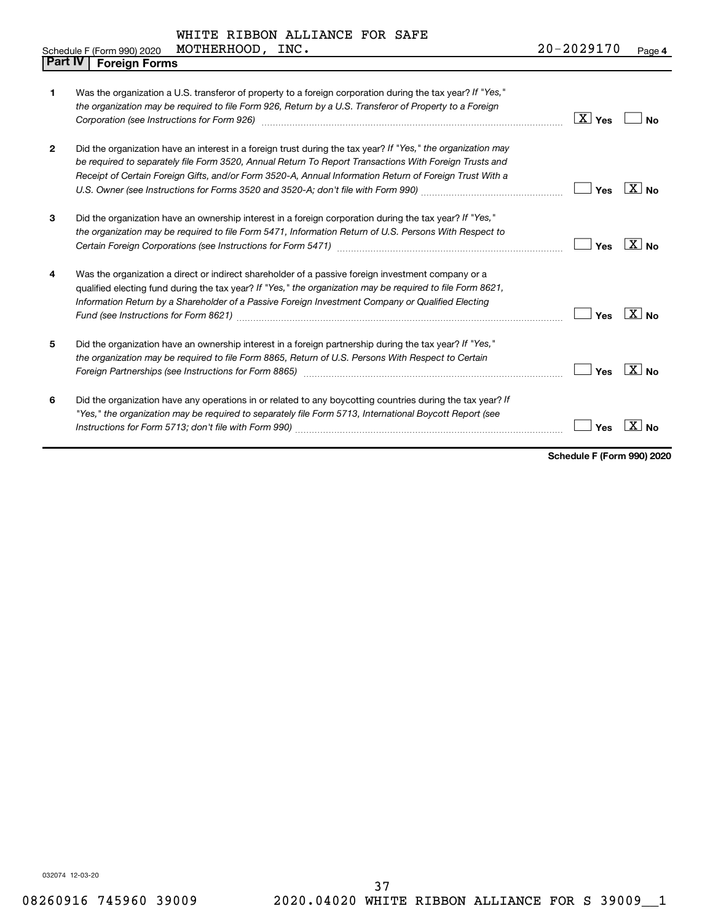Schedule F (Form 990) 2020 WHITE RIBBON ALLIANCE FOR SAFE MOTHERHOOD, INC. 20-2029170 Page 4

## Part IV Foreign Forms

| | | | |
|---|---|---|---|
| 1 | Was the organization a U.S. transferor of property to a foreign corporation during the tax year? *If "Yes," the organization may be required to file Form 926, Return by a U.S. Transferor of Property to a Foreign Corporation (see Instructions for Form 926)* | [X] Yes | [ ] No |
| 2 | Did the organization have an interest in a foreign trust during the tax year? *If "Yes," the organization may be required to separately file Form 3520, Annual Return To Report Transactions With Foreign Trusts and Receipt of Certain Foreign Gifts, and/or Form 3520-A, Annual Information Return of Foreign Trust With a U.S. Owner (see Instructions for Forms 3520 and 3520-A; don't file with Form 990)* | [ ] Yes | [X] No |
| 3 | Did the organization have an ownership interest in a foreign corporation during the tax year? *If "Yes," the organization may be required to file Form 5471, Information Return of U.S. Persons With Respect to Certain Foreign Corporations (see Instructions for Form 5471)* | [ ] Yes | [X] No |
| 4 | Was the organization a direct or indirect shareholder of a passive foreign investment company or a qualified electing fund during the tax year? *If "Yes," the organization may be required to file Form 8621, Information Return by a Shareholder of a Passive Foreign Investment Company or Qualified Electing Fund (see Instructions for Form 8621)* | [ ] Yes | [X] No |
| 5 | Did the organization have an ownership interest in a foreign partnership during the tax year? *If "Yes," the organization may be required to file Form 8865, Return of U.S. Persons With Respect to Certain Foreign Partnerships (see Instructions for Form 8865)* | [ ] Yes | [X] No |
| 6 | Did the organization have any operations in or related to any boycotting countries during the tax year? *If "Yes," the organization may be required to separately file Form 5713, International Boycott Report (see Instructions for Form 5713; don't file with Form 990)* | [ ] Yes | [X] No |

**Schedule F (Form 990) 2020**

032074 12-03-20

08260916 745960 39009 2020.04020 WHITE RIBBON ALLIANCE FOR S 39009__1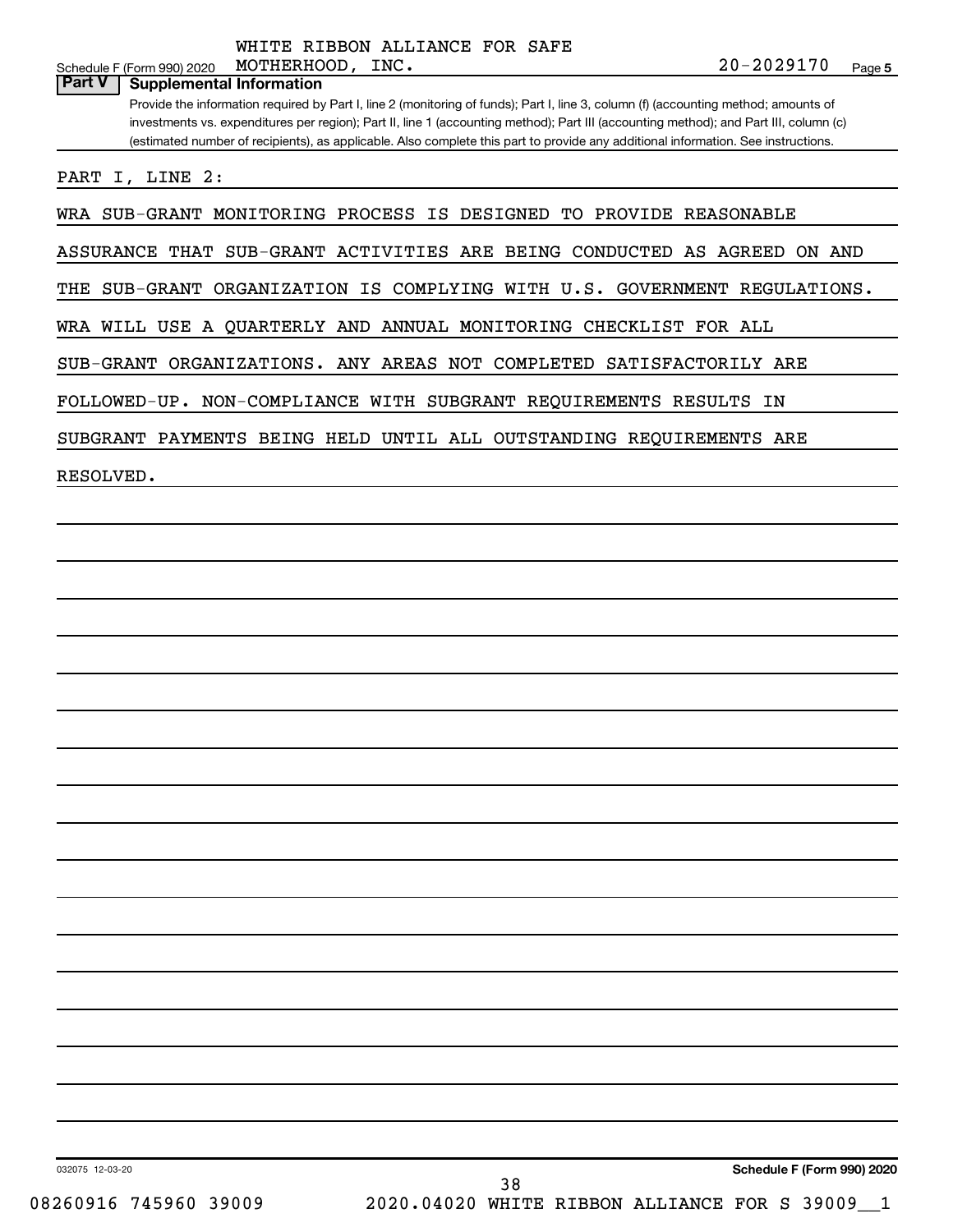Schedule F (Form 990) 2020 WHITE RIBBON ALLIANCE FOR SAFE MOTHERHOOD, INC. 20-2029170

## Part V Supplemental Information

Provide the information required by Part I, line 2 (monitoring of funds); Part I, line 3, column (f) (accounting method; amounts of investments vs. expenditures per region); Part II, line 1 (accounting method); Part III (accounting method); and Part III, column (c) (estimated number of recipients), as applicable. Also complete this part to provide any additional information. See instructions.

PART I, LINE 2:

WRA SUB-GRANT MONITORING PROCESS IS DESIGNED TO PROVIDE REASONABLE ASSURANCE THAT SUB-GRANT ACTIVITIES ARE BEING CONDUCTED AS AGREED ON AND THE SUB-GRANT ORGANIZATION IS COMPLYING WITH U.S. GOVERNMENT REGULATIONS. WRA WILL USE A QUARTERLY AND ANNUAL MONITORING CHECKLIST FOR ALL SUB-GRANT ORGANIZATIONS. ANY AREAS NOT COMPLETED SATISFACTORILY ARE FOLLOWED-UP. NON-COMPLIANCE WITH SUBGRANT REQUIREMENTS RESULTS IN SUBGRANT PAYMENTS BEING HELD UNTIL ALL OUTSTANDING REQUIREMENTS ARE RESOLVED.

032075 12-03-20

Schedule F (Form 990) 2020

08260916 745960 39009 2020.04020 WHITE RIBBON ALLIANCE FOR S 39009__1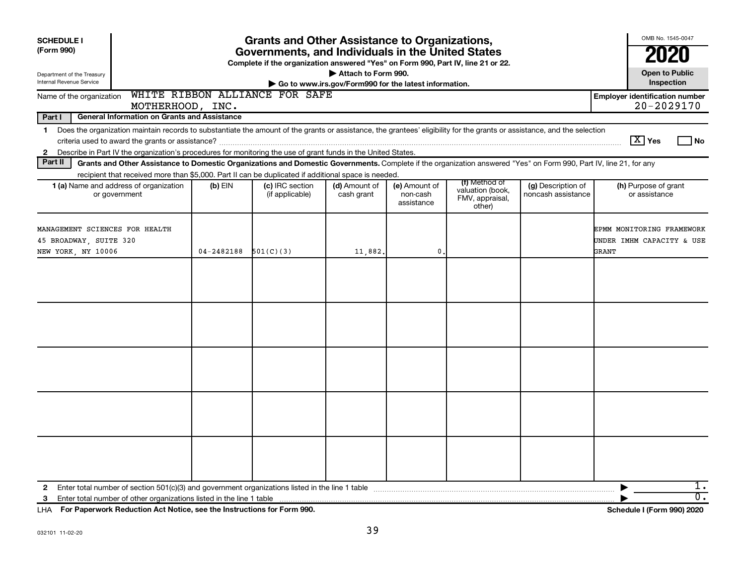**SCHEDULE I (Form 990)**

Department of the Treasury
Internal Revenue Service

# Grants and Other Assistance to Organizations, Governments, and Individuals in the United States

**Complete if the organization answered "Yes" on Form 990, Part IV, line 21 or 22.**
**▶ Attach to Form 990.**
**▶ Go to www.irs.gov/Form990 for the latest information.**

OMB No. 1545-0047

**2020**

**Open to Public Inspection**

Name of the organization: WHITE RIBBON ALLIANCE FOR SAFE MOTHERHOOD, INC.

**Employer identification number** 20-2029170

**Part I — General Information on Grants and Assistance**

1 Does the organization maintain records to substantiate the amount of the grants or assistance, the grantees' eligibility for the grants or assistance, and the selection criteria used to award the grants or assistance? [X] Yes [ ] No

2 Describe in Part IV the organization's procedures for monitoring the use of grant funds in the United States.

**Part II — Grants and Other Assistance to Domestic Organizations and Domestic Governments.** Complete if the organization answered "Yes" on Form 990, Part IV, line 21, for any recipient that received more than $5,000. Part II can be duplicated if additional space is needed.

| 1 (a) Name and address of organization or government | (b) EIN | (c) IRC section (if applicable) | (d) Amount of cash grant | (e) Amount of non-cash assistance | (f) Method of valuation (book, FMV, appraisal, other) | (g) Description of noncash assistance | (h) Purpose of grant or assistance |
|---|---|---|---|---|---|---|---|
| MANAGEMENT SCIENCES FOR HEALTH<br>45 BROADWAY, SUITE 320<br>NEW YORK, NY 10006 | 04-2482188 | 501(C)(3) | 11,882. | 0. | | | EPMM MONITORING FRAMEWORK UNDER IMHM CAPACITY & USE GRANT |
| | | | | | | | |
| | | | | | | | |
| | | | | | | | |
| | | | | | | | |
| | | | | | | | |

2 Enter total number of section 501(c)(3) and government organizations listed in the line 1 table ▶ 1.

3 Enter total number of other organizations listed in the line 1 table ▶ 0.

LHA **For Paperwork Reduction Act Notice, see the Instructions for Form 990.** **Schedule I (Form 990) 2020**

032101 11-02-20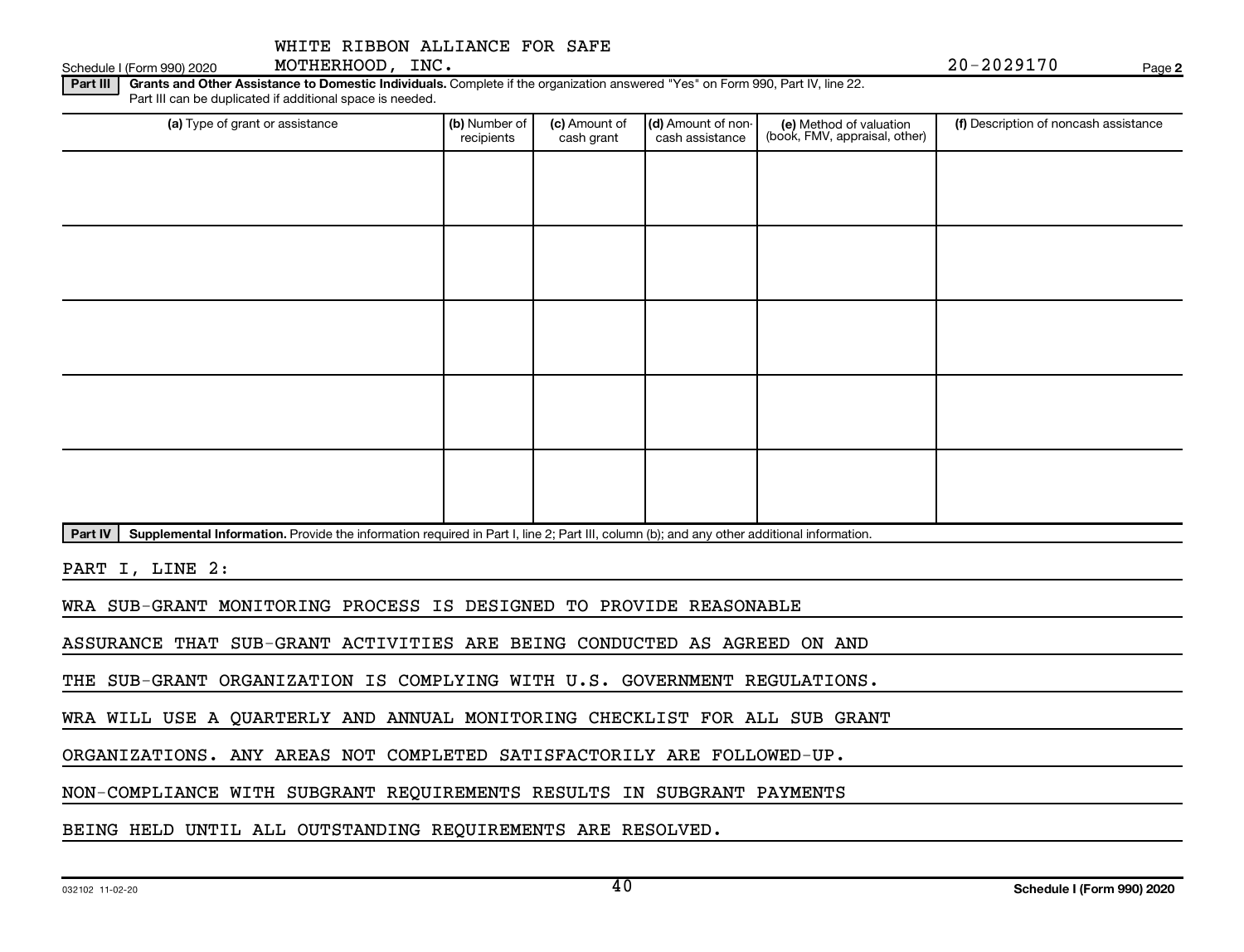WHITE RIBBON ALLIANCE FOR SAFE MOTHERHOOD, INC. 20-2029170

Schedule I (Form 990) 2020 Page 2

**Part III** **Grants and Other Assistance to Domestic Individuals.** Complete if the organization answered "Yes" on Form 990, Part IV, line 22. Part III can be duplicated if additional space is needed.

| (a) Type of grant or assistance | (b) Number of recipients | (c) Amount of cash grant | (d) Amount of non-cash assistance | (e) Method of valuation (book, FMV, appraisal, other) | (f) Description of noncash assistance |
|---|---|---|---|---|---|
| | | | | | |
| | | | | | |
| | | | | | |
| | | | | | |
| | | | | | |

**Part IV** **Supplemental Information.** Provide the information required in Part I, line 2; Part III, column (b); and any other additional information.

PART I, LINE 2:

WRA SUB-GRANT MONITORING PROCESS IS DESIGNED TO PROVIDE REASONABLE ASSURANCE THAT SUB-GRANT ACTIVITIES ARE BEING CONDUCTED AS AGREED ON AND THE SUB-GRANT ORGANIZATION IS COMPLYING WITH U.S. GOVERNMENT REGULATIONS. WRA WILL USE A QUARTERLY AND ANNUAL MONITORING CHECKLIST FOR ALL SUB GRANT ORGANIZATIONS. ANY AREAS NOT COMPLETED SATISFACTORILY ARE FOLLOWED-UP. NON-COMPLIANCE WITH SUBGRANT REQUIREMENTS RESULTS IN SUBGRANT PAYMENTS BEING HELD UNTIL ALL OUTSTANDING REQUIREMENTS ARE RESOLVED.

032102 11-02-20 Schedule I (Form 990) 2020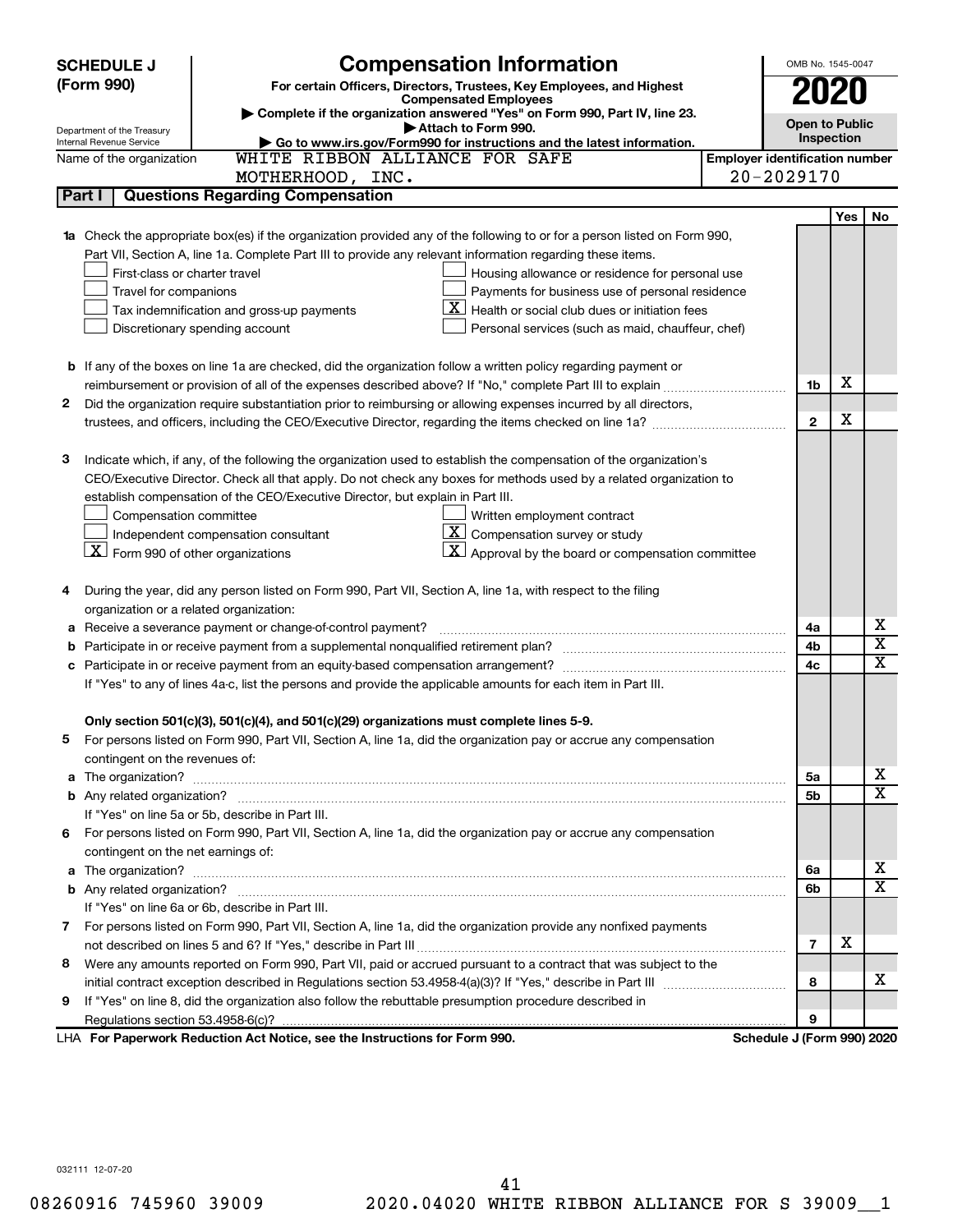**SCHEDULE J (Form 990)**

# Compensation Information

**For certain Officers, Directors, Trustees, Key Employees, and Highest Compensated Employees**

▶ Complete if the organization answered "Yes" on Form 990, Part IV, line 23.
▶ Attach to Form 990.
▶ Go to www.irs.gov/Form990 for instructions and the latest information.

OMB No. 1545-0047

**2020**

**Open to Public Inspection**

Department of the Treasury
Internal Revenue Service

Name of the organization: WHITE RIBBON ALLIANCE FOR SAFE MOTHERHOOD, INC.

Employer identification number: 20-2029170

## Part I Questions Regarding Compensation

| | | | Yes | No |
|---|---|---|---|---|
| **1a** | Check the appropriate box(es) if the organization provided any of the following to or for a person listed on Form 990, Part VII, Section A, line 1a. Complete Part III to provide any relevant information regarding these items.<br>☐ First-class or charter travel<br>☐ Travel for companions<br>☐ Tax indemnification and gross-up payments<br>☐ Discretionary spending account<br>☐ Housing allowance or residence for personal use<br>☐ Payments for business use of personal residence<br>☒ Health or social club dues or initiation fees<br>☐ Personal services (such as maid, chauffeur, chef) | | | |
| **b** | If any of the boxes on line 1a are checked, did the organization follow a written policy regarding payment or reimbursement or provision of all of the expenses described above? If "No," complete Part III to explain | 1b | X | |
| **2** | Did the organization require substantiation prior to reimbursing or allowing expenses incurred by all directors, trustees, and officers, including the CEO/Executive Director, regarding the items checked on line 1a? | 2 | X | |
| **3** | Indicate which, if any, of the following the organization used to establish the compensation of the organization's CEO/Executive Director. Check all that apply. Do not check any boxes for methods used by a related organization to establish compensation of the CEO/Executive Director, but explain in Part III.<br>☐ Compensation committee<br>☐ Independent compensation consultant<br>☒ Form 990 of other organizations<br>☐ Written employment contract<br>☒ Compensation survey or study<br>☒ Approval by the board or compensation committee | | | |
| **4** | During the year, did any person listed on Form 990, Part VII, Section A, line 1a, with respect to the filing organization or a related organization: | | | |
| **a** | Receive a severance payment or change-of-control payment? | 4a | | X |
| **b** | Participate in or receive payment from a supplemental nonqualified retirement plan? | 4b | | X |
| **c** | Participate in or receive payment from an equity-based compensation arrangement? | 4c | | X |
| | If "Yes" to any of lines 4a-c, list the persons and provide the applicable amounts for each item in Part III. | | | |
| | **Only section 501(c)(3), 501(c)(4), and 501(c)(29) organizations must complete lines 5-9.** | | | |
| **5** | For persons listed on Form 990, Part VII, Section A, line 1a, did the organization pay or accrue any compensation contingent on the revenues of: | | | |
| **a** | The organization? | 5a | | X |
| **b** | Any related organization? | 5b | | X |
| | If "Yes" on line 5a or 5b, describe in Part III. | | | |
| **6** | For persons listed on Form 990, Part VII, Section A, line 1a, did the organization pay or accrue any compensation contingent on the net earnings of: | | | |
| **a** | The organization? | 6a | | X |
| **b** | Any related organization? | 6b | | X |
| | If "Yes" on line 6a or 6b, describe in Part III. | | | |
| **7** | For persons listed on Form 990, Part VII, Section A, line 1a, did the organization provide any nonfixed payments not described on lines 5 and 6? If "Yes," describe in Part III | 7 | X | |
| **8** | Were any amounts reported on Form 990, Part VII, paid or accrued pursuant to a contract that was subject to the initial contract exception described in Regulations section 53.4958-4(a)(3)? If "Yes," describe in Part III | 8 | | X |
| **9** | If "Yes" on line 8, did the organization also follow the rebuttable presumption procedure described in Regulations section 53.4958-6(c)? | 9 | | |

LHA **For Paperwork Reduction Act Notice, see the Instructions for Form 990.** **Schedule J (Form 990) 2020**

032111 12-07-20

08260916 745960 39009 2020.04020 WHITE RIBBON ALLIANCE FOR S 39009__1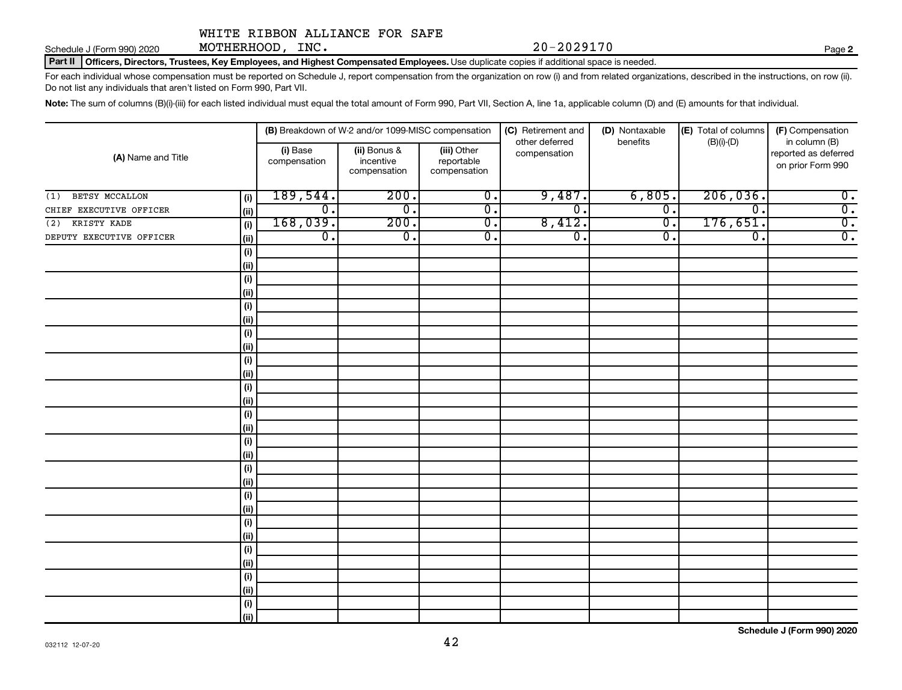WHITE RIBBON ALLIANCE FOR SAFE MOTHERHOOD, INC. 20-2029170

Schedule J (Form 990) 2020

**Part II** **Officers, Directors, Trustees, Key Employees, and Highest Compensated Employees.** Use duplicate copies if additional space is needed.

For each individual whose compensation must be reported on Schedule J, report compensation from the organization on row (i) and from related organizations, described in the instructions, on row (ii). Do not list any individuals that aren't listed on Form 990, Part VII.

**Note:** The sum of columns (B)(i)-(iii) for each listed individual must equal the total amount of Form 990, Part VII, Section A, line 1a, applicable column (D) and (E) amounts for that individual.

| (A) Name and Title | | (B) Breakdown of W-2 and/or 1099-MISC compensation | | | (C) Retirement and other deferred compensation | (D) Nontaxable benefits | (E) Total of columns (B)(i)-(D) | (F) Compensation in column (B) reported as deferred on prior Form 990 |
|---|---|---|---|---|---|---|---|---|
| | | (i) Base compensation | (ii) Bonus & incentive compensation | (iii) Other reportable compensation | | | | |
| (1) BETSY MCCALLON | (i) | 189,544. | 200. | 0. | 9,487. | 6,805. | 206,036. | 0. |
| CHIEF EXECUTIVE OFFICER | (ii) | 0. | 0. | 0. | 0. | 0. | 0. | 0. |
| (2) KRISTY KADE | (i) | 168,039. | 200. | 0. | 8,412. | 0. | 176,651. | 0. |
| DEPUTY EXECUTIVE OFFICER | (ii) | 0. | 0. | 0. | 0. | 0. | 0. | 0. |
| | (i) | | | | | | | |
| | (ii) | | | | | | | |
| | (i) | | | | | | | |
| | (ii) | | | | | | | |
| | (i) | | | | | | | |
| | (ii) | | | | | | | |
| | (i) | | | | | | | |
| | (ii) | | | | | | | |
| | (i) | | | | | | | |
| | (ii) | | | | | | | |
| | (i) | | | | | | | |
| | (ii) | | | | | | | |
| | (i) | | | | | | | |
| | (ii) | | | | | | | |
| | (i) | | | | | | | |
| | (ii) | | | | | | | |
| | (i) | | | | | | | |
| | (ii) | | | | | | | |
| | (i) | | | | | | | |
| | (ii) | | | | | | | |
| | (i) | | | | | | | |
| | (ii) | | | | | | | |
| | (i) | | | | | | | |
| | (ii) | | | | | | | |
| | (i) | | | | | | | |
| | (ii) | | | | | | | |
| | (i) | | | | | | | |
| | (ii) | | | | | | | |

**Schedule J (Form 990) 2020**

032112 12-07-20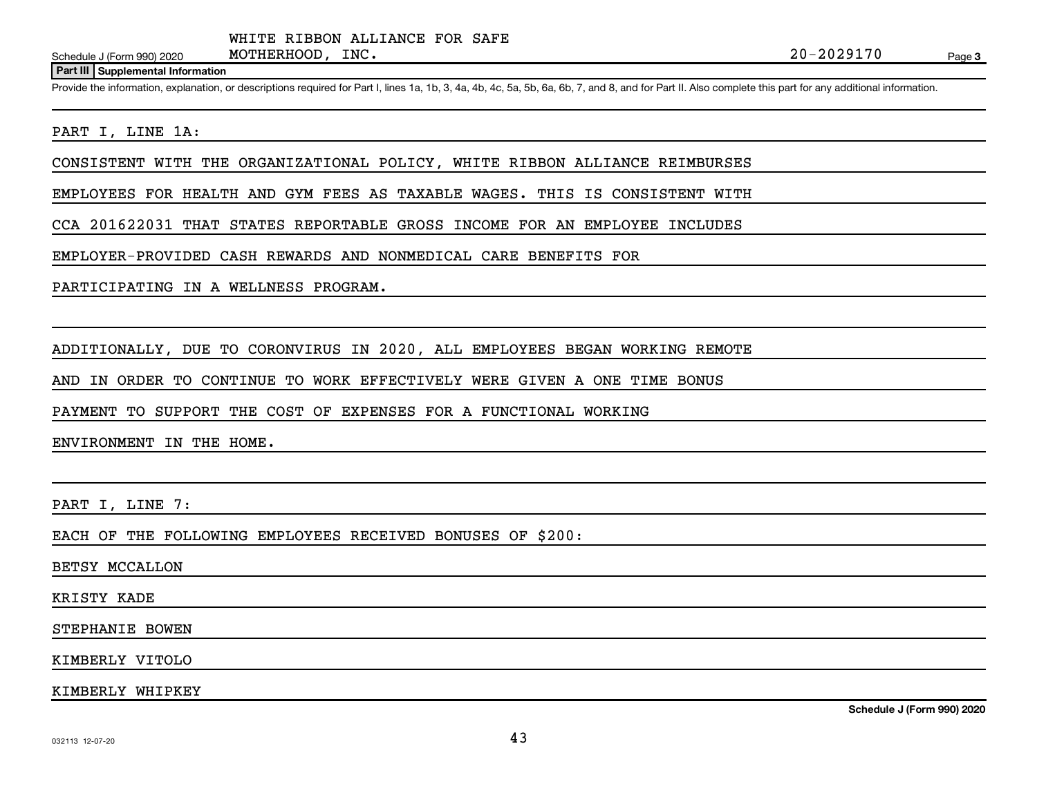WHITE RIBBON ALLIANCE FOR SAFE MOTHERHOOD, INC. 20-2029170

Schedule J (Form 990) 2020 Page 3

**Part III | Supplemental Information**

Provide the information, explanation, or descriptions required for Part I, lines 1a, 1b, 3, 4a, 4b, 4c, 5a, 5b, 6a, 6b, 7, and 8, and for Part II. Also complete this part for any additional information.

PART I, LINE 1A:

CONSISTENT WITH THE ORGANIZATIONAL POLICY, WHITE RIBBON ALLIANCE REIMBURSES EMPLOYEES FOR HEALTH AND GYM FEES AS TAXABLE WAGES. THIS IS CONSISTENT WITH CCA 201622031 THAT STATES REPORTABLE GROSS INCOME FOR AN EMPLOYEE INCLUDES EMPLOYER-PROVIDED CASH REWARDS AND NONMEDICAL CARE BENEFITS FOR PARTICIPATING IN A WELLNESS PROGRAM.

ADDITIONALLY, DUE TO CORONVIRUS IN 2020, ALL EMPLOYEES BEGAN WORKING REMOTE AND IN ORDER TO CONTINUE TO WORK EFFECTIVELY WERE GIVEN A ONE TIME BONUS PAYMENT TO SUPPORT THE COST OF EXPENSES FOR A FUNCTIONAL WORKING ENVIRONMENT IN THE HOME.

PART I, LINE 7:

EACH OF THE FOLLOWING EMPLOYEES RECEIVED BONUSES OF $200:

BETSY MCCALLON

KRISTY KADE

STEPHANIE BOWEN

KIMBERLY VITOLO

KIMBERLY WHIPKEY

Schedule J (Form 990) 2020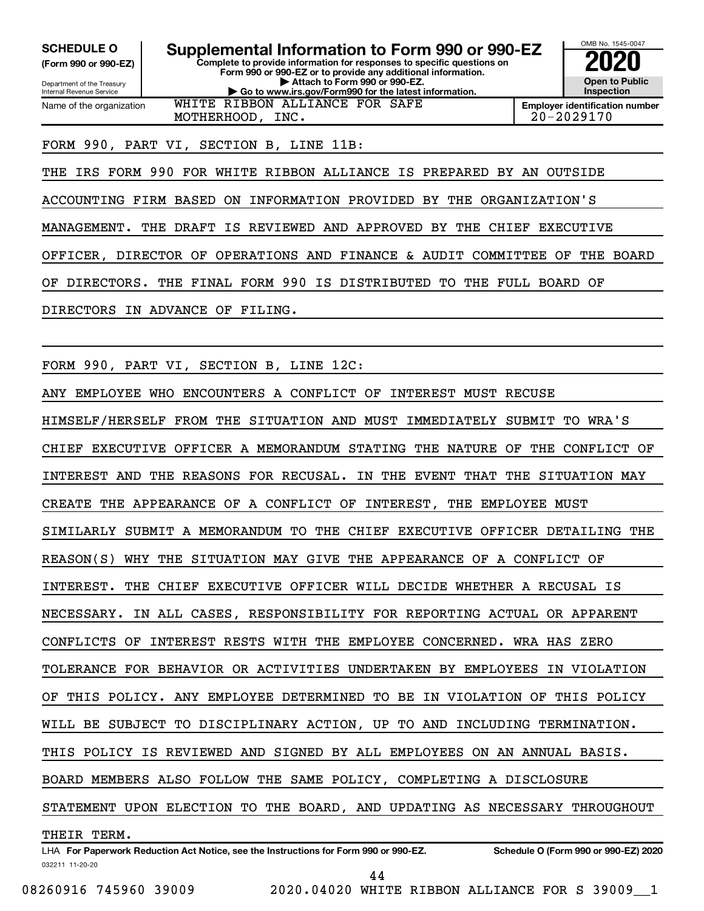**SCHEDULE O**
**(Form 990 or 990-EZ)**

Department of the Treasury
Internal Revenue Service

# Supplemental Information to Form 990 or 990-EZ

**Complete to provide information for responses to specific questions on Form 990 or 990-EZ or to provide any additional information.**
**▶ Attach to Form 990 or 990-EZ.**
**▶ Go to www.irs.gov/Form990 for the latest information.**

OMB No. 1545-0047
**2020**
**Open to Public Inspection**

Name of the organization: WHITE RIBBON ALLIANCE FOR SAFE MOTHERHOOD, INC.

**Employer identification number** 20-2029170

FORM 990, PART VI, SECTION B, LINE 11B:

THE IRS FORM 990 FOR WHITE RIBBON ALLIANCE IS PREPARED BY AN OUTSIDE ACCOUNTING FIRM BASED ON INFORMATION PROVIDED BY THE ORGANIZATION'S MANAGEMENT. THE DRAFT IS REVIEWED AND APPROVED BY THE CHIEF EXECUTIVE OFFICER, DIRECTOR OF OPERATIONS AND FINANCE & AUDIT COMMITTEE OF THE BOARD OF DIRECTORS. THE FINAL FORM 990 IS DISTRIBUTED TO THE FULL BOARD OF DIRECTORS IN ADVANCE OF FILING.

FORM 990, PART VI, SECTION B, LINE 12C:

ANY EMPLOYEE WHO ENCOUNTERS A CONFLICT OF INTEREST MUST RECUSE HIMSELF/HERSELF FROM THE SITUATION AND MUST IMMEDIATELY SUBMIT TO WRA'S CHIEF EXECUTIVE OFFICER A MEMORANDUM STATING THE NATURE OF THE CONFLICT OF INTEREST AND THE REASONS FOR RECUSAL. IN THE EVENT THAT THE SITUATION MAY CREATE THE APPEARANCE OF A CONFLICT OF INTEREST, THE EMPLOYEE MUST SIMILARLY SUBMIT A MEMORANDUM TO THE CHIEF EXECUTIVE OFFICER DETAILING THE REASON(S) WHY THE SITUATION MAY GIVE THE APPEARANCE OF A CONFLICT OF INTEREST. THE CHIEF EXECUTIVE OFFICER WILL DECIDE WHETHER A RECUSAL IS NECESSARY. IN ALL CASES, RESPONSIBILITY FOR REPORTING ACTUAL OR APPARENT CONFLICTS OF INTEREST RESTS WITH THE EMPLOYEE CONCERNED. WRA HAS ZERO TOLERANCE FOR BEHAVIOR OR ACTIVITIES UNDERTAKEN BY EMPLOYEES IN VIOLATION OF THIS POLICY. ANY EMPLOYEE DETERMINED TO BE IN VIOLATION OF THIS POLICY WILL BE SUBJECT TO DISCIPLINARY ACTION, UP TO AND INCLUDING TERMINATION. THIS POLICY IS REVIEWED AND SIGNED BY ALL EMPLOYEES ON AN ANNUAL BASIS. BOARD MEMBERS ALSO FOLLOW THE SAME POLICY, COMPLETING A DISCLOSURE STATEMENT UPON ELECTION TO THE BOARD, AND UPDATING AS NECESSARY THROUGHOUT THEIR TERM.

LHA **For Paperwork Reduction Act Notice, see the Instructions for Form 990 or 990-EZ.** **Schedule O (Form 990 or 990-EZ) 2020**

032211 11-20-20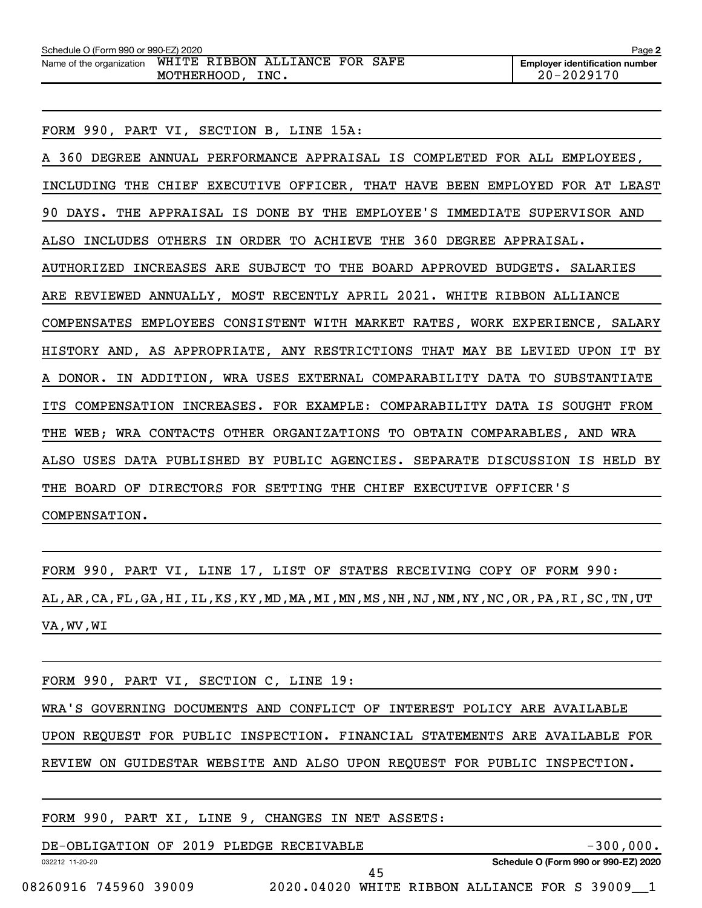Schedule O (Form 990 or 990-EZ) 2020

Name of the organization: WHITE RIBBON ALLIANCE FOR SAFE MOTHERHOOD, INC.

Employer identification number: 20-2029170

FORM 990, PART VI, SECTION B, LINE 15A:

A 360 DEGREE ANNUAL PERFORMANCE APPRAISAL IS COMPLETED FOR ALL EMPLOYEES, INCLUDING THE CHIEF EXECUTIVE OFFICER, THAT HAVE BEEN EMPLOYED FOR AT LEAST 90 DAYS. THE APPRAISAL IS DONE BY THE EMPLOYEE'S IMMEDIATE SUPERVISOR AND ALSO INCLUDES OTHERS IN ORDER TO ACHIEVE THE 360 DEGREE APPRAISAL. AUTHORIZED INCREASES ARE SUBJECT TO THE BOARD APPROVED BUDGETS. SALARIES ARE REVIEWED ANNUALLY, MOST RECENTLY APRIL 2021. WHITE RIBBON ALLIANCE COMPENSATES EMPLOYEES CONSISTENT WITH MARKET RATES, WORK EXPERIENCE, SALARY HISTORY AND, AS APPROPRIATE, ANY RESTRICTIONS THAT MAY BE LEVIED UPON IT BY A DONOR. IN ADDITION, WRA USES EXTERNAL COMPARABILITY DATA TO SUBSTANTIATE ITS COMPENSATION INCREASES. FOR EXAMPLE: COMPARABILITY DATA IS SOUGHT FROM THE WEB; WRA CONTACTS OTHER ORGANIZATIONS TO OBTAIN COMPARABLES, AND WRA ALSO USES DATA PUBLISHED BY PUBLIC AGENCIES. SEPARATE DISCUSSION IS HELD BY THE BOARD OF DIRECTORS FOR SETTING THE CHIEF EXECUTIVE OFFICER'S COMPENSATION.

FORM 990, PART VI, LINE 17, LIST OF STATES RECEIVING COPY OF FORM 990:

AL,AR,CA,FL,GA,HI,IL,KS,KY,MD,MA,MI,MN,MS,NH,NJ,NM,NY,NC,OR,PA,RI,SC,TN,UT VA,WV,WI

FORM 990, PART VI, SECTION C, LINE 19:

WRA'S GOVERNING DOCUMENTS AND CONFLICT OF INTEREST POLICY ARE AVAILABLE UPON REQUEST FOR PUBLIC INSPECTION. FINANCIAL STATEMENTS ARE AVAILABLE FOR REVIEW ON GUIDESTAR WEBSITE AND ALSO UPON REQUEST FOR PUBLIC INSPECTION.

FORM 990, PART XI, LINE 9, CHANGES IN NET ASSETS:

| | |
|---|---|
| DE-OBLIGATION OF 2019 PLEDGE RECEIVABLE | -300,000. |

032212 11-20-20

Schedule O (Form 990 or 990-EZ) 2020

08260916 745960 39009 2020.04020 WHITE RIBBON ALLIANCE FOR S 39009__1